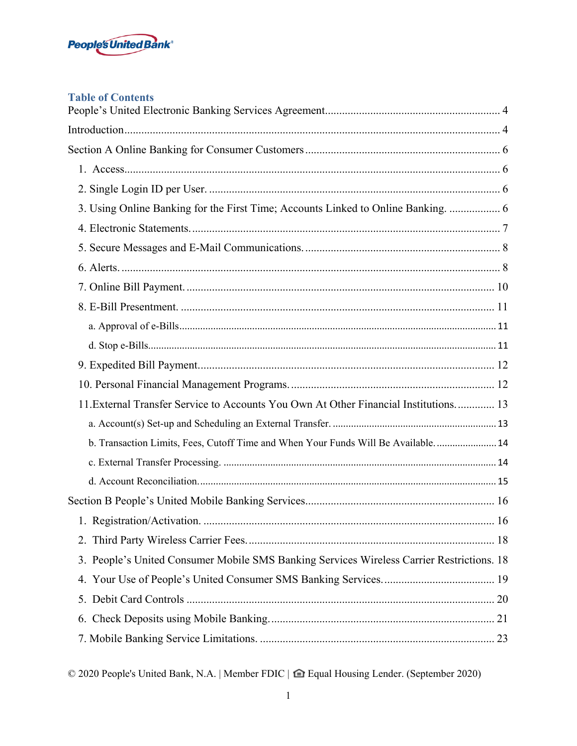People's United Bank®

## Table of Contents

People's United Electronic Banking Services Agreement .......... 4

Introduction .......... 4

Section A Online Banking for Consumer Customers .......... 6

- 1. Access .......... 6
- 2. Single Login ID per User. .......... 6
- 3. Using Online Banking for the First Time; Accounts Linked to Online Banking. .......... 6
- 4. Electronic Statements. .......... 7
- 5. Secure Messages and E-Mail Communications. .......... 8
- 6. Alerts. .......... 8
- 7. Online Bill Payment. .......... 10
- 8. E-Bill Presentment. .......... 11
  - a. Approval of e-Bills .......... 11
  - d. Stop e-Bills .......... 11
- 9. Expedited Bill Payment .......... 12
- 10. Personal Financial Management Programs. .......... 12
- 11. External Transfer Service to Accounts You Own At Other Financial Institutions. .......... 13
  - a. Account(s) Set-up and Scheduling an External Transfer. .......... 13
  - b. Transaction Limits, Fees, Cutoff Time and When Your Funds Will Be Available. .......... 14
  - c. External Transfer Processing. .......... 14
  - d. Account Reconciliation. .......... 15

Section B People's United Mobile Banking Services .......... 16

- 1. Registration/Activation. .......... 16
- 2. Third Party Wireless Carrier Fees. .......... 18
- 3. People's United Consumer Mobile SMS Banking Services Wireless Carrier Restrictions. 18
- 4. Your Use of People's United Consumer SMS Banking Services. .......... 19
- 5. Debit Card Controls .......... 20
- 6. Check Deposits using Mobile Banking. .......... 21
- 7. Mobile Banking Service Limitations. .......... 23

© 2020 People's United Bank, N.A. | Member FDIC | Equal Housing Lender. (September 2020)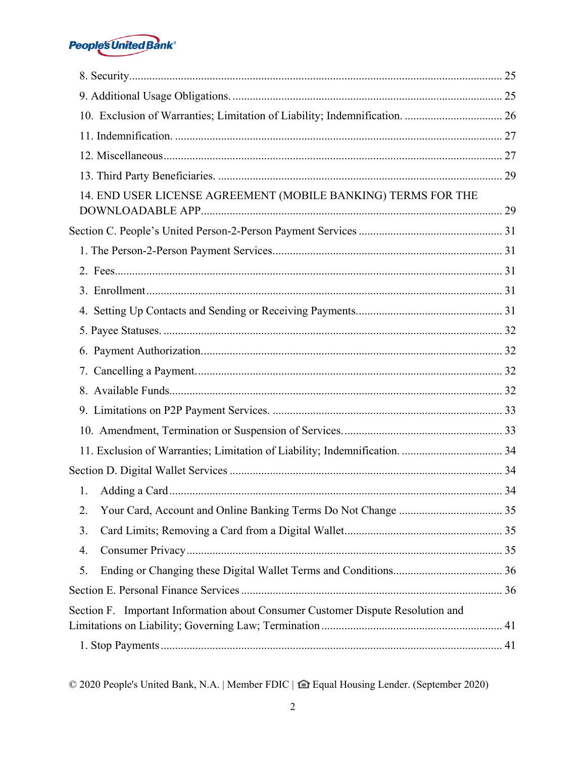8. Security ..... 25

9. Additional Usage Obligations. ..... 25

10. Exclusion of Warranties; Limitation of Liability; Indemnification. ..... 26

11. Indemnification. ..... 27

12. Miscellaneous ..... 27

13. Third Party Beneficiaries. ..... 29

14. END USER LICENSE AGREEMENT (MOBILE BANKING) TERMS FOR THE DOWNLOADABLE APP ..... 29

Section C. People's United Person-2-Person Payment Services ..... 31

1. The Person-2-Person Payment Services. ..... 31

2. Fees ..... 31

3. Enrollment ..... 31

4. Setting Up Contacts and Sending or Receiving Payments. ..... 31

5. Payee Statuses. ..... 32

6. Payment Authorization. ..... 32

7. Cancelling a Payment. ..... 32

8. Available Funds. ..... 32

9. Limitations on P2P Payment Services. ..... 33

10. Amendment, Termination or Suspension of Services. ..... 33

11. Exclusion of Warranties; Limitation of Liability; Indemnification. ..... 34

Section D. Digital Wallet Services ..... 34

1. Adding a Card ..... 34

2. Your Card, Account and Online Banking Terms Do Not Change ..... 35

3. Card Limits; Removing a Card from a Digital Wallet ..... 35

4. Consumer Privacy ..... 35

5. Ending or Changing these Digital Wallet Terms and Conditions ..... 36

Section E. Personal Finance Services ..... 36

Section F. Important Information about Consumer Customer Dispute Resolution and Limitations on Liability; Governing Law; Termination ..... 41

1. Stop Payments ..... 41

© 2020 People's United Bank, N.A. | Member FDIC | Equal Housing Lender. (September 2020)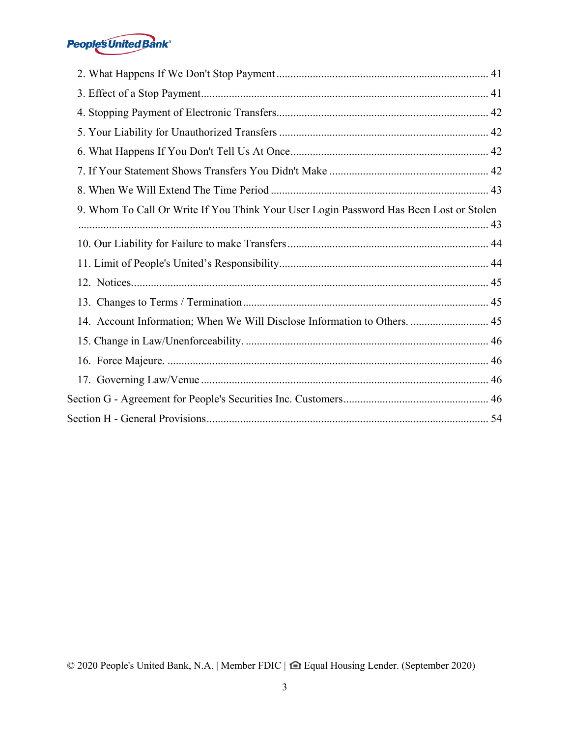2. What Happens If We Don't Stop Payment ........................................................................... 41

3. Effect of a Stop Payment ....................................................................................................... 41

4. Stopping Payment of Electronic Transfers ........................................................................... 42

5. Your Liability for Unauthorized Transfers .......................................................................... 42

6. What Happens If You Don't Tell Us At Once ...................................................................... 42

7. If Your Statement Shows Transfers You Didn't Make ......................................................... 42

8. When We Will Extend The Time Period ............................................................................. 43

9. Whom To Call Or Write If You Think Your User Login Password Has Been Lost or Stolen ................................................................................................................................................ 43

10. Our Liability for Failure to make Transfers ........................................................................ 44

11. Limit of People's United's Responsibility ........................................................................... 44

12. Notices ................................................................................................................................ 45

13. Changes to Terms / Termination ........................................................................................ 45

14. Account Information; When We Will Disclose Information to Others. ............................ 45

15. Change in Law/Unenforceability. ....................................................................................... 46

16. Force Majeure. .................................................................................................................. 46

17. Governing Law/Venue ....................................................................................................... 46

Section G - Agreement for People's Securities Inc. Customers .................................................... 46

Section H - General Provisions .................................................................................................... 54

© 2020 People's United Bank, N.A. | Member FDIC | Equal Housing Lender. (September 2020)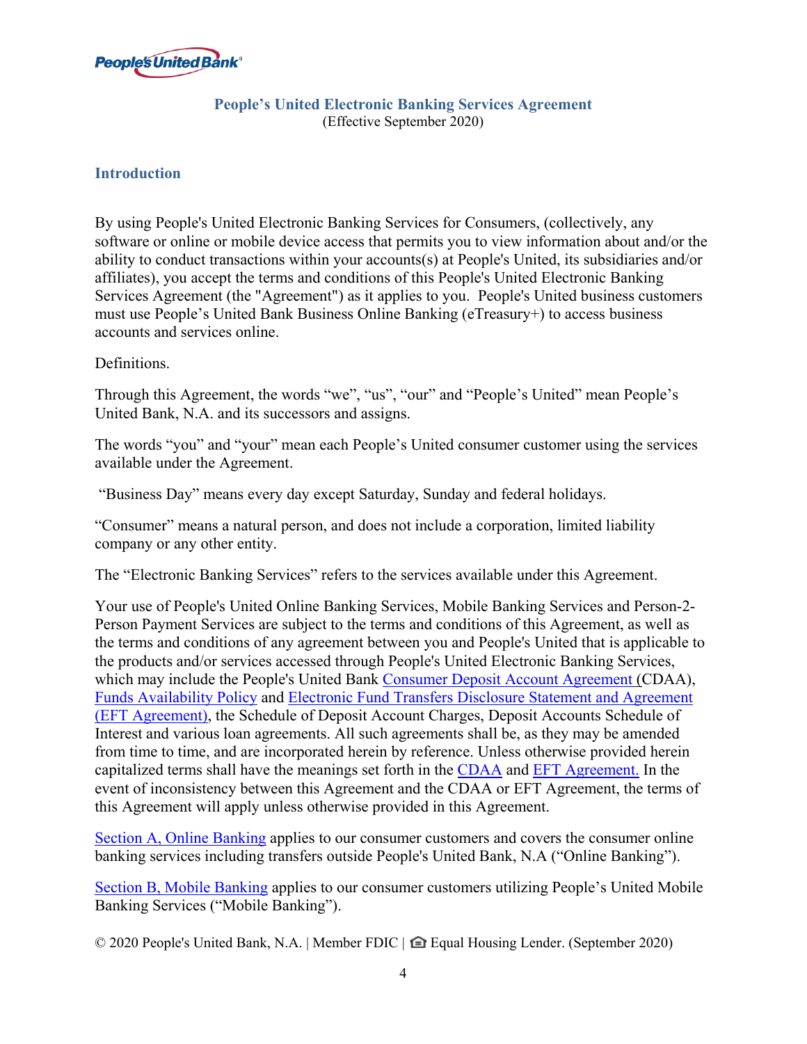People's United Bank

## People's United Electronic Banking Services Agreement

(Effective September 2020)

### Introduction

By using People's United Electronic Banking Services for Consumers, (collectively, any software or online or mobile device access that permits you to view information about and/or the ability to conduct transactions within your accounts(s) at People's United, its subsidiaries and/or affiliates), you accept the terms and conditions of this People's United Electronic Banking Services Agreement (the "Agreement") as it applies to you. People's United business customers must use People's United Bank Business Online Banking (eTreasury+) to access business accounts and services online.

Definitions.

Through this Agreement, the words "we", "us", "our" and "People's United" mean People's United Bank, N.A. and its successors and assigns.

The words "you" and "your" mean each People's United consumer customer using the services available under the Agreement.

"Business Day" means every day except Saturday, Sunday and federal holidays.

"Consumer" means a natural person, and does not include a corporation, limited liability company or any other entity.

The "Electronic Banking Services" refers to the services available under this Agreement.

Your use of People's United Online Banking Services, Mobile Banking Services and Person-2-Person Payment Services are subject to the terms and conditions of this Agreement, as well as the terms and conditions of any agreement between you and People's United that is applicable to the products and/or services accessed through People's United Electronic Banking Services, which may include the People's United Bank Consumer Deposit Account Agreement (CDAA), Funds Availability Policy and Electronic Fund Transfers Disclosure Statement and Agreement (EFT Agreement), the Schedule of Deposit Account Charges, Deposit Accounts Schedule of Interest and various loan agreements. All such agreements shall be, as they may be amended from time to time, and are incorporated herein by reference. Unless otherwise provided herein capitalized terms shall have the meanings set forth in the CDAA and EFT Agreement. In the event of inconsistency between this Agreement and the CDAA or EFT Agreement, the terms of this Agreement will apply unless otherwise provided in this Agreement.

Section A, Online Banking applies to our consumer customers and covers the consumer online banking services including transfers outside People's United Bank, N.A ("Online Banking").

Section B, Mobile Banking applies to our consumer customers utilizing People's United Mobile Banking Services ("Mobile Banking").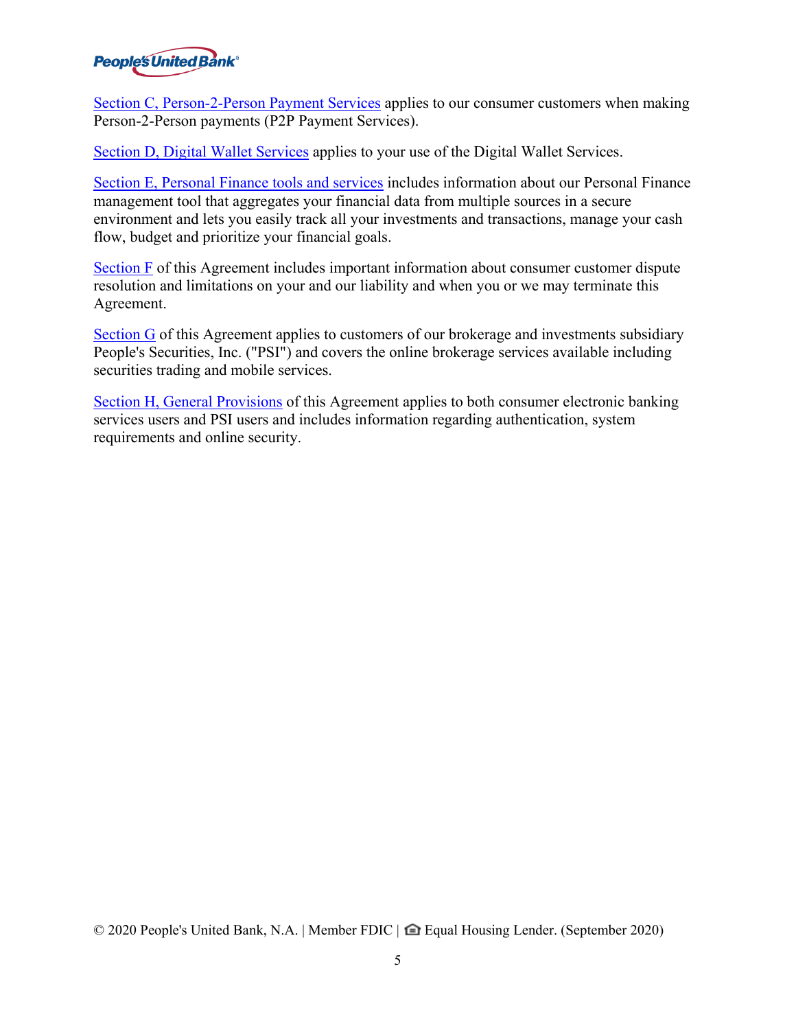Section C, Person-2-Person Payment Services applies to our consumer customers when making Person-2-Person payments (P2P Payment Services).

Section D, Digital Wallet Services applies to your use of the Digital Wallet Services.

Section E, Personal Finance tools and services includes information about our Personal Finance management tool that aggregates your financial data from multiple sources in a secure environment and lets you easily track all your investments and transactions, manage your cash flow, budget and prioritize your financial goals.

Section F of this Agreement includes important information about consumer customer dispute resolution and limitations on your and our liability and when you or we may terminate this Agreement.

Section G of this Agreement applies to customers of our brokerage and investments subsidiary People's Securities, Inc. ("PSI") and covers the online brokerage services available including securities trading and mobile services.

Section H, General Provisions of this Agreement applies to both consumer electronic banking services users and PSI users and includes information regarding authentication, system requirements and online security.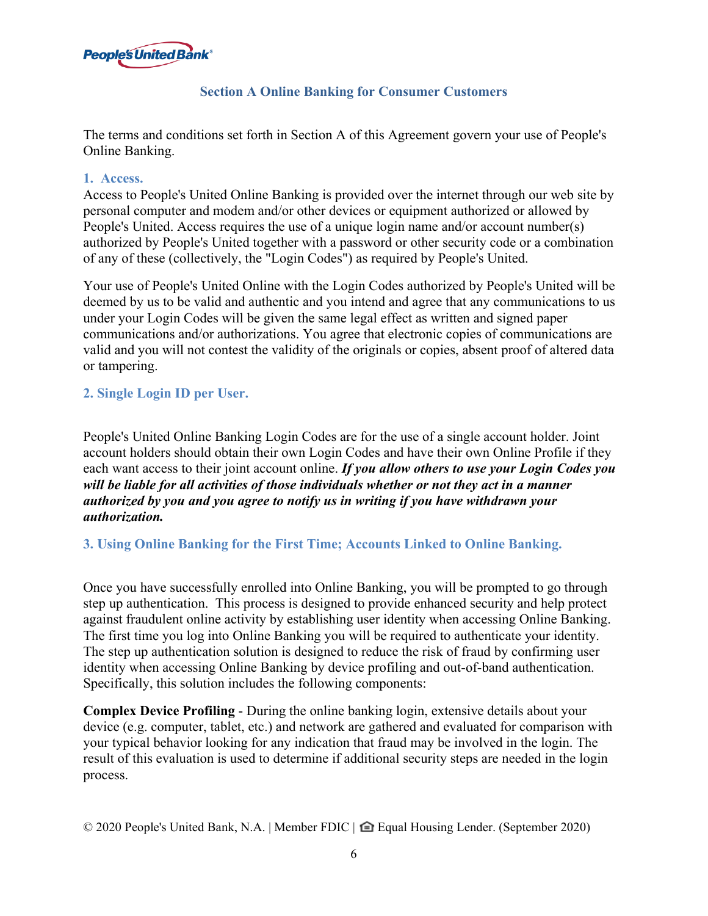## Section A Online Banking for Consumer Customers

The terms and conditions set forth in Section A of this Agreement govern your use of People's Online Banking.

### 1. Access.

Access to People's United Online Banking is provided over the internet through our web site by personal computer and modem and/or other devices or equipment authorized or allowed by People's United. Access requires the use of a unique login name and/or account number(s) authorized by People's United together with a password or other security code or a combination of any of these (collectively, the "Login Codes") as required by People's United.

Your use of People's United Online with the Login Codes authorized by People's United will be deemed by us to be valid and authentic and you intend and agree that any communications to us under your Login Codes will be given the same legal effect as written and signed paper communications and/or authorizations. You agree that electronic copies of communications are valid and you will not contest the validity of the originals or copies, absent proof of altered data or tampering.

### 2. Single Login ID per User.

People's United Online Banking Login Codes are for the use of a single account holder. Joint account holders should obtain their own Login Codes and have their own Online Profile if they each want access to their joint account online. ***If you allow others to use your Login Codes you will be liable for all activities of those individuals whether or not they act in a manner authorized by you and you agree to notify us in writing if you have withdrawn your authorization.***

### 3. Using Online Banking for the First Time; Accounts Linked to Online Banking.

Once you have successfully enrolled into Online Banking, you will be prompted to go through step up authentication. This process is designed to provide enhanced security and help protect against fraudulent online activity by establishing user identity when accessing Online Banking. The first time you log into Online Banking you will be required to authenticate your identity. The step up authentication solution is designed to reduce the risk of fraud by confirming user identity when accessing Online Banking by device profiling and out-of-band authentication. Specifically, this solution includes the following components:

**Complex Device Profiling** - During the online banking login, extensive details about your device (e.g. computer, tablet, etc.) and network are gathered and evaluated for comparison with your typical behavior looking for any indication that fraud may be involved in the login. The result of this evaluation is used to determine if additional security steps are needed in the login process.

© 2020 People's United Bank, N.A. | Member FDIC | Equal Housing Lender. (September 2020)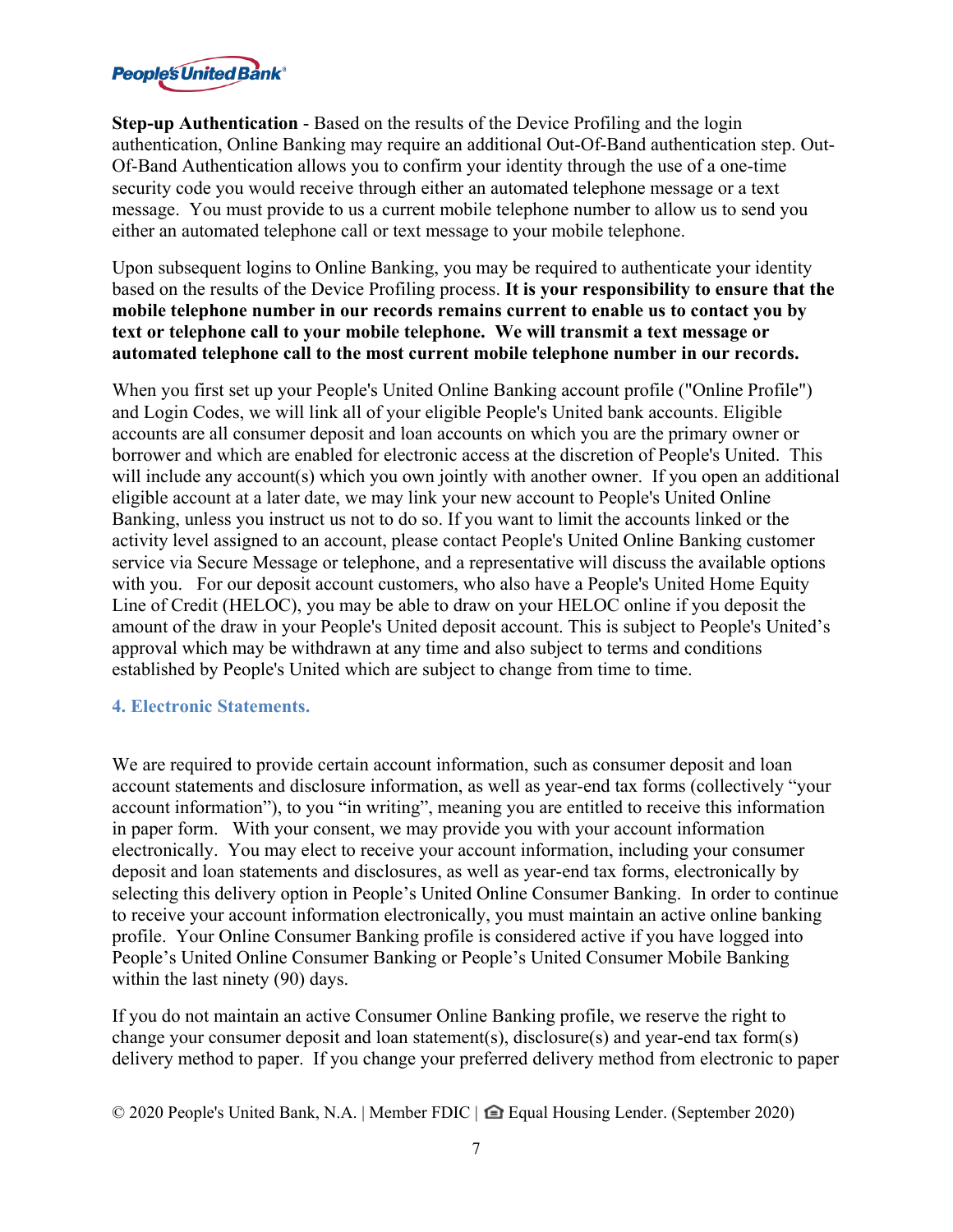**Step-up Authentication** - Based on the results of the Device Profiling and the login authentication, Online Banking may require an additional Out-Of-Band authentication step. Out-Of-Band Authentication allows you to confirm your identity through the use of a one-time security code you would receive through either an automated telephone message or a text message. You must provide to us a current mobile telephone number to allow us to send you either an automated telephone call or text message to your mobile telephone.

Upon subsequent logins to Online Banking, you may be required to authenticate your identity based on the results of the Device Profiling process. **It is your responsibility to ensure that the mobile telephone number in our records remains current to enable us to contact you by text or telephone call to your mobile telephone. We will transmit a text message or automated telephone call to the most current mobile telephone number in our records.**

When you first set up your People's United Online Banking account profile ("Online Profile") and Login Codes, we will link all of your eligible People's United bank accounts. Eligible accounts are all consumer deposit and loan accounts on which you are the primary owner or borrower and which are enabled for electronic access at the discretion of People's United. This will include any account(s) which you own jointly with another owner. If you open an additional eligible account at a later date, we may link your new account to People's United Online Banking, unless you instruct us not to do so. If you want to limit the accounts linked or the activity level assigned to an account, please contact People's United Online Banking customer service via Secure Message or telephone, and a representative will discuss the available options with you. For our deposit account customers, who also have a People's United Home Equity Line of Credit (HELOC), you may be able to draw on your HELOC online if you deposit the amount of the draw in your People's United deposit account. This is subject to People's United's approval which may be withdrawn at any time and also subject to terms and conditions established by People's United which are subject to change from time to time.

## 4. Electronic Statements.

We are required to provide certain account information, such as consumer deposit and loan account statements and disclosure information, as well as year-end tax forms (collectively "your account information"), to you "in writing", meaning you are entitled to receive this information in paper form. With your consent, we may provide you with your account information electronically. You may elect to receive your account information, including your consumer deposit and loan statements and disclosures, as well as year-end tax forms, electronically by selecting this delivery option in People's United Online Consumer Banking. In order to continue to receive your account information electronically, you must maintain an active online banking profile. Your Online Consumer Banking profile is considered active if you have logged into People's United Online Consumer Banking or People's United Consumer Mobile Banking within the last ninety (90) days.

If you do not maintain an active Consumer Online Banking profile, we reserve the right to change your consumer deposit and loan statement(s), disclosure(s) and year-end tax form(s) delivery method to paper. If you change your preferred delivery method from electronic to paper

© 2020 People's United Bank, N.A. | Member FDIC | Equal Housing Lender. (September 2020)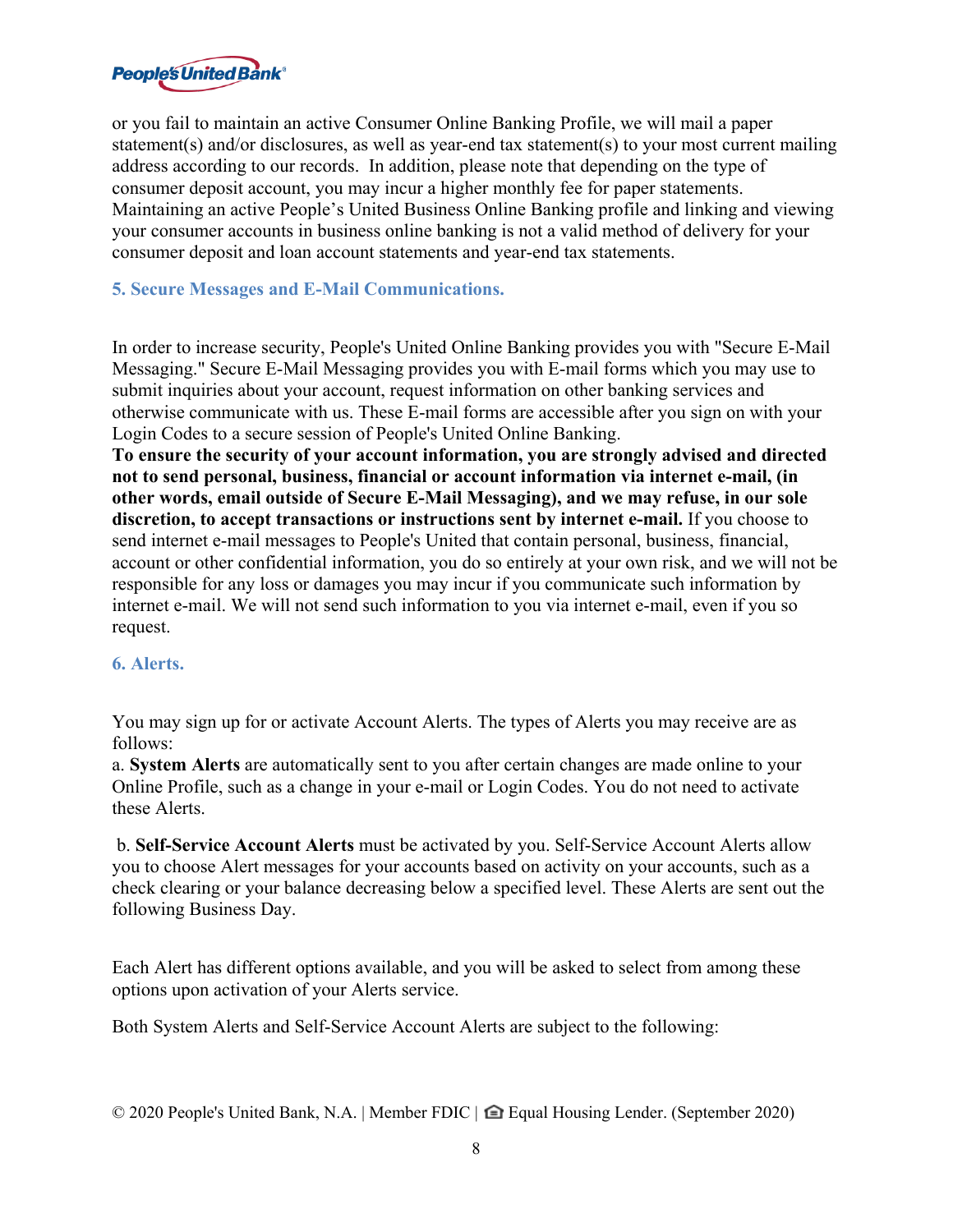or you fail to maintain an active Consumer Online Banking Profile, we will mail a paper statement(s) and/or disclosures, as well as year-end tax statement(s) to your most current mailing address according to our records. In addition, please note that depending on the type of consumer deposit account, you may incur a higher monthly fee for paper statements. Maintaining an active People's United Business Online Banking profile and linking and viewing your consumer accounts in business online banking is not a valid method of delivery for your consumer deposit and loan account statements and year-end tax statements.

### 5. Secure Messages and E-Mail Communications.

In order to increase security, People's United Online Banking provides you with "Secure E-Mail Messaging." Secure E-Mail Messaging provides you with E-mail forms which you may use to submit inquiries about your account, request information on other banking services and otherwise communicate with us. These E-mail forms are accessible after you sign on with your Login Codes to a secure session of People's United Online Banking.
**To ensure the security of your account information, you are strongly advised and directed not to send personal, business, financial or account information via internet e-mail, (in other words, email outside of Secure E-Mail Messaging), and we may refuse, in our sole discretion, to accept transactions or instructions sent by internet e-mail.** If you choose to send internet e-mail messages to People's United that contain personal, business, financial, account or other confidential information, you do so entirely at your own risk, and we will not be responsible for any loss or damages you may incur if you communicate such information by internet e-mail. We will not send such information to you via internet e-mail, even if you so request.

### 6. Alerts.

You may sign up for or activate Account Alerts. The types of Alerts you may receive are as follows:
a. **System Alerts** are automatically sent to you after certain changes are made online to your Online Profile, such as a change in your e-mail or Login Codes. You do not need to activate these Alerts.

b. **Self-Service Account Alerts** must be activated by you. Self-Service Account Alerts allow you to choose Alert messages for your accounts based on activity on your accounts, such as a check clearing or your balance decreasing below a specified level. These Alerts are sent out the following Business Day.

Each Alert has different options available, and you will be asked to select from among these options upon activation of your Alerts service.

Both System Alerts and Self-Service Account Alerts are subject to the following: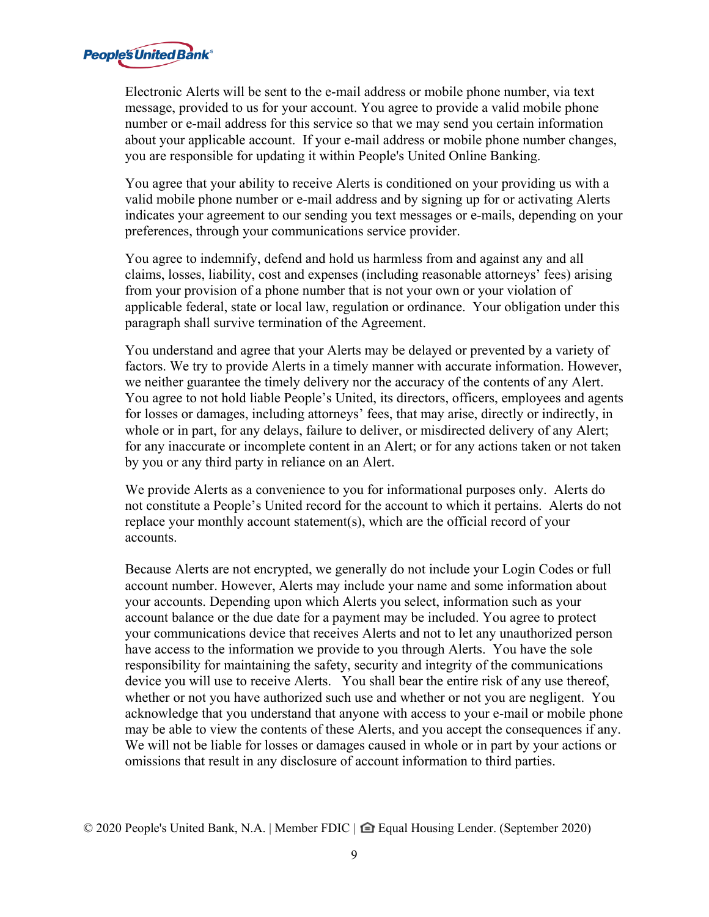Electronic Alerts will be sent to the e-mail address or mobile phone number, via text message, provided to us for your account. You agree to provide a valid mobile phone number or e-mail address for this service so that we may send you certain information about your applicable account. If your e-mail address or mobile phone number changes, you are responsible for updating it within People's United Online Banking.

You agree that your ability to receive Alerts is conditioned on your providing us with a valid mobile phone number or e-mail address and by signing up for or activating Alerts indicates your agreement to our sending you text messages or e-mails, depending on your preferences, through your communications service provider.

You agree to indemnify, defend and hold us harmless from and against any and all claims, losses, liability, cost and expenses (including reasonable attorneys' fees) arising from your provision of a phone number that is not your own or your violation of applicable federal, state or local law, regulation or ordinance. Your obligation under this paragraph shall survive termination of the Agreement.

You understand and agree that your Alerts may be delayed or prevented by a variety of factors. We try to provide Alerts in a timely manner with accurate information. However, we neither guarantee the timely delivery nor the accuracy of the contents of any Alert. You agree to not hold liable People's United, its directors, officers, employees and agents for losses or damages, including attorneys' fees, that may arise, directly or indirectly, in whole or in part, for any delays, failure to deliver, or misdirected delivery of any Alert; for any inaccurate or incomplete content in an Alert; or for any actions taken or not taken by you or any third party in reliance on an Alert.

We provide Alerts as a convenience to you for informational purposes only. Alerts do not constitute a People's United record for the account to which it pertains. Alerts do not replace your monthly account statement(s), which are the official record of your accounts.

Because Alerts are not encrypted, we generally do not include your Login Codes or full account number. However, Alerts may include your name and some information about your accounts. Depending upon which Alerts you select, information such as your account balance or the due date for a payment may be included. You agree to protect your communications device that receives Alerts and not to let any unauthorized person have access to the information we provide to you through Alerts. You have the sole responsibility for maintaining the safety, security and integrity of the communications device you will use to receive Alerts. You shall bear the entire risk of any use thereof, whether or not you have authorized such use and whether or not you are negligent. You acknowledge that you understand that anyone with access to your e-mail or mobile phone may be able to view the contents of these Alerts, and you accept the consequences if any. We will not be liable for losses or damages caused in whole or in part by your actions or omissions that result in any disclosure of account information to third parties.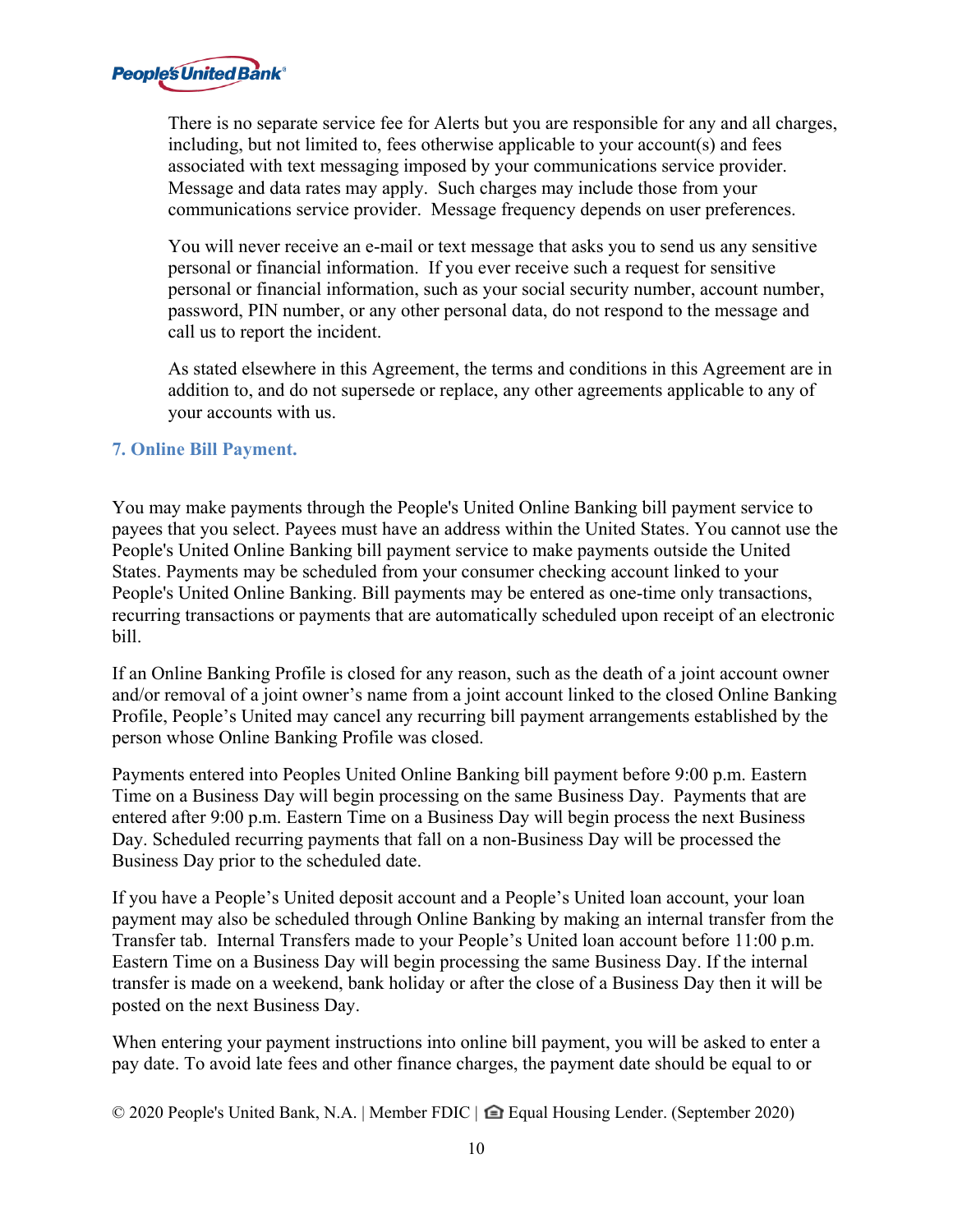There is no separate service fee for Alerts but you are responsible for any and all charges, including, but not limited to, fees otherwise applicable to your account(s) and fees associated with text messaging imposed by your communications service provider. Message and data rates may apply. Such charges may include those from your communications service provider. Message frequency depends on user preferences.

You will never receive an e-mail or text message that asks you to send us any sensitive personal or financial information. If you ever receive such a request for sensitive personal or financial information, such as your social security number, account number, password, PIN number, or any other personal data, do not respond to the message and call us to report the incident.

As stated elsewhere in this Agreement, the terms and conditions in this Agreement are in addition to, and do not supersede or replace, any other agreements applicable to any of your accounts with us.

### 7. Online Bill Payment.

You may make payments through the People's United Online Banking bill payment service to payees that you select. Payees must have an address within the United States. You cannot use the People's United Online Banking bill payment service to make payments outside the United States. Payments may be scheduled from your consumer checking account linked to your People's United Online Banking. Bill payments may be entered as one-time only transactions, recurring transactions or payments that are automatically scheduled upon receipt of an electronic bill.

If an Online Banking Profile is closed for any reason, such as the death of a joint account owner and/or removal of a joint owner's name from a joint account linked to the closed Online Banking Profile, People's United may cancel any recurring bill payment arrangements established by the person whose Online Banking Profile was closed.

Payments entered into Peoples United Online Banking bill payment before 9:00 p.m. Eastern Time on a Business Day will begin processing on the same Business Day. Payments that are entered after 9:00 p.m. Eastern Time on a Business Day will begin process the next Business Day. Scheduled recurring payments that fall on a non-Business Day will be processed the Business Day prior to the scheduled date.

If you have a People's United deposit account and a People's United loan account, your loan payment may also be scheduled through Online Banking by making an internal transfer from the Transfer tab. Internal Transfers made to your People's United loan account before 11:00 p.m. Eastern Time on a Business Day will begin processing the same Business Day. If the internal transfer is made on a weekend, bank holiday or after the close of a Business Day then it will be posted on the next Business Day.

When entering your payment instructions into online bill payment, you will be asked to enter a pay date. To avoid late fees and other finance charges, the payment date should be equal to or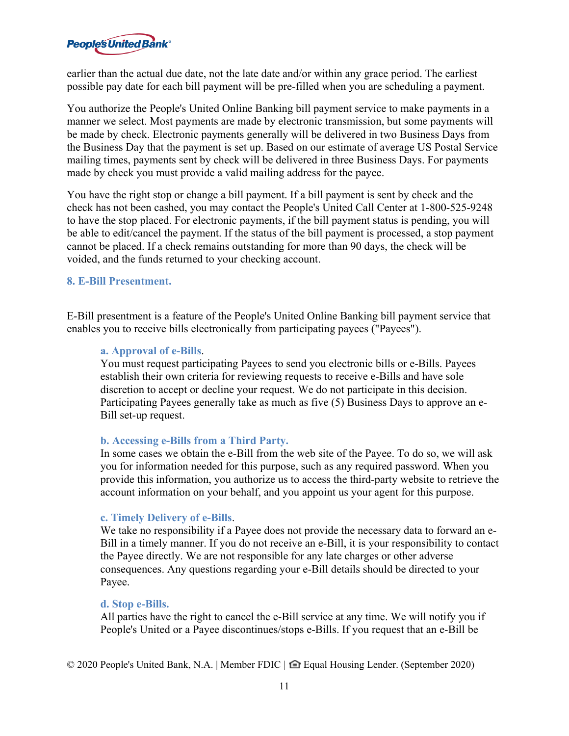earlier than the actual due date, not the late date and/or within any grace period. The earliest possible pay date for each bill payment will be pre-filled when you are scheduling a payment.

You authorize the People's United Online Banking bill payment service to make payments in a manner we select. Most payments are made by electronic transmission, but some payments will be made by check. Electronic payments generally will be delivered in two Business Days from the Business Day that the payment is set up. Based on our estimate of average US Postal Service mailing times, payments sent by check will be delivered in three Business Days. For payments made by check you must provide a valid mailing address for the payee.

You have the right stop or change a bill payment. If a bill payment is sent by check and the check has not been cashed, you may contact the People's United Call Center at 1-800-525-9248 to have the stop placed. For electronic payments, if the bill payment status is pending, you will be able to edit/cancel the payment. If the status of the bill payment is processed, a stop payment cannot be placed. If a check remains outstanding for more than 90 days, the check will be voided, and the funds returned to your checking account.

## 8. E-Bill Presentment.

E-Bill presentment is a feature of the People's United Online Banking bill payment service that enables you to receive bills electronically from participating payees ("Payees").

### a. Approval of e-Bills.

You must request participating Payees to send you electronic bills or e-Bills. Payees establish their own criteria for reviewing requests to receive e-Bills and have sole discretion to accept or decline your request. We do not participate in this decision. Participating Payees generally take as much as five (5) Business Days to approve an e-Bill set-up request.

### b. Accessing e-Bills from a Third Party.

In some cases we obtain the e-Bill from the web site of the Payee. To do so, we will ask you for information needed for this purpose, such as any required password. When you provide this information, you authorize us to access the third-party website to retrieve the account information on your behalf, and you appoint us your agent for this purpose.

### c. Timely Delivery of e-Bills.

We take no responsibility if a Payee does not provide the necessary data to forward an e-Bill in a timely manner. If you do not receive an e-Bill, it is your responsibility to contact the Payee directly. We are not responsible for any late charges or other adverse consequences. Any questions regarding your e-Bill details should be directed to your Payee.

### d. Stop e-Bills.

All parties have the right to cancel the e-Bill service at any time. We will notify you if People's United or a Payee discontinues/stops e-Bills. If you request that an e-Bill be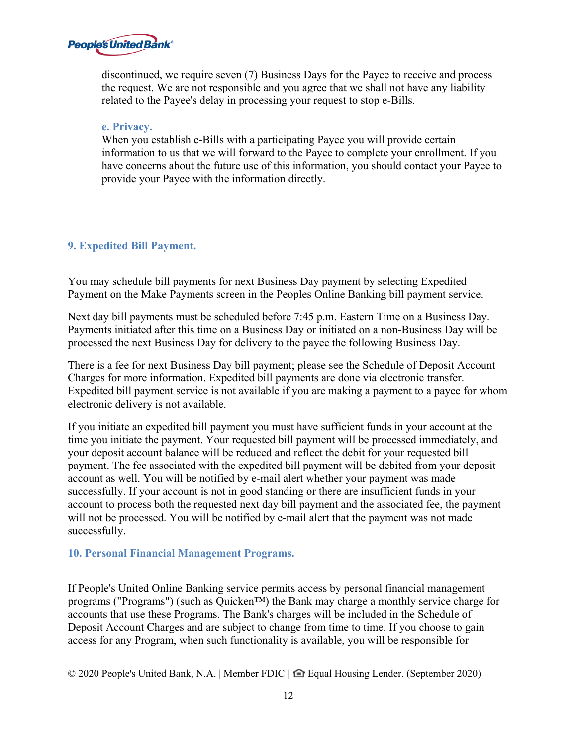discontinued, we require seven (7) Business Days for the Payee to receive and process the request. We are not responsible and you agree that we shall not have any liability related to the Payee's delay in processing your request to stop e-Bills.

### e. Privacy.

When you establish e-Bills with a participating Payee you will provide certain information to us that we will forward to the Payee to complete your enrollment. If you have concerns about the future use of this information, you should contact your Payee to provide your Payee with the information directly.

## 9. Expedited Bill Payment.

You may schedule bill payments for next Business Day payment by selecting Expedited Payment on the Make Payments screen in the Peoples Online Banking bill payment service.

Next day bill payments must be scheduled before 7:45 p.m. Eastern Time on a Business Day. Payments initiated after this time on a Business Day or initiated on a non-Business Day will be processed the next Business Day for delivery to the payee the following Business Day.

There is a fee for next Business Day bill payment; please see the Schedule of Deposit Account Charges for more information. Expedited bill payments are done via electronic transfer. Expedited bill payment service is not available if you are making a payment to a payee for whom electronic delivery is not available.

If you initiate an expedited bill payment you must have sufficient funds in your account at the time you initiate the payment. Your requested bill payment will be processed immediately, and your deposit account balance will be reduced and reflect the debit for your requested bill payment. The fee associated with the expedited bill payment will be debited from your deposit account as well. You will be notified by e-mail alert whether your payment was made successfully. If your account is not in good standing or there are insufficient funds in your account to process both the requested next day bill payment and the associated fee, the payment will not be processed. You will be notified by e-mail alert that the payment was not made successfully.

## 10. Personal Financial Management Programs.

If People's United Online Banking service permits access by personal financial management programs ("Programs") (such as Quicken™) the Bank may charge a monthly service charge for accounts that use these Programs. The Bank's charges will be included in the Schedule of Deposit Account Charges and are subject to change from time to time. If you choose to gain access for any Program, when such functionality is available, you will be responsible for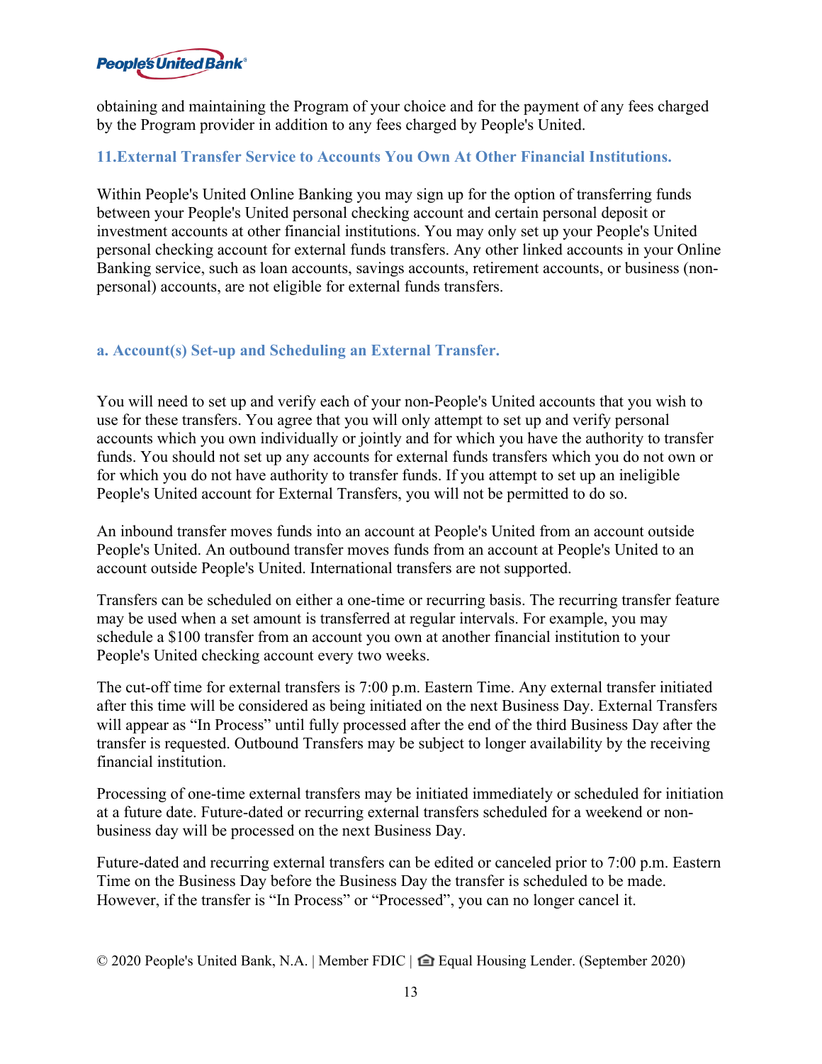obtaining and maintaining the Program of your choice and for the payment of any fees charged by the Program provider in addition to any fees charged by People's United.

## 11. External Transfer Service to Accounts You Own At Other Financial Institutions.

Within People's United Online Banking you may sign up for the option of transferring funds between your People's United personal checking account and certain personal deposit or investment accounts at other financial institutions. You may only set up your People's United personal checking account for external funds transfers. Any other linked accounts in your Online Banking service, such as loan accounts, savings accounts, retirement accounts, or business (non-personal) accounts, are not eligible for external funds transfers.

### a. Account(s) Set-up and Scheduling an External Transfer.

You will need to set up and verify each of your non-People's United accounts that you wish to use for these transfers. You agree that you will only attempt to set up and verify personal accounts which you own individually or jointly and for which you have the authority to transfer funds. You should not set up any accounts for external funds transfers which you do not own or for which you do not have authority to transfer funds. If you attempt to set up an ineligible People's United account for External Transfers, you will not be permitted to do so.

An inbound transfer moves funds into an account at People's United from an account outside People's United. An outbound transfer moves funds from an account at People's United to an account outside People's United. International transfers are not supported.

Transfers can be scheduled on either a one-time or recurring basis. The recurring transfer feature may be used when a set amount is transferred at regular intervals. For example, you may schedule a $100 transfer from an account you own at another financial institution to your People's United checking account every two weeks.

The cut-off time for external transfers is 7:00 p.m. Eastern Time. Any external transfer initiated after this time will be considered as being initiated on the next Business Day. External Transfers will appear as "In Process" until fully processed after the end of the third Business Day after the transfer is requested. Outbound Transfers may be subject to longer availability by the receiving financial institution.

Processing of one-time external transfers may be initiated immediately or scheduled for initiation at a future date. Future-dated or recurring external transfers scheduled for a weekend or non-business day will be processed on the next Business Day.

Future-dated and recurring external transfers can be edited or canceled prior to 7:00 p.m. Eastern Time on the Business Day before the Business Day the transfer is scheduled to be made. However, if the transfer is "In Process" or "Processed", you can no longer cancel it.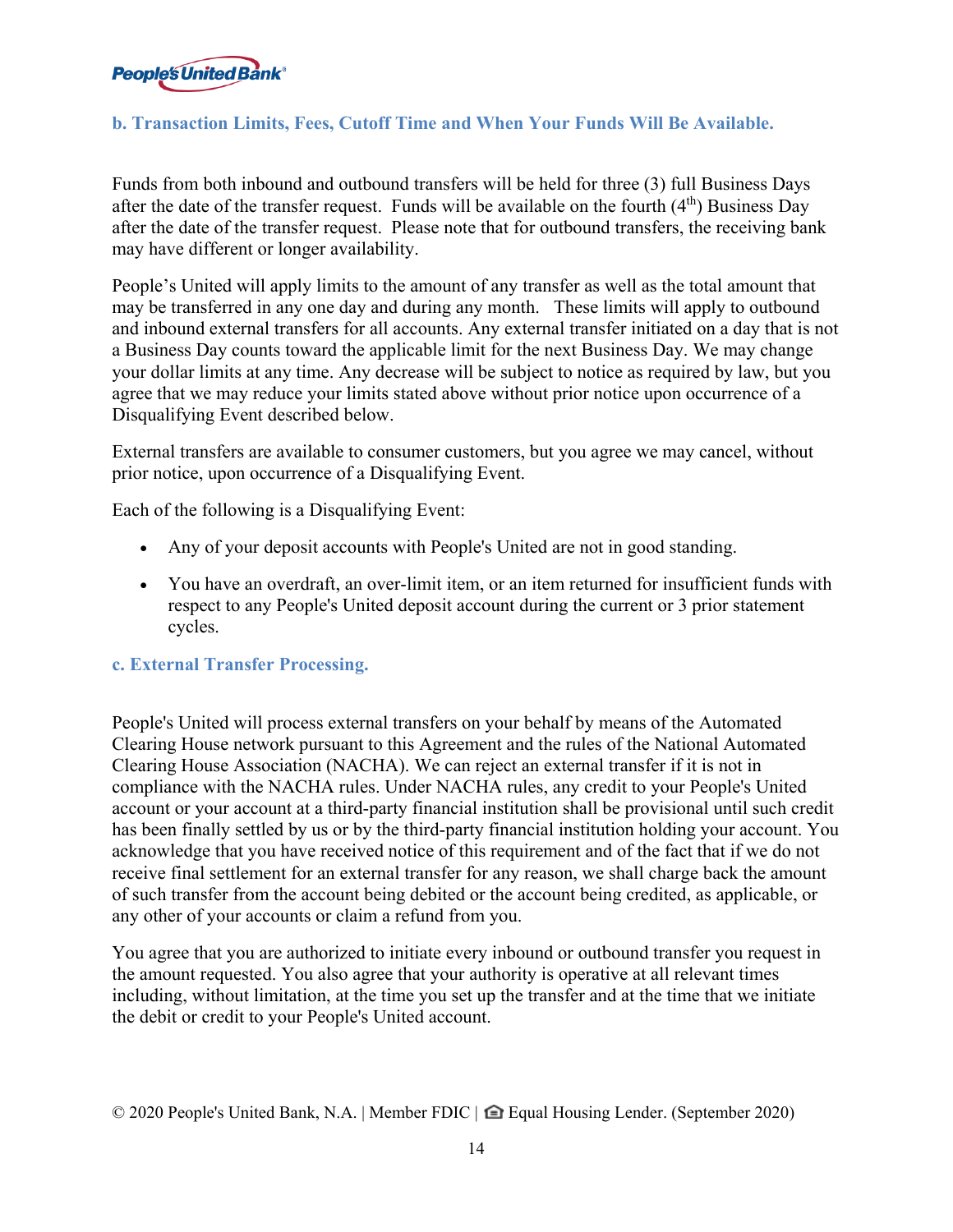### b. Transaction Limits, Fees, Cutoff Time and When Your Funds Will Be Available.

Funds from both inbound and outbound transfers will be held for three (3) full Business Days after the date of the transfer request. Funds will be available on the fourth ($4^{th}$) Business Day after the date of the transfer request. Please note that for outbound transfers, the receiving bank may have different or longer availability.

People's United will apply limits to the amount of any transfer as well as the total amount that may be transferred in any one day and during any month. These limits will apply to outbound and inbound external transfers for all accounts. Any external transfer initiated on a day that is not a Business Day counts toward the applicable limit for the next Business Day. We may change your dollar limits at any time. Any decrease will be subject to notice as required by law, but you agree that we may reduce your limits stated above without prior notice upon occurrence of a Disqualifying Event described below.

External transfers are available to consumer customers, but you agree we may cancel, without prior notice, upon occurrence of a Disqualifying Event.

Each of the following is a Disqualifying Event:

- Any of your deposit accounts with People's United are not in good standing.
- You have an overdraft, an over-limit item, or an item returned for insufficient funds with respect to any People's United deposit account during the current or 3 prior statement cycles.

### c. External Transfer Processing.

People's United will process external transfers on your behalf by means of the Automated Clearing House network pursuant to this Agreement and the rules of the National Automated Clearing House Association (NACHA). We can reject an external transfer if it is not in compliance with the NACHA rules. Under NACHA rules, any credit to your People's United account or your account at a third-party financial institution shall be provisional until such credit has been finally settled by us or by the third-party financial institution holding your account. You acknowledge that you have received notice of this requirement and of the fact that if we do not receive final settlement for an external transfer for any reason, we shall charge back the amount of such transfer from the account being debited or the account being credited, as applicable, or any other of your accounts or claim a refund from you.

You agree that you are authorized to initiate every inbound or outbound transfer you request in the amount requested. You also agree that your authority is operative at all relevant times including, without limitation, at the time you set up the transfer and at the time that we initiate the debit or credit to your People's United account.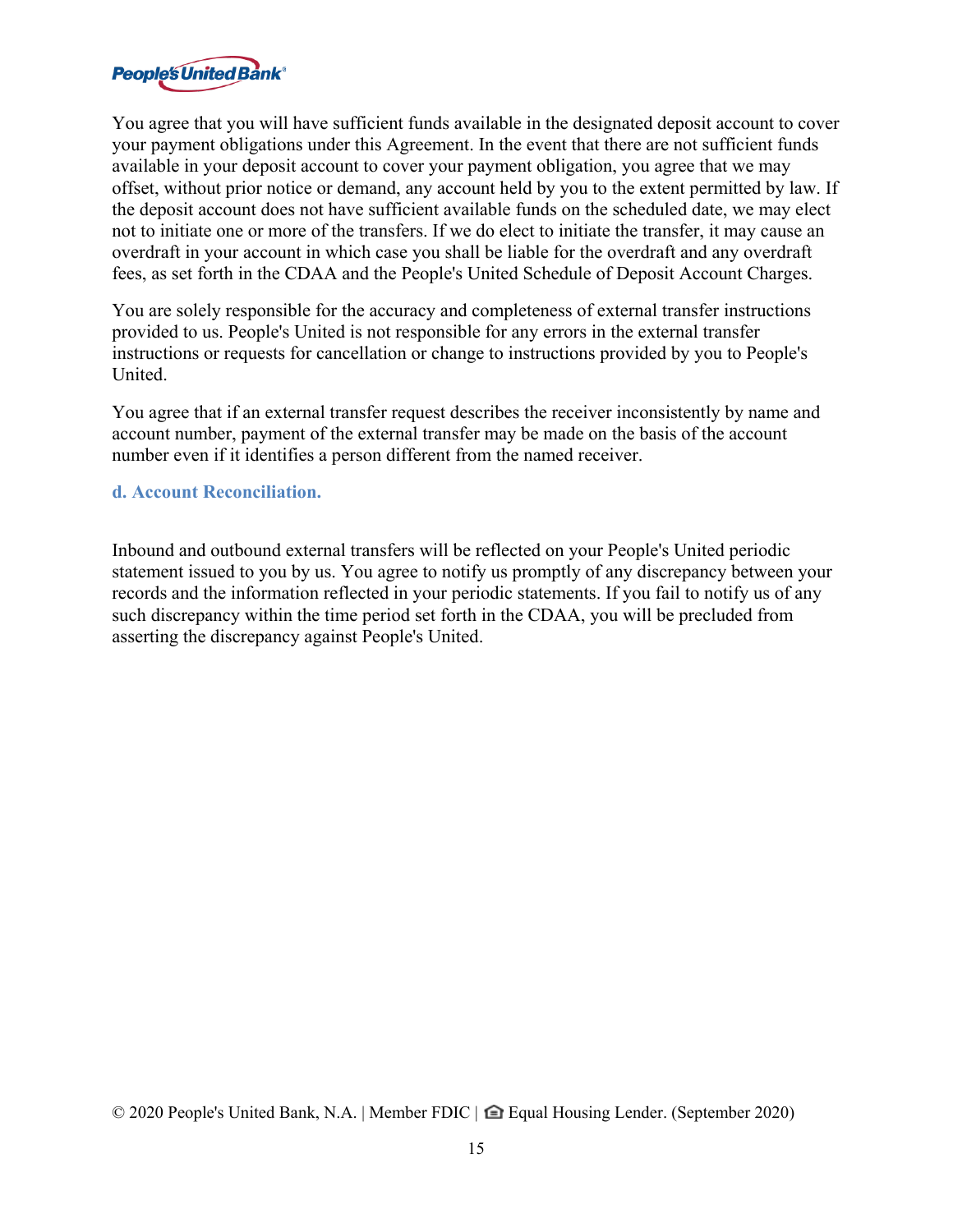You agree that you will have sufficient funds available in the designated deposit account to cover your payment obligations under this Agreement. In the event that there are not sufficient funds available in your deposit account to cover your payment obligation, you agree that we may offset, without prior notice or demand, any account held by you to the extent permitted by law. If the deposit account does not have sufficient available funds on the scheduled date, we may elect not to initiate one or more of the transfers. If we do elect to initiate the transfer, it may cause an overdraft in your account in which case you shall be liable for the overdraft and any overdraft fees, as set forth in the CDAA and the People's United Schedule of Deposit Account Charges.

You are solely responsible for the accuracy and completeness of external transfer instructions provided to us. People's United is not responsible for any errors in the external transfer instructions or requests for cancellation or change to instructions provided by you to People's United.

You agree that if an external transfer request describes the receiver inconsistently by name and account number, payment of the external transfer may be made on the basis of the account number even if it identifies a person different from the named receiver.

### d. Account Reconciliation.

Inbound and outbound external transfers will be reflected on your People's United periodic statement issued to you by us. You agree to notify us promptly of any discrepancy between your records and the information reflected in your periodic statements. If you fail to notify us of any such discrepancy within the time period set forth in the CDAA, you will be precluded from asserting the discrepancy against People's United.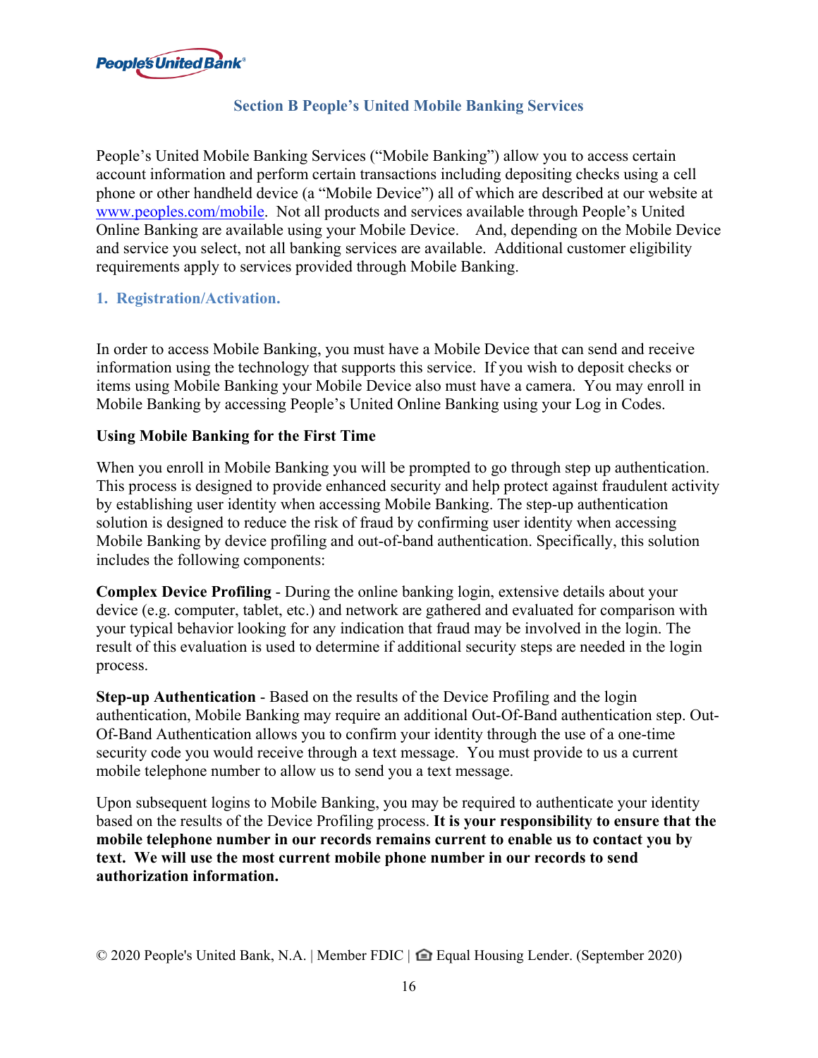## Section B People's United Mobile Banking Services

People's United Mobile Banking Services ("Mobile Banking") allow you to access certain account information and perform certain transactions including depositing checks using a cell phone or other handheld device (a "Mobile Device") all of which are described at our website at [www.peoples.com/mobile](www.peoples.com/mobile). Not all products and services available through People's United Online Banking are available using your Mobile Device. And, depending on the Mobile Device and service you select, not all banking services are available. Additional customer eligibility requirements apply to services provided through Mobile Banking.

### 1. Registration/Activation.

In order to access Mobile Banking, you must have a Mobile Device that can send and receive information using the technology that supports this service. If you wish to deposit checks or items using Mobile Banking your Mobile Device also must have a camera. You may enroll in Mobile Banking by accessing People's United Online Banking using your Log in Codes.

**Using Mobile Banking for the First Time**

When you enroll in Mobile Banking you will be prompted to go through step up authentication. This process is designed to provide enhanced security and help protect against fraudulent activity by establishing user identity when accessing Mobile Banking. The step-up authentication solution is designed to reduce the risk of fraud by confirming user identity when accessing Mobile Banking by device profiling and out-of-band authentication. Specifically, this solution includes the following components:

**Complex Device Profiling** - During the online banking login, extensive details about your device (e.g. computer, tablet, etc.) and network are gathered and evaluated for comparison with your typical behavior looking for any indication that fraud may be involved in the login. The result of this evaluation is used to determine if additional security steps are needed in the login process.

**Step-up Authentication** - Based on the results of the Device Profiling and the login authentication, Mobile Banking may require an additional Out-Of-Band authentication step. Out-Of-Band Authentication allows you to confirm your identity through the use of a one-time security code you would receive through a text message. You must provide to us a current mobile telephone number to allow us to send you a text message.

Upon subsequent logins to Mobile Banking, you may be required to authenticate your identity based on the results of the Device Profiling process. **It is your responsibility to ensure that the mobile telephone number in our records remains current to enable us to contact you by text. We will use the most current mobile phone number in our records to send authorization information.**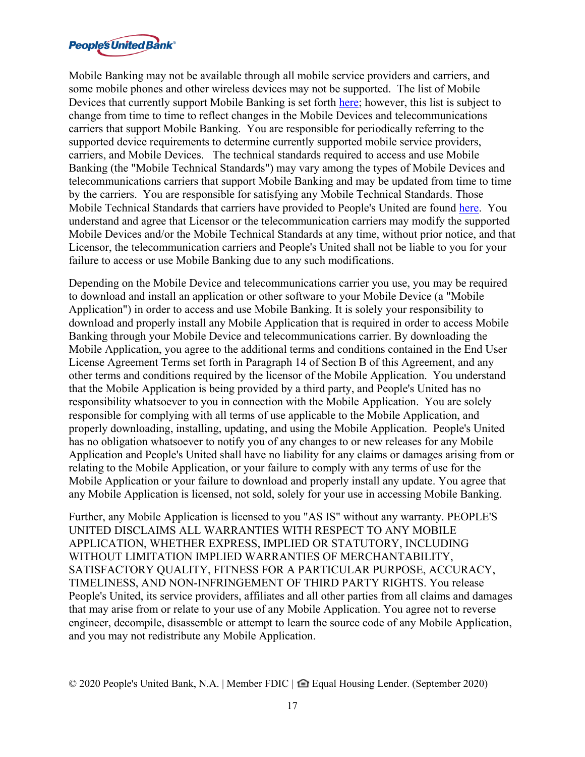Mobile Banking may not be available through all mobile service providers and carriers, and some mobile phones and other wireless devices may not be supported. The list of Mobile Devices that currently support Mobile Banking is set forth here; however, this list is subject to change from time to time to reflect changes in the Mobile Devices and telecommunications carriers that support Mobile Banking. You are responsible for periodically referring to the supported device requirements to determine currently supported mobile service providers, carriers, and Mobile Devices. The technical standards required to access and use Mobile Banking (the "Mobile Technical Standards") may vary among the types of Mobile Devices and telecommunications carriers that support Mobile Banking and may be updated from time to time by the carriers. You are responsible for satisfying any Mobile Technical Standards. Those Mobile Technical Standards that carriers have provided to People's United are found here. You understand and agree that Licensor or the telecommunication carriers may modify the supported Mobile Devices and/or the Mobile Technical Standards at any time, without prior notice, and that Licensor, the telecommunication carriers and People's United shall not be liable to you for your failure to access or use Mobile Banking due to any such modifications.

Depending on the Mobile Device and telecommunications carrier you use, you may be required to download and install an application or other software to your Mobile Device (a "Mobile Application") in order to access and use Mobile Banking. It is solely your responsibility to download and properly install any Mobile Application that is required in order to access Mobile Banking through your Mobile Device and telecommunications carrier. By downloading the Mobile Application, you agree to the additional terms and conditions contained in the End User License Agreement Terms set forth in Paragraph 14 of Section B of this Agreement, and any other terms and conditions required by the licensor of the Mobile Application. You understand that the Mobile Application is being provided by a third party, and People's United has no responsibility whatsoever to you in connection with the Mobile Application. You are solely responsible for complying with all terms of use applicable to the Mobile Application, and properly downloading, installing, updating, and using the Mobile Application. People's United has no obligation whatsoever to notify you of any changes to or new releases for any Mobile Application and People's United shall have no liability for any claims or damages arising from or relating to the Mobile Application, or your failure to comply with any terms of use for the Mobile Application or your failure to download and properly install any update. You agree that any Mobile Application is licensed, not sold, solely for your use in accessing Mobile Banking.

Further, any Mobile Application is licensed to you "AS IS" without any warranty. PEOPLE'S UNITED DISCLAIMS ALL WARRANTIES WITH RESPECT TO ANY MOBILE APPLICATION, WHETHER EXPRESS, IMPLIED OR STATUTORY, INCLUDING WITHOUT LIMITATION IMPLIED WARRANTIES OF MERCHANTABILITY, SATISFACTORY QUALITY, FITNESS FOR A PARTICULAR PURPOSE, ACCURACY, TIMELINESS, AND NON-INFRINGEMENT OF THIRD PARTY RIGHTS. You release People's United, its service providers, affiliates and all other parties from all claims and damages that may arise from or relate to your use of any Mobile Application. You agree not to reverse engineer, decompile, disassemble or attempt to learn the source code of any Mobile Application, and you may not redistribute any Mobile Application.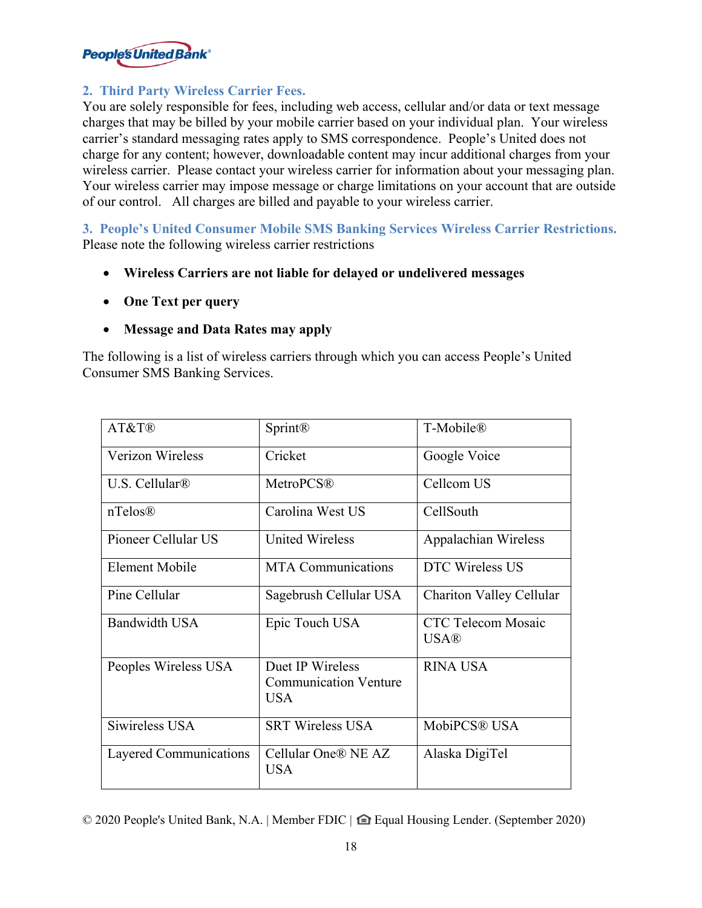## 2. Third Party Wireless Carrier Fees.

You are solely responsible for fees, including web access, cellular and/or data or text message charges that may be billed by your mobile carrier based on your individual plan. Your wireless carrier's standard messaging rates apply to SMS correspondence. People's United does not charge for any content; however, downloadable content may incur additional charges from your wireless carrier. Please contact your wireless carrier for information about your messaging plan. Your wireless carrier may impose message or charge limitations on your account that are outside of our control. All charges are billed and payable to your wireless carrier.

## 3. People's United Consumer Mobile SMS Banking Services Wireless Carrier Restrictions.

Please note the following wireless carrier restrictions

- **Wireless Carriers are not liable for delayed or undelivered messages**
- **One Text per query**
- **Message and Data Rates may apply**

The following is a list of wireless carriers through which you can access People's United Consumer SMS Banking Services.

| | | |
|---|---|---|
| AT&T® | Sprint® | T-Mobile® |
| Verizon Wireless | Cricket | Google Voice |
| U.S. Cellular® | MetroPCS® | Cellcom US |
| nTelos® | Carolina West US | CellSouth |
| Pioneer Cellular US | United Wireless | Appalachian Wireless |
| Element Mobile | MTA Communications | DTC Wireless US |
| Pine Cellular | Sagebrush Cellular USA | Chariton Valley Cellular |
| Bandwidth USA | Epic Touch USA | CTC Telecom Mosaic USA® |
| Peoples Wireless USA | Duet IP Wireless Communication Venture USA | RINA USA |
| Siwireless USA | SRT Wireless USA | MobiPCS® USA |
| Layered Communications | Cellular One® NE AZ USA | Alaska DigiTel |

© 2020 People's United Bank, N.A. | Member FDIC | Equal Housing Lender. (September 2020)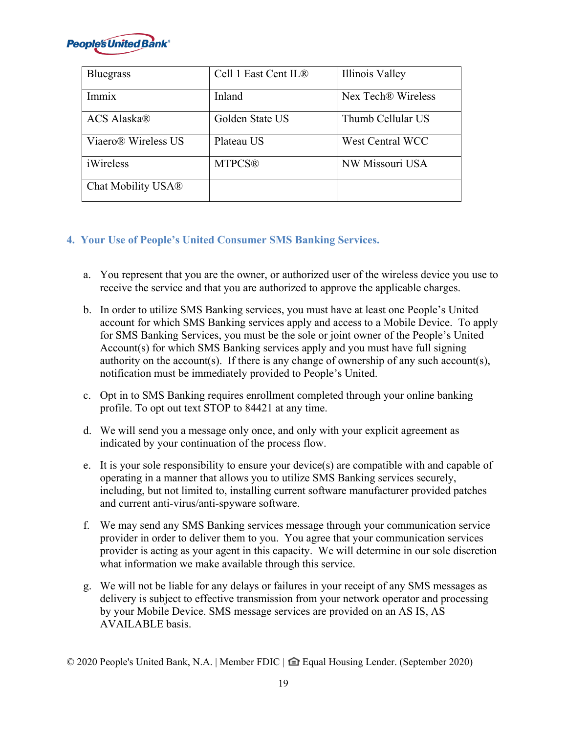| Bluegrass | Cell 1 East Cent IL® | Illinois Valley |
|---|---|---|
| Immix | Inland | Nex Tech® Wireless |
| ACS Alaska® | Golden State US | Thumb Cellular US |
| Viaero® Wireless US | Plateau US | West Central WCC |
| iWireless | MTPCS® | NW Missouri USA |
| Chat Mobility USA® | | |

## 4. Your Use of People's United Consumer SMS Banking Services.

a. You represent that you are the owner, or authorized user of the wireless device you use to receive the service and that you are authorized to approve the applicable charges.

b. In order to utilize SMS Banking services, you must have at least one People's United account for which SMS Banking services apply and access to a Mobile Device. To apply for SMS Banking Services, you must be the sole or joint owner of the People's United Account(s) for which SMS Banking services apply and you must have full signing authority on the account(s). If there is any change of ownership of any such account(s), notification must be immediately provided to People's United.

c. Opt in to SMS Banking requires enrollment completed through your online banking profile. To opt out text STOP to 84421 at any time.

d. We will send you a message only once, and only with your explicit agreement as indicated by your continuation of the process flow.

e. It is your sole responsibility to ensure your device(s) are compatible with and capable of operating in a manner that allows you to utilize SMS Banking services securely, including, but not limited to, installing current software manufacturer provided patches and current anti-virus/anti-spyware software.

f. We may send any SMS Banking services message through your communication service provider in order to deliver them to you. You agree that your communication services provider is acting as your agent in this capacity. We will determine in our sole discretion what information we make available through this service.

g. We will not be liable for any delays or failures in your receipt of any SMS messages as delivery is subject to effective transmission from your network operator and processing by your Mobile Device. SMS message services are provided on an AS IS, AS AVAILABLE basis.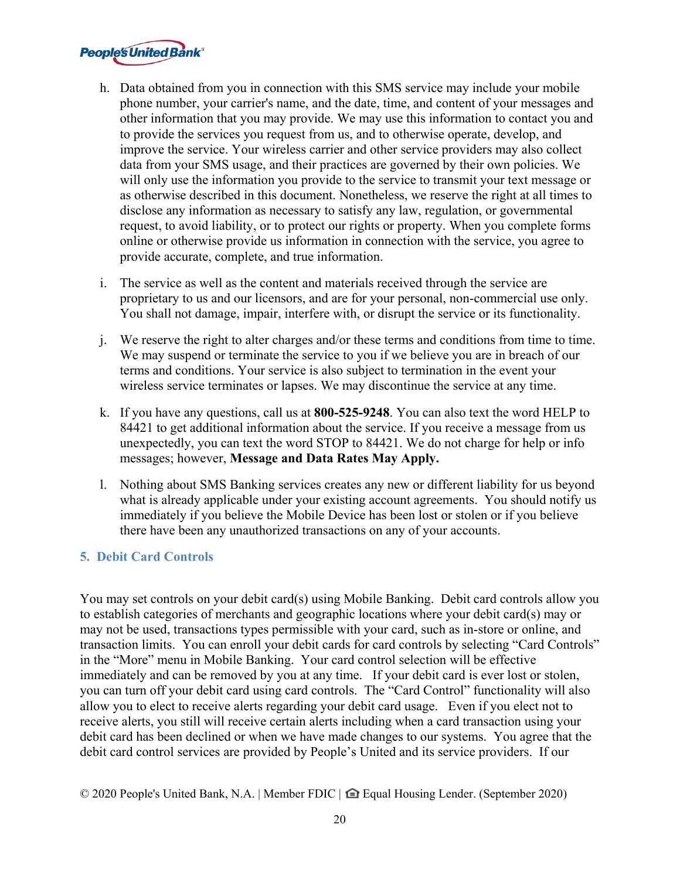h. Data obtained from you in connection with this SMS service may include your mobile phone number, your carrier's name, and the date, time, and content of your messages and other information that you may provide. We may use this information to contact you and to provide the services you request from us, and to otherwise operate, develop, and improve the service. Your wireless carrier and other service providers may also collect data from your SMS usage, and their practices are governed by their own policies. We will only use the information you provide to the service to transmit your text message or as otherwise described in this document. Nonetheless, we reserve the right at all times to disclose any information as necessary to satisfy any law, regulation, or governmental request, to avoid liability, or to protect our rights or property. When you complete forms online or otherwise provide us information in connection with the service, you agree to provide accurate, complete, and true information.

i. The service as well as the content and materials received through the service are proprietary to us and our licensors, and are for your personal, non-commercial use only. You shall not damage, impair, interfere with, or disrupt the service or its functionality.

j. We reserve the right to alter charges and/or these terms and conditions from time to time. We may suspend or terminate the service to you if we believe you are in breach of our terms and conditions. Your service is also subject to termination in the event your wireless service terminates or lapses. We may discontinue the service at any time.

k. If you have any questions, call us at **800-525-9248**. You can also text the word HELP to 84421 to get additional information about the service. If you receive a message from us unexpectedly, you can text the word STOP to 84421. We do not charge for help or info messages; however, **Message and Data Rates May Apply.**

l. Nothing about SMS Banking services creates any new or different liability for us beyond what is already applicable under your existing account agreements. You should notify us immediately if you believe the Mobile Device has been lost or stolen or if you believe there have been any unauthorized transactions on any of your accounts.

## 5. Debit Card Controls

You may set controls on your debit card(s) using Mobile Banking. Debit card controls allow you to establish categories of merchants and geographic locations where your debit card(s) may or may not be used, transactions types permissible with your card, such as in-store or online, and transaction limits. You can enroll your debit cards for card controls by selecting "Card Controls" in the "More" menu in Mobile Banking. Your card control selection will be effective immediately and can be removed by you at any time. If your debit card is ever lost or stolen, you can turn off your debit card using card controls. The "Card Control" functionality will also allow you to elect to receive alerts regarding your debit card usage. Even if you elect not to receive alerts, you still will receive certain alerts including when a card transaction using your debit card has been declined or when we have made changes to our systems. You agree that the debit card control services are provided by People's United and its service providers. If our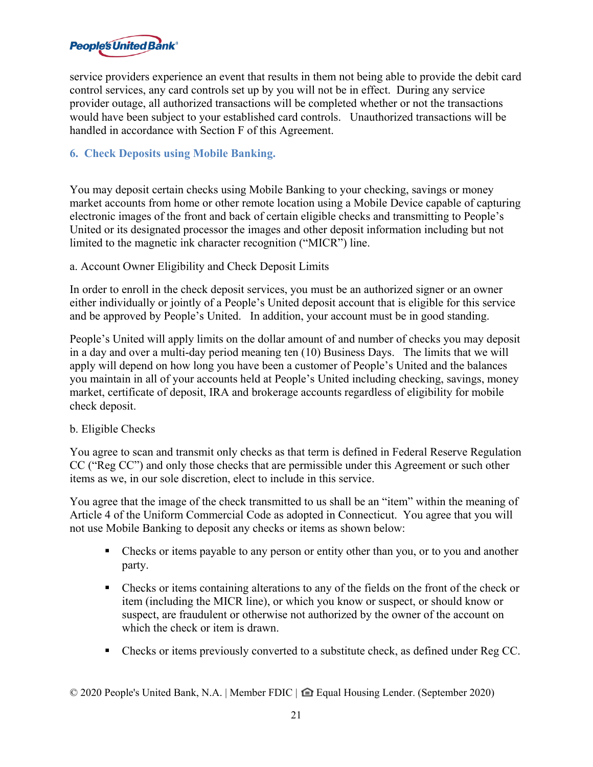service providers experience an event that results in them not being able to provide the debit card control services, any card controls set up by you will not be in effect. During any service provider outage, all authorized transactions will be completed whether or not the transactions would have been subject to your established card controls. Unauthorized transactions will be handled in accordance with Section F of this Agreement.

### 6. Check Deposits using Mobile Banking.

You may deposit certain checks using Mobile Banking to your checking, savings or money market accounts from home or other remote location using a Mobile Device capable of capturing electronic images of the front and back of certain eligible checks and transmitting to People's United or its designated processor the images and other deposit information including but not limited to the magnetic ink character recognition ("MICR") line.

a. Account Owner Eligibility and Check Deposit Limits

In order to enroll in the check deposit services, you must be an authorized signer or an owner either individually or jointly of a People's United deposit account that is eligible for this service and be approved by People's United. In addition, your account must be in good standing.

People's United will apply limits on the dollar amount of and number of checks you may deposit in a day and over a multi-day period meaning ten (10) Business Days. The limits that we will apply will depend on how long you have been a customer of People's United and the balances you maintain in all of your accounts held at People's United including checking, savings, money market, certificate of deposit, IRA and brokerage accounts regardless of eligibility for mobile check deposit.

b. Eligible Checks

You agree to scan and transmit only checks as that term is defined in Federal Reserve Regulation CC ("Reg CC") and only those checks that are permissible under this Agreement or such other items as we, in our sole discretion, elect to include in this service.

You agree that the image of the check transmitted to us shall be an "item" within the meaning of Article 4 of the Uniform Commercial Code as adopted in Connecticut. You agree that you will not use Mobile Banking to deposit any checks or items as shown below:

- Checks or items payable to any person or entity other than you, or to you and another party.
- Checks or items containing alterations to any of the fields on the front of the check or item (including the MICR line), or which you know or suspect, or should know or suspect, are fraudulent or otherwise not authorized by the owner of the account on which the check or item is drawn.
- Checks or items previously converted to a substitute check, as defined under Reg CC.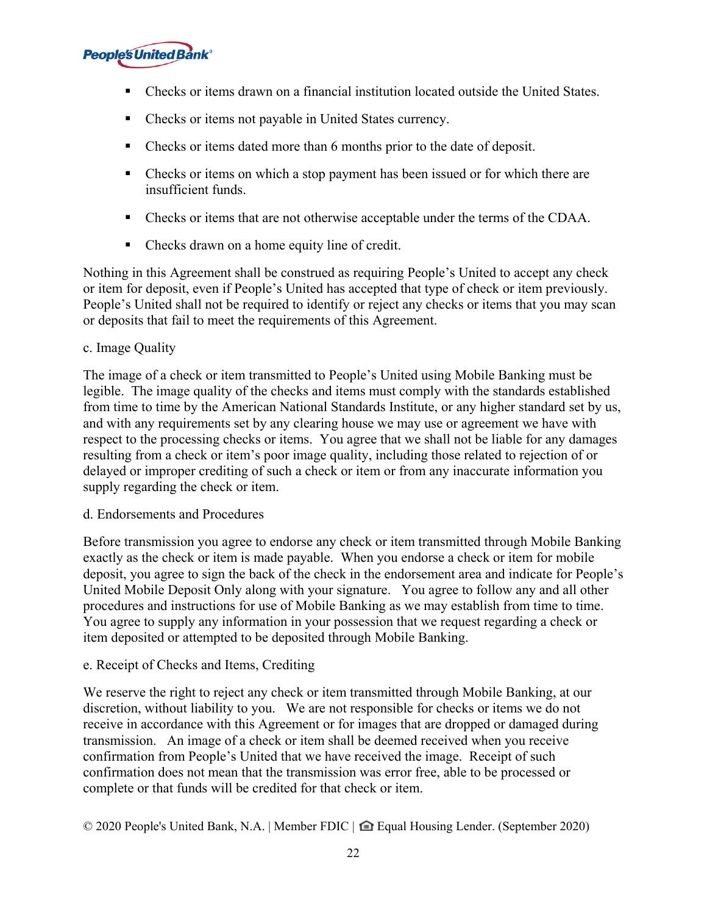- Checks or items drawn on a financial institution located outside the United States.
- Checks or items not payable in United States currency.
- Checks or items dated more than 6 months prior to the date of deposit.
- Checks or items on which a stop payment has been issued or for which there are insufficient funds.
- Checks or items that are not otherwise acceptable under the terms of the CDAA.
- Checks drawn on a home equity line of credit.

Nothing in this Agreement shall be construed as requiring People's United to accept any check or item for deposit, even if People's United has accepted that type of check or item previously. People's United shall not be required to identify or reject any checks or items that you may scan or deposits that fail to meet the requirements of this Agreement.

c. Image Quality

The image of a check or item transmitted to People's United using Mobile Banking must be legible. The image quality of the checks and items must comply with the standards established from time to time by the American National Standards Institute, or any higher standard set by us, and with any requirements set by any clearing house we may use or agreement we have with respect to the processing checks or items. You agree that we shall not be liable for any damages resulting from a check or item's poor image quality, including those related to rejection of or delayed or improper crediting of such a check or item or from any inaccurate information you supply regarding the check or item.

d. Endorsements and Procedures

Before transmission you agree to endorse any check or item transmitted through Mobile Banking exactly as the check or item is made payable. When you endorse a check or item for mobile deposit, you agree to sign the back of the check in the endorsement area and indicate for People's United Mobile Deposit Only along with your signature. You agree to follow any and all other procedures and instructions for use of Mobile Banking as we may establish from time to time. You agree to supply any information in your possession that we request regarding a check or item deposited or attempted to be deposited through Mobile Banking.

e. Receipt of Checks and Items, Crediting

We reserve the right to reject any check or item transmitted through Mobile Banking, at our discretion, without liability to you. We are not responsible for checks or items we do not receive in accordance with this Agreement or for images that are dropped or damaged during transmission. An image of a check or item shall be deemed received when you receive confirmation from People's United that we have received the image. Receipt of such confirmation does not mean that the transmission was error free, able to be processed or complete or that funds will be credited for that check or item.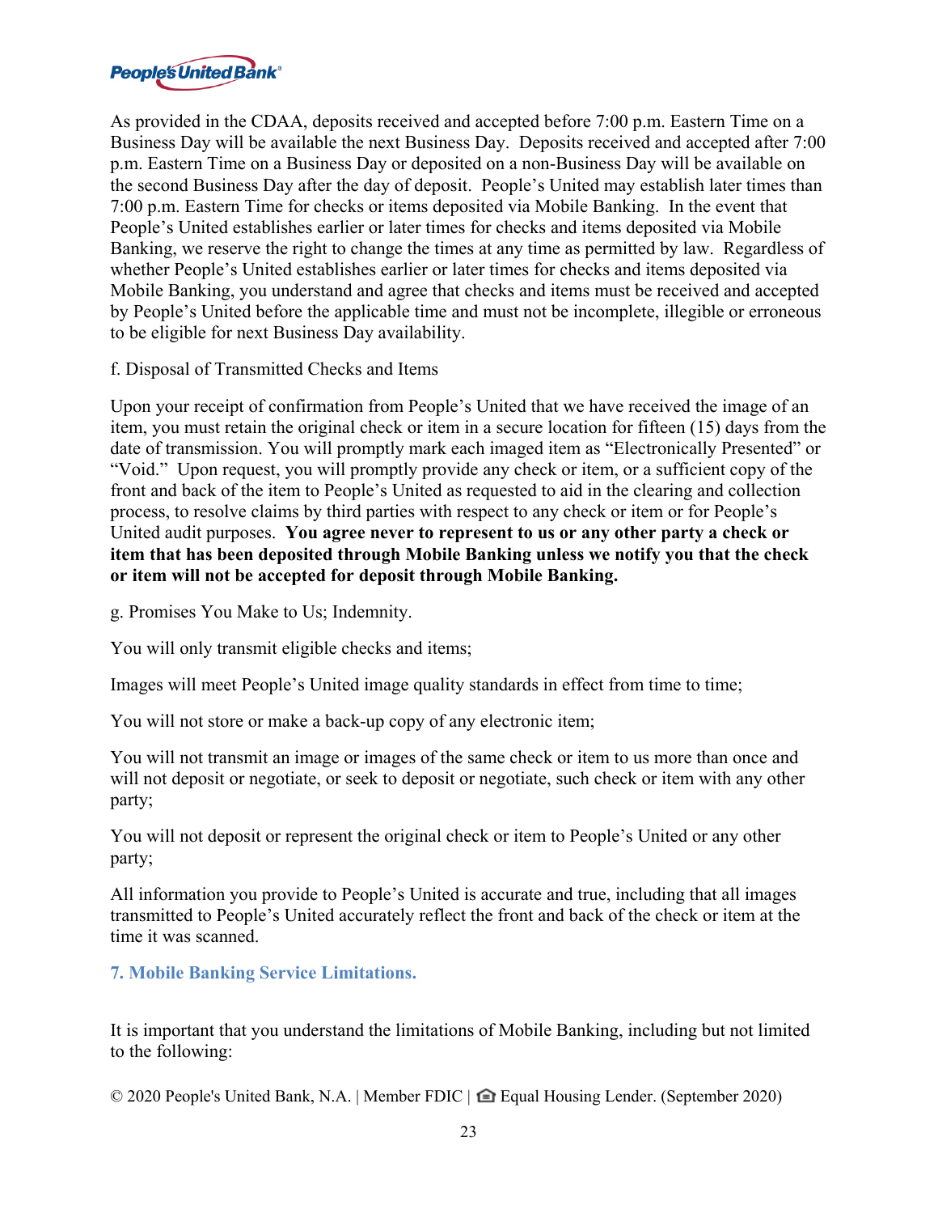As provided in the CDAA, deposits received and accepted before 7:00 p.m. Eastern Time on a Business Day will be available the next Business Day. Deposits received and accepted after 7:00 p.m. Eastern Time on a Business Day or deposited on a non-Business Day will be available on the second Business Day after the day of deposit. People's United may establish later times than 7:00 p.m. Eastern Time for checks or items deposited via Mobile Banking. In the event that People's United establishes earlier or later times for checks and items deposited via Mobile Banking, we reserve the right to change the times at any time as permitted by law. Regardless of whether People's United establishes earlier or later times for checks and items deposited via Mobile Banking, you understand and agree that checks and items must be received and accepted by People's United before the applicable time and must not be incomplete, illegible or erroneous to be eligible for next Business Day availability.

f. Disposal of Transmitted Checks and Items

Upon your receipt of confirmation from People's United that we have received the image of an item, you must retain the original check or item in a secure location for fifteen (15) days from the date of transmission. You will promptly mark each imaged item as "Electronically Presented" or "Void." Upon request, you will promptly provide any check or item, or a sufficient copy of the front and back of the item to People's United as requested to aid in the clearing and collection process, to resolve claims by third parties with respect to any check or item or for People's United audit purposes. **You agree never to represent to us or any other party a check or item that has been deposited through Mobile Banking unless we notify you that the check or item will not be accepted for deposit through Mobile Banking.**

g. Promises You Make to Us; Indemnity.

You will only transmit eligible checks and items;

Images will meet People's United image quality standards in effect from time to time;

You will not store or make a back-up copy of any electronic item;

You will not transmit an image or images of the same check or item to us more than once and will not deposit or negotiate, or seek to deposit or negotiate, such check or item with any other party;

You will not deposit or represent the original check or item to People's United or any other party;

All information you provide to People's United is accurate and true, including that all images transmitted to People's United accurately reflect the front and back of the check or item at the time it was scanned.

## 7. Mobile Banking Service Limitations.

It is important that you understand the limitations of Mobile Banking, including but not limited to the following: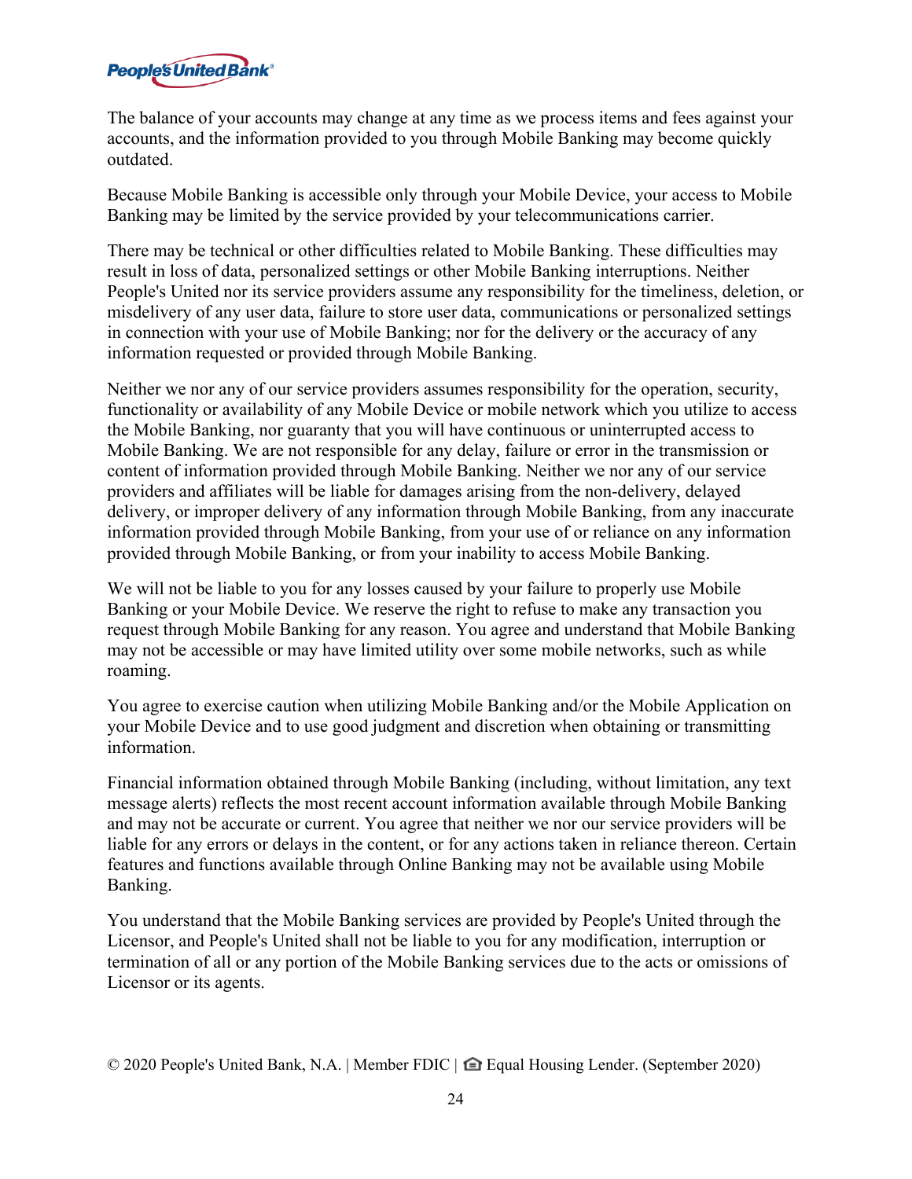The balance of your accounts may change at any time as we process items and fees against your accounts, and the information provided to you through Mobile Banking may become quickly outdated.

Because Mobile Banking is accessible only through your Mobile Device, your access to Mobile Banking may be limited by the service provided by your telecommunications carrier.

There may be technical or other difficulties related to Mobile Banking. These difficulties may result in loss of data, personalized settings or other Mobile Banking interruptions. Neither People's United nor its service providers assume any responsibility for the timeliness, deletion, or misdelivery of any user data, failure to store user data, communications or personalized settings in connection with your use of Mobile Banking; nor for the delivery or the accuracy of any information requested or provided through Mobile Banking.

Neither we nor any of our service providers assumes responsibility for the operation, security, functionality or availability of any Mobile Device or mobile network which you utilize to access the Mobile Banking, nor guaranty that you will have continuous or uninterrupted access to Mobile Banking. We are not responsible for any delay, failure or error in the transmission or content of information provided through Mobile Banking. Neither we nor any of our service providers and affiliates will be liable for damages arising from the non-delivery, delayed delivery, or improper delivery of any information through Mobile Banking, from any inaccurate information provided through Mobile Banking, from your use of or reliance on any information provided through Mobile Banking, or from your inability to access Mobile Banking.

We will not be liable to you for any losses caused by your failure to properly use Mobile Banking or your Mobile Device. We reserve the right to refuse to make any transaction you request through Mobile Banking for any reason. You agree and understand that Mobile Banking may not be accessible or may have limited utility over some mobile networks, such as while roaming.

You agree to exercise caution when utilizing Mobile Banking and/or the Mobile Application on your Mobile Device and to use good judgment and discretion when obtaining or transmitting information.

Financial information obtained through Mobile Banking (including, without limitation, any text message alerts) reflects the most recent account information available through Mobile Banking and may not be accurate or current. You agree that neither we nor our service providers will be liable for any errors or delays in the content, or for any actions taken in reliance thereon. Certain features and functions available through Online Banking may not be available using Mobile Banking.

You understand that the Mobile Banking services are provided by People's United through the Licensor, and People's United shall not be liable to you for any modification, interruption or termination of all or any portion of the Mobile Banking services due to the acts or omissions of Licensor or its agents.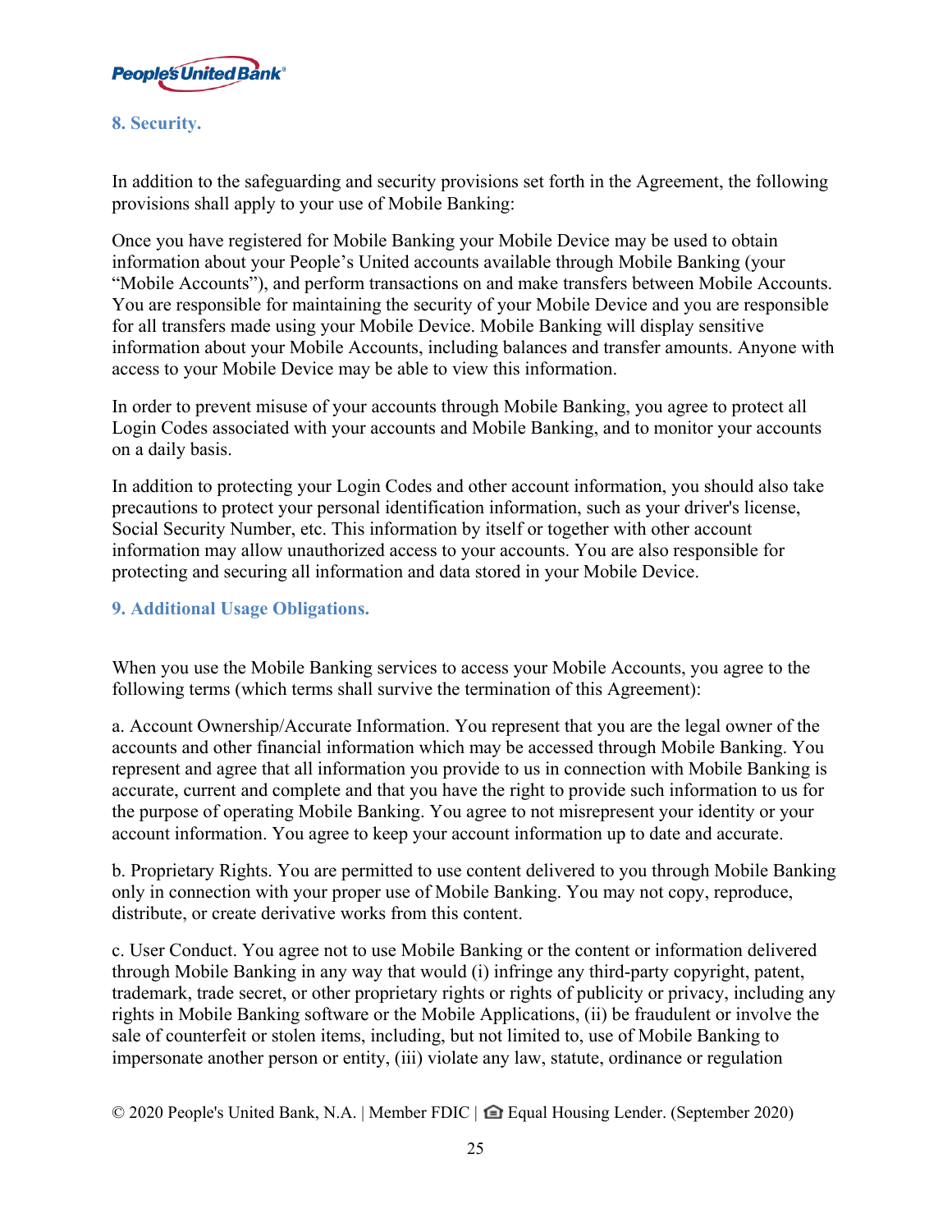## 8. Security.

In addition to the safeguarding and security provisions set forth in the Agreement, the following provisions shall apply to your use of Mobile Banking:

Once you have registered for Mobile Banking your Mobile Device may be used to obtain information about your People's United accounts available through Mobile Banking (your "Mobile Accounts"), and perform transactions on and make transfers between Mobile Accounts. You are responsible for maintaining the security of your Mobile Device and you are responsible for all transfers made using your Mobile Device. Mobile Banking will display sensitive information about your Mobile Accounts, including balances and transfer amounts. Anyone with access to your Mobile Device may be able to view this information.

In order to prevent misuse of your accounts through Mobile Banking, you agree to protect all Login Codes associated with your accounts and Mobile Banking, and to monitor your accounts on a daily basis.

In addition to protecting your Login Codes and other account information, you should also take precautions to protect your personal identification information, such as your driver's license, Social Security Number, etc. This information by itself or together with other account information may allow unauthorized access to your accounts. You are also responsible for protecting and securing all information and data stored in your Mobile Device.

## 9. Additional Usage Obligations.

When you use the Mobile Banking services to access your Mobile Accounts, you agree to the following terms (which terms shall survive the termination of this Agreement):

a. Account Ownership/Accurate Information. You represent that you are the legal owner of the accounts and other financial information which may be accessed through Mobile Banking. You represent and agree that all information you provide to us in connection with Mobile Banking is accurate, current and complete and that you have the right to provide such information to us for the purpose of operating Mobile Banking. You agree to not misrepresent your identity or your account information. You agree to keep your account information up to date and accurate.

b. Proprietary Rights. You are permitted to use content delivered to you through Mobile Banking only in connection with your proper use of Mobile Banking. You may not copy, reproduce, distribute, or create derivative works from this content.

c. User Conduct. You agree not to use Mobile Banking or the content or information delivered through Mobile Banking in any way that would (i) infringe any third-party copyright, patent, trademark, trade secret, or other proprietary rights or rights of publicity or privacy, including any rights in Mobile Banking software or the Mobile Applications, (ii) be fraudulent or involve the sale of counterfeit or stolen items, including, but not limited to, use of Mobile Banking to impersonate another person or entity, (iii) violate any law, statute, ordinance or regulation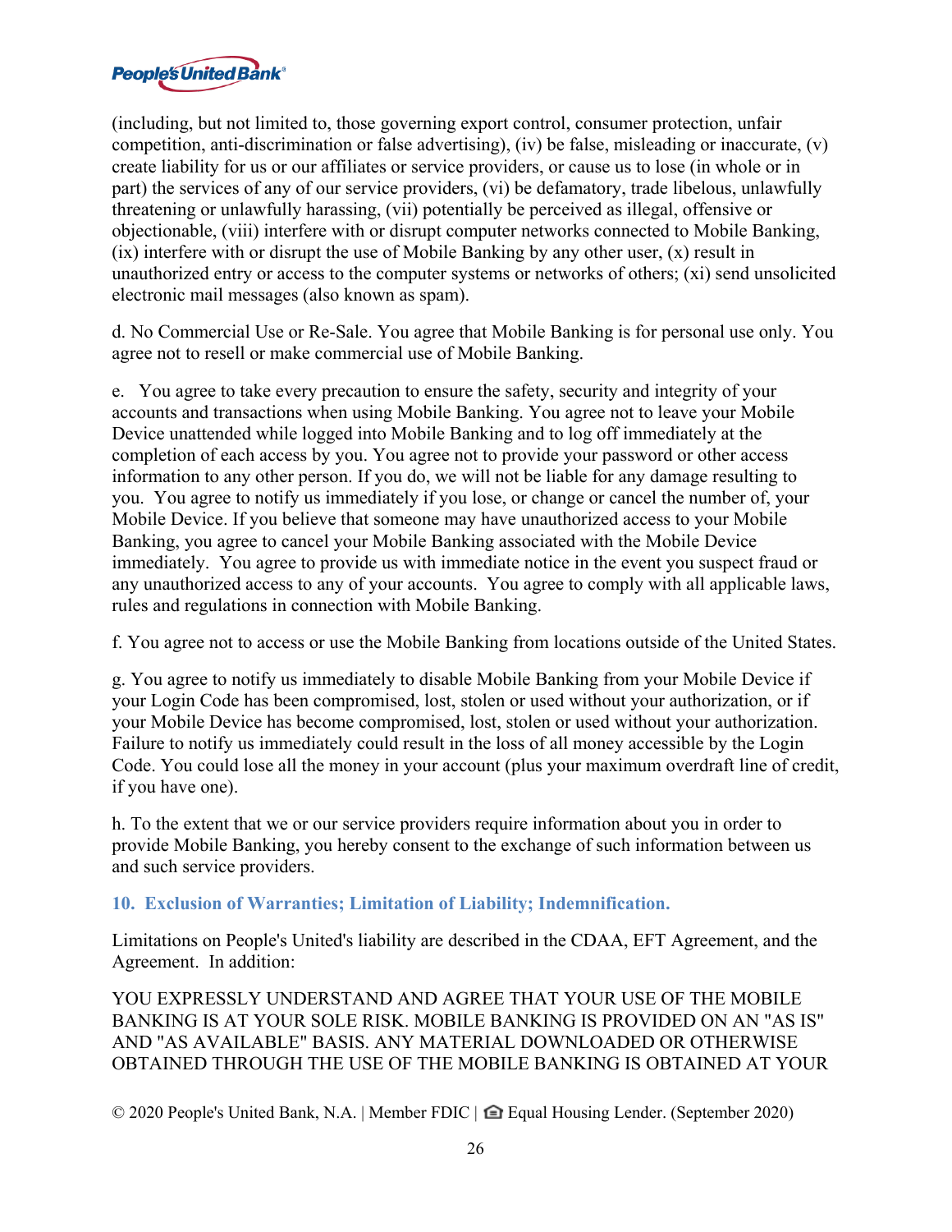(including, but not limited to, those governing export control, consumer protection, unfair competition, anti-discrimination or false advertising), (iv) be false, misleading or inaccurate, (v) create liability for us or our affiliates or service providers, or cause us to lose (in whole or in part) the services of any of our service providers, (vi) be defamatory, trade libelous, unlawfully threatening or unlawfully harassing, (vii) potentially be perceived as illegal, offensive or objectionable, (viii) interfere with or disrupt computer networks connected to Mobile Banking, (ix) interfere with or disrupt the use of Mobile Banking by any other user, (x) result in unauthorized entry or access to the computer systems or networks of others; (xi) send unsolicited electronic mail messages (also known as spam).

d. No Commercial Use or Re-Sale. You agree that Mobile Banking is for personal use only. You agree not to resell or make commercial use of Mobile Banking.

e. You agree to take every precaution to ensure the safety, security and integrity of your accounts and transactions when using Mobile Banking. You agree not to leave your Mobile Device unattended while logged into Mobile Banking and to log off immediately at the completion of each access by you. You agree not to provide your password or other access information to any other person. If you do, we will not be liable for any damage resulting to you. You agree to notify us immediately if you lose, or change or cancel the number of, your Mobile Device. If you believe that someone may have unauthorized access to your Mobile Banking, you agree to cancel your Mobile Banking associated with the Mobile Device immediately. You agree to provide us with immediate notice in the event you suspect fraud or any unauthorized access to any of your accounts. You agree to comply with all applicable laws, rules and regulations in connection with Mobile Banking.

f. You agree not to access or use the Mobile Banking from locations outside of the United States.

g. You agree to notify us immediately to disable Mobile Banking from your Mobile Device if your Login Code has been compromised, lost, stolen or used without your authorization, or if your Mobile Device has become compromised, lost, stolen or used without your authorization. Failure to notify us immediately could result in the loss of all money accessible by the Login Code. You could lose all the money in your account (plus your maximum overdraft line of credit, if you have one).

h. To the extent that we or our service providers require information about you in order to provide Mobile Banking, you hereby consent to the exchange of such information between us and such service providers.

## 10. Exclusion of Warranties; Limitation of Liability; Indemnification.

Limitations on People's United's liability are described in the CDAA, EFT Agreement, and the Agreement. In addition:

YOU EXPRESSLY UNDERSTAND AND AGREE THAT YOUR USE OF THE MOBILE BANKING IS AT YOUR SOLE RISK. MOBILE BANKING IS PROVIDED ON AN "AS IS" AND "AS AVAILABLE" BASIS. ANY MATERIAL DOWNLOADED OR OTHERWISE OBTAINED THROUGH THE USE OF THE MOBILE BANKING IS OBTAINED AT YOUR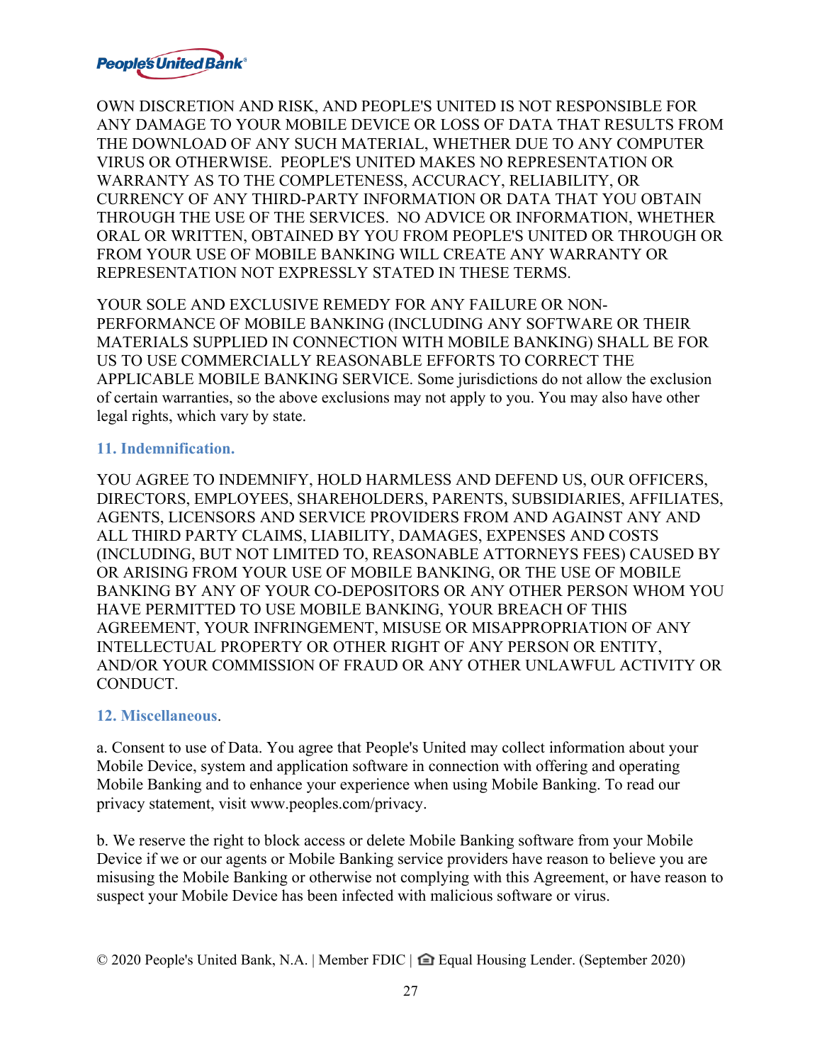OWN DISCRETION AND RISK, AND PEOPLE'S UNITED IS NOT RESPONSIBLE FOR ANY DAMAGE TO YOUR MOBILE DEVICE OR LOSS OF DATA THAT RESULTS FROM THE DOWNLOAD OF ANY SUCH MATERIAL, WHETHER DUE TO ANY COMPUTER VIRUS OR OTHERWISE. PEOPLE'S UNITED MAKES NO REPRESENTATION OR WARRANTY AS TO THE COMPLETENESS, ACCURACY, RELIABILITY, OR CURRENCY OF ANY THIRD-PARTY INFORMATION OR DATA THAT YOU OBTAIN THROUGH THE USE OF THE SERVICES. NO ADVICE OR INFORMATION, WHETHER ORAL OR WRITTEN, OBTAINED BY YOU FROM PEOPLE'S UNITED OR THROUGH OR FROM YOUR USE OF MOBILE BANKING WILL CREATE ANY WARRANTY OR REPRESENTATION NOT EXPRESSLY STATED IN THESE TERMS.

YOUR SOLE AND EXCLUSIVE REMEDY FOR ANY FAILURE OR NON-PERFORMANCE OF MOBILE BANKING (INCLUDING ANY SOFTWARE OR THEIR MATERIALS SUPPLIED IN CONNECTION WITH MOBILE BANKING) SHALL BE FOR US TO USE COMMERCIALLY REASONABLE EFFORTS TO CORRECT THE APPLICABLE MOBILE BANKING SERVICE. Some jurisdictions do not allow the exclusion of certain warranties, so the above exclusions may not apply to you. You may also have other legal rights, which vary by state.

## 11. Indemnification.

YOU AGREE TO INDEMNIFY, HOLD HARMLESS AND DEFEND US, OUR OFFICERS, DIRECTORS, EMPLOYEES, SHAREHOLDERS, PARENTS, SUBSIDIARIES, AFFILIATES, AGENTS, LICENSORS AND SERVICE PROVIDERS FROM AND AGAINST ANY AND ALL THIRD PARTY CLAIMS, LIABILITY, DAMAGES, EXPENSES AND COSTS (INCLUDING, BUT NOT LIMITED TO, REASONABLE ATTORNEYS FEES) CAUSED BY OR ARISING FROM YOUR USE OF MOBILE BANKING, OR THE USE OF MOBILE BANKING BY ANY OF YOUR CO-DEPOSITORS OR ANY OTHER PERSON WHOM YOU HAVE PERMITTED TO USE MOBILE BANKING, YOUR BREACH OF THIS AGREEMENT, YOUR INFRINGEMENT, MISUSE OR MISAPPROPRIATION OF ANY INTELLECTUAL PROPERTY OR OTHER RIGHT OF ANY PERSON OR ENTITY, AND/OR YOUR COMMISSION OF FRAUD OR ANY OTHER UNLAWFUL ACTIVITY OR CONDUCT.

## 12. Miscellaneous.

a. Consent to use of Data. You agree that People's United may collect information about your Mobile Device, system and application software in connection with offering and operating Mobile Banking and to enhance your experience when using Mobile Banking. To read our privacy statement, visit www.peoples.com/privacy.

b. We reserve the right to block access or delete Mobile Banking software from your Mobile Device if we or our agents or Mobile Banking service providers have reason to believe you are misusing the Mobile Banking or otherwise not complying with this Agreement, or have reason to suspect your Mobile Device has been infected with malicious software or virus.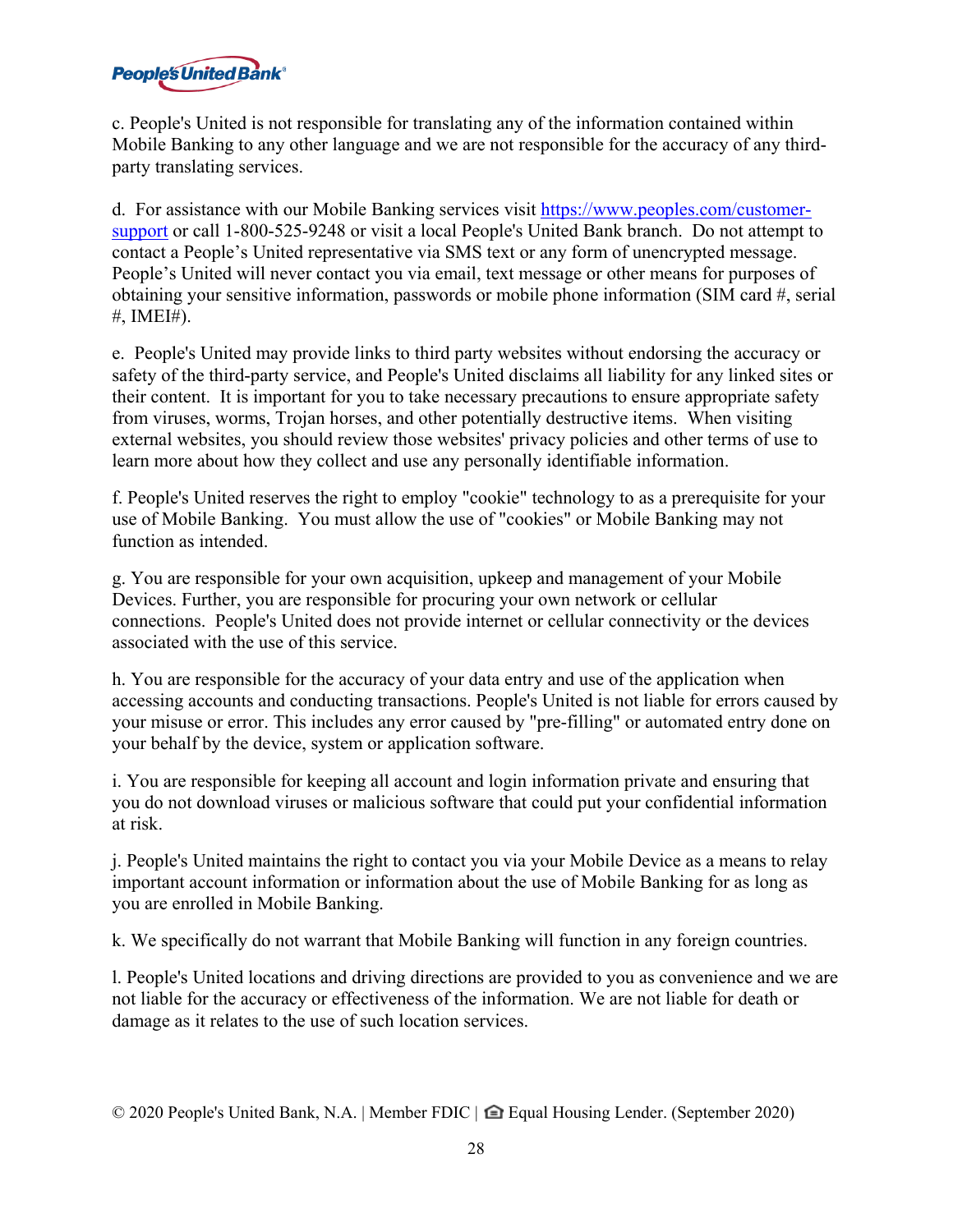c. People's United is not responsible for translating any of the information contained within Mobile Banking to any other language and we are not responsible for the accuracy of any third-party translating services.

d. For assistance with our Mobile Banking services visit [https://www.peoples.com/customer-support](https://www.peoples.com/customer-support) or call 1-800-525-9248 or visit a local People's United Bank branch. Do not attempt to contact a People's United representative via SMS text or any form of unencrypted message. People's United will never contact you via email, text message or other means for purposes of obtaining your sensitive information, passwords or mobile phone information (SIM card #, serial #, IMEI#).

e. People's United may provide links to third party websites without endorsing the accuracy or safety of the third-party service, and People's United disclaims all liability for any linked sites or their content. It is important for you to take necessary precautions to ensure appropriate safety from viruses, worms, Trojan horses, and other potentially destructive items. When visiting external websites, you should review those websites' privacy policies and other terms of use to learn more about how they collect and use any personally identifiable information.

f. People's United reserves the right to employ "cookie" technology to as a prerequisite for your use of Mobile Banking. You must allow the use of "cookies" or Mobile Banking may not function as intended.

g. You are responsible for your own acquisition, upkeep and management of your Mobile Devices. Further, you are responsible for procuring your own network or cellular connections. People's United does not provide internet or cellular connectivity or the devices associated with the use of this service.

h. You are responsible for the accuracy of your data entry and use of the application when accessing accounts and conducting transactions. People's United is not liable for errors caused by your misuse or error. This includes any error caused by "pre-filling" or automated entry done on your behalf by the device, system or application software.

i. You are responsible for keeping all account and login information private and ensuring that you do not download viruses or malicious software that could put your confidential information at risk.

j. People's United maintains the right to contact you via your Mobile Device as a means to relay important account information or information about the use of Mobile Banking for as long as you are enrolled in Mobile Banking.

k. We specifically do not warrant that Mobile Banking will function in any foreign countries.

l. People's United locations and driving directions are provided to you as convenience and we are not liable for the accuracy or effectiveness of the information. We are not liable for death or damage as it relates to the use of such location services.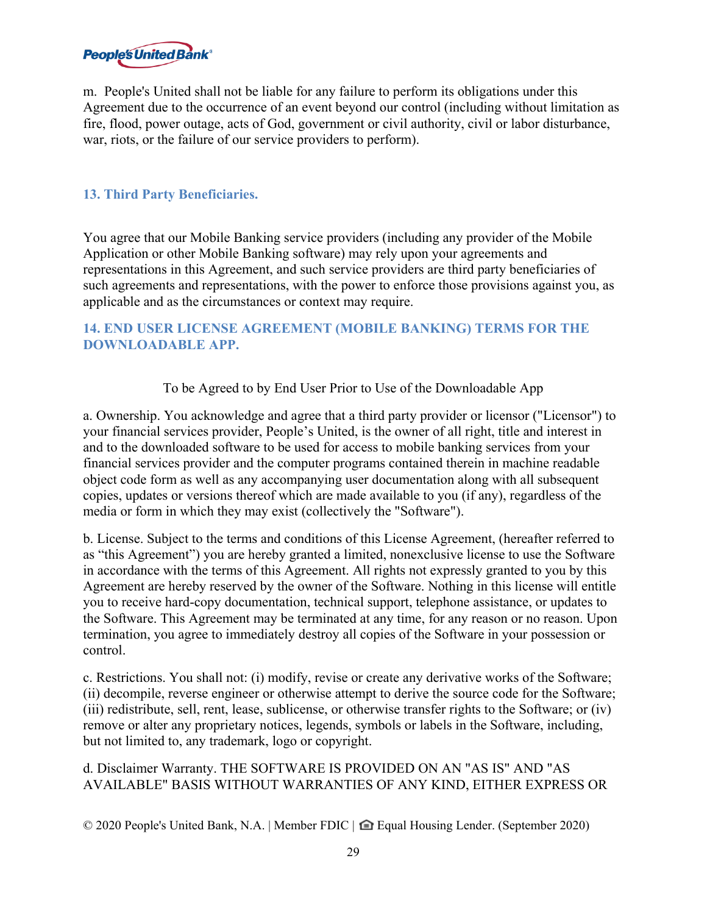m. People's United shall not be liable for any failure to perform its obligations under this Agreement due to the occurrence of an event beyond our control (including without limitation as fire, flood, power outage, acts of God, government or civil authority, civil or labor disturbance, war, riots, or the failure of our service providers to perform).

## 13. Third Party Beneficiaries.

You agree that our Mobile Banking service providers (including any provider of the Mobile Application or other Mobile Banking software) may rely upon your agreements and representations in this Agreement, and such service providers are third party beneficiaries of such agreements and representations, with the power to enforce those provisions against you, as applicable and as the circumstances or context may require.

## 14. END USER LICENSE AGREEMENT (MOBILE BANKING) TERMS FOR THE DOWNLOADABLE APP.

To be Agreed to by End User Prior to Use of the Downloadable App

a. Ownership. You acknowledge and agree that a third party provider or licensor ("Licensor") to your financial services provider, People's United, is the owner of all right, title and interest in and to the downloaded software to be used for access to mobile banking services from your financial services provider and the computer programs contained therein in machine readable object code form as well as any accompanying user documentation along with all subsequent copies, updates or versions thereof which are made available to you (if any), regardless of the media or form in which they may exist (collectively the "Software").

b. License. Subject to the terms and conditions of this License Agreement, (hereafter referred to as "this Agreement") you are hereby granted a limited, nonexclusive license to use the Software in accordance with the terms of this Agreement. All rights not expressly granted to you by this Agreement are hereby reserved by the owner of the Software. Nothing in this license will entitle you to receive hard-copy documentation, technical support, telephone assistance, or updates to the Software. This Agreement may be terminated at any time, for any reason or no reason. Upon termination, you agree to immediately destroy all copies of the Software in your possession or control.

c. Restrictions. You shall not: (i) modify, revise or create any derivative works of the Software; (ii) decompile, reverse engineer or otherwise attempt to derive the source code for the Software; (iii) redistribute, sell, rent, lease, sublicense, or otherwise transfer rights to the Software; or (iv) remove or alter any proprietary notices, legends, symbols or labels in the Software, including, but not limited to, any trademark, logo or copyright.

d. Disclaimer Warranty. THE SOFTWARE IS PROVIDED ON AN "AS IS" AND "AS AVAILABLE" BASIS WITHOUT WARRANTIES OF ANY KIND, EITHER EXPRESS OR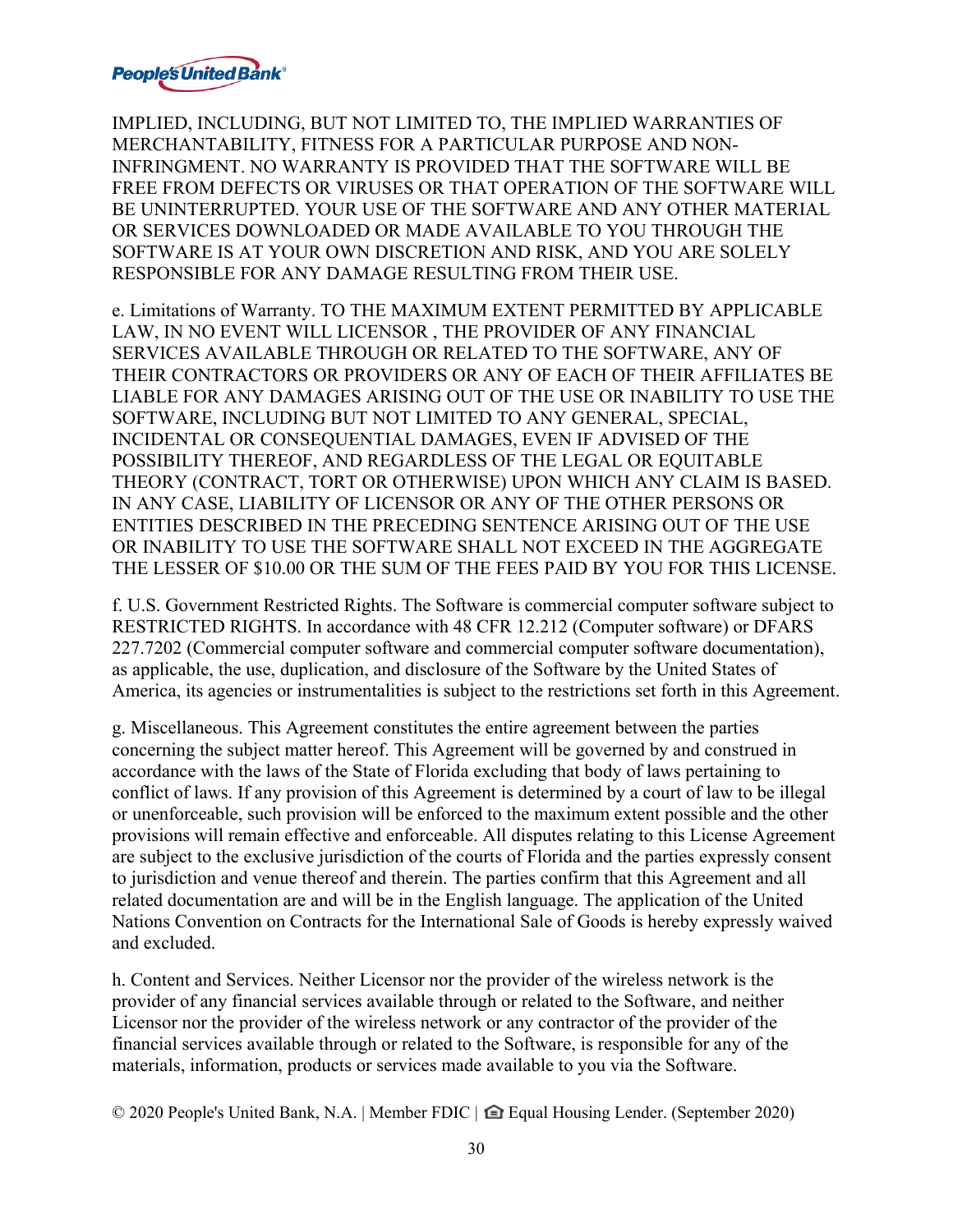IMPLIED, INCLUDING, BUT NOT LIMITED TO, THE IMPLIED WARRANTIES OF MERCHANTABILITY, FITNESS FOR A PARTICULAR PURPOSE AND NON-INFRINGMENT. NO WARRANTY IS PROVIDED THAT THE SOFTWARE WILL BE FREE FROM DEFECTS OR VIRUSES OR THAT OPERATION OF THE SOFTWARE WILL BE UNINTERRUPTED. YOUR USE OF THE SOFTWARE AND ANY OTHER MATERIAL OR SERVICES DOWNLOADED OR MADE AVAILABLE TO YOU THROUGH THE SOFTWARE IS AT YOUR OWN DISCRETION AND RISK, AND YOU ARE SOLELY RESPONSIBLE FOR ANY DAMAGE RESULTING FROM THEIR USE.

e. Limitations of Warranty. TO THE MAXIMUM EXTENT PERMITTED BY APPLICABLE LAW, IN NO EVENT WILL LICENSOR , THE PROVIDER OF ANY FINANCIAL SERVICES AVAILABLE THROUGH OR RELATED TO THE SOFTWARE, ANY OF THEIR CONTRACTORS OR PROVIDERS OR ANY OF EACH OF THEIR AFFILIATES BE LIABLE FOR ANY DAMAGES ARISING OUT OF THE USE OR INABILITY TO USE THE SOFTWARE, INCLUDING BUT NOT LIMITED TO ANY GENERAL, SPECIAL, INCIDENTAL OR CONSEQUENTIAL DAMAGES, EVEN IF ADVISED OF THE POSSIBILITY THEREOF, AND REGARDLESS OF THE LEGAL OR EQUITABLE THEORY (CONTRACT, TORT OR OTHERWISE) UPON WHICH ANY CLAIM IS BASED. IN ANY CASE, LIABILITY OF LICENSOR OR ANY OF THE OTHER PERSONS OR ENTITIES DESCRIBED IN THE PRECEDING SENTENCE ARISING OUT OF THE USE OR INABILITY TO USE THE SOFTWARE SHALL NOT EXCEED IN THE AGGREGATE THE LESSER OF $10.00 OR THE SUM OF THE FEES PAID BY YOU FOR THIS LICENSE.

f. U.S. Government Restricted Rights. The Software is commercial computer software subject to RESTRICTED RIGHTS. In accordance with 48 CFR 12.212 (Computer software) or DFARS 227.7202 (Commercial computer software and commercial computer software documentation), as applicable, the use, duplication, and disclosure of the Software by the United States of America, its agencies or instrumentalities is subject to the restrictions set forth in this Agreement.

g. Miscellaneous. This Agreement constitutes the entire agreement between the parties concerning the subject matter hereof. This Agreement will be governed by and construed in accordance with the laws of the State of Florida excluding that body of laws pertaining to conflict of laws. If any provision of this Agreement is determined by a court of law to be illegal or unenforceable, such provision will be enforced to the maximum extent possible and the other provisions will remain effective and enforceable. All disputes relating to this License Agreement are subject to the exclusive jurisdiction of the courts of Florida and the parties expressly consent to jurisdiction and venue thereof and therein. The parties confirm that this Agreement and all related documentation are and will be in the English language. The application of the United Nations Convention on Contracts for the International Sale of Goods is hereby expressly waived and excluded.

h. Content and Services. Neither Licensor nor the provider of the wireless network is the provider of any financial services available through or related to the Software, and neither Licensor nor the provider of the wireless network or any contractor of the provider of the financial services available through or related to the Software, is responsible for any of the materials, information, products or services made available to you via the Software.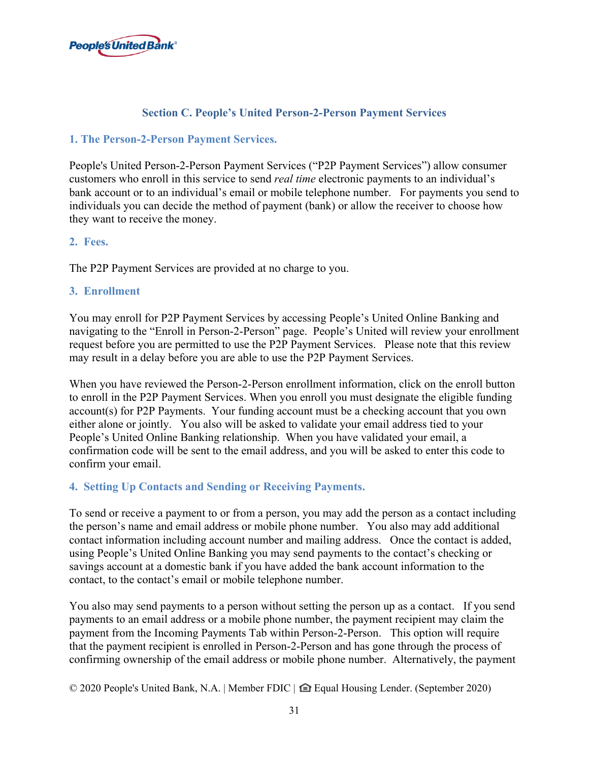## Section C. People's United Person-2-Person Payment Services

### 1. The Person-2-Person Payment Services.

People's United Person-2-Person Payment Services ("P2P Payment Services") allow consumer customers who enroll in this service to send *real time* electronic payments to an individual's bank account or to an individual's email or mobile telephone number. For payments you send to individuals you can decide the method of payment (bank) or allow the receiver to choose how they want to receive the money.

### 2. Fees.

The P2P Payment Services are provided at no charge to you.

### 3. Enrollment

You may enroll for P2P Payment Services by accessing People's United Online Banking and navigating to the "Enroll in Person-2-Person" page. People's United will review your enrollment request before you are permitted to use the P2P Payment Services. Please note that this review may result in a delay before you are able to use the P2P Payment Services.

When you have reviewed the Person-2-Person enrollment information, click on the enroll button to enroll in the P2P Payment Services. When you enroll you must designate the eligible funding account(s) for P2P Payments. Your funding account must be a checking account that you own either alone or jointly. You also will be asked to validate your email address tied to your People's United Online Banking relationship. When you have validated your email, a confirmation code will be sent to the email address, and you will be asked to enter this code to confirm your email.

### 4. Setting Up Contacts and Sending or Receiving Payments.

To send or receive a payment to or from a person, you may add the person as a contact including the person's name and email address or mobile phone number. You also may add additional contact information including account number and mailing address. Once the contact is added, using People's United Online Banking you may send payments to the contact's checking or savings account at a domestic bank if you have added the bank account information to the contact, to the contact's email or mobile telephone number.

You also may send payments to a person without setting the person up as a contact. If you send payments to an email address or a mobile phone number, the payment recipient may claim the payment from the Incoming Payments Tab within Person-2-Person. This option will require that the payment recipient is enrolled in Person-2-Person and has gone through the process of confirming ownership of the email address or mobile phone number. Alternatively, the payment

© 2020 People's United Bank, N.A. | Member FDIC | Equal Housing Lender. (September 2020)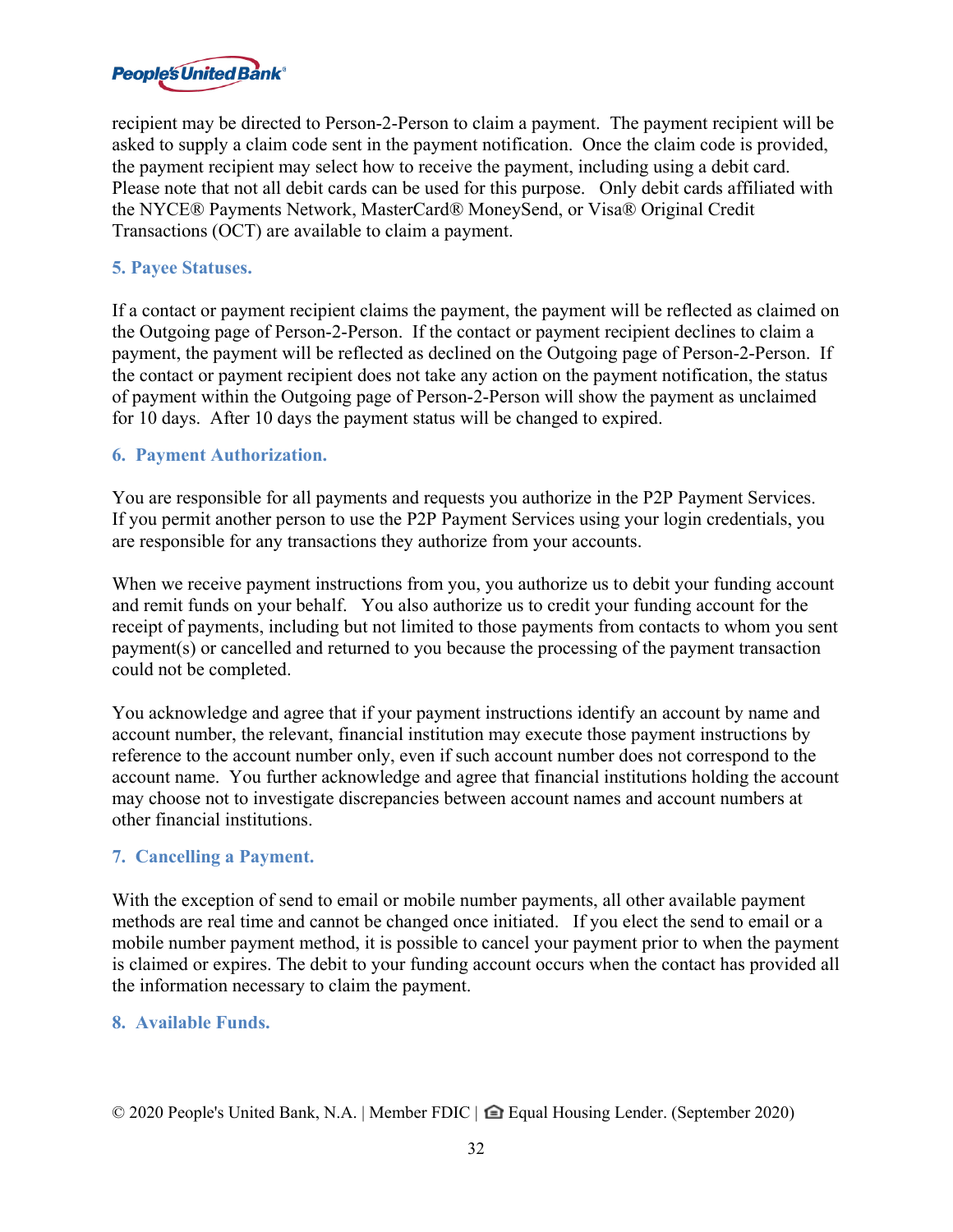recipient may be directed to Person-2-Person to claim a payment. The payment recipient will be asked to supply a claim code sent in the payment notification. Once the claim code is provided, the payment recipient may select how to receive the payment, including using a debit card. Please note that not all debit cards can be used for this purpose. Only debit cards affiliated with the NYCE® Payments Network, MasterCard® MoneySend, or Visa® Original Credit Transactions (OCT) are available to claim a payment.

### 5. Payee Statuses.

If a contact or payment recipient claims the payment, the payment will be reflected as claimed on the Outgoing page of Person-2-Person. If the contact or payment recipient declines to claim a payment, the payment will be reflected as declined on the Outgoing page of Person-2-Person. If the contact or payment recipient does not take any action on the payment notification, the status of payment within the Outgoing page of Person-2-Person will show the payment as unclaimed for 10 days. After 10 days the payment status will be changed to expired.

### 6. Payment Authorization.

You are responsible for all payments and requests you authorize in the P2P Payment Services. If you permit another person to use the P2P Payment Services using your login credentials, you are responsible for any transactions they authorize from your accounts.

When we receive payment instructions from you, you authorize us to debit your funding account and remit funds on your behalf. You also authorize us to credit your funding account for the receipt of payments, including but not limited to those payments from contacts to whom you sent payment(s) or cancelled and returned to you because the processing of the payment transaction could not be completed.

You acknowledge and agree that if your payment instructions identify an account by name and account number, the relevant, financial institution may execute those payment instructions by reference to the account number only, even if such account number does not correspond to the account name. You further acknowledge and agree that financial institutions holding the account may choose not to investigate discrepancies between account names and account numbers at other financial institutions.

### 7. Cancelling a Payment.

With the exception of send to email or mobile number payments, all other available payment methods are real time and cannot be changed once initiated. If you elect the send to email or a mobile number payment method, it is possible to cancel your payment prior to when the payment is claimed or expires. The debit to your funding account occurs when the contact has provided all the information necessary to claim the payment.

### 8. Available Funds.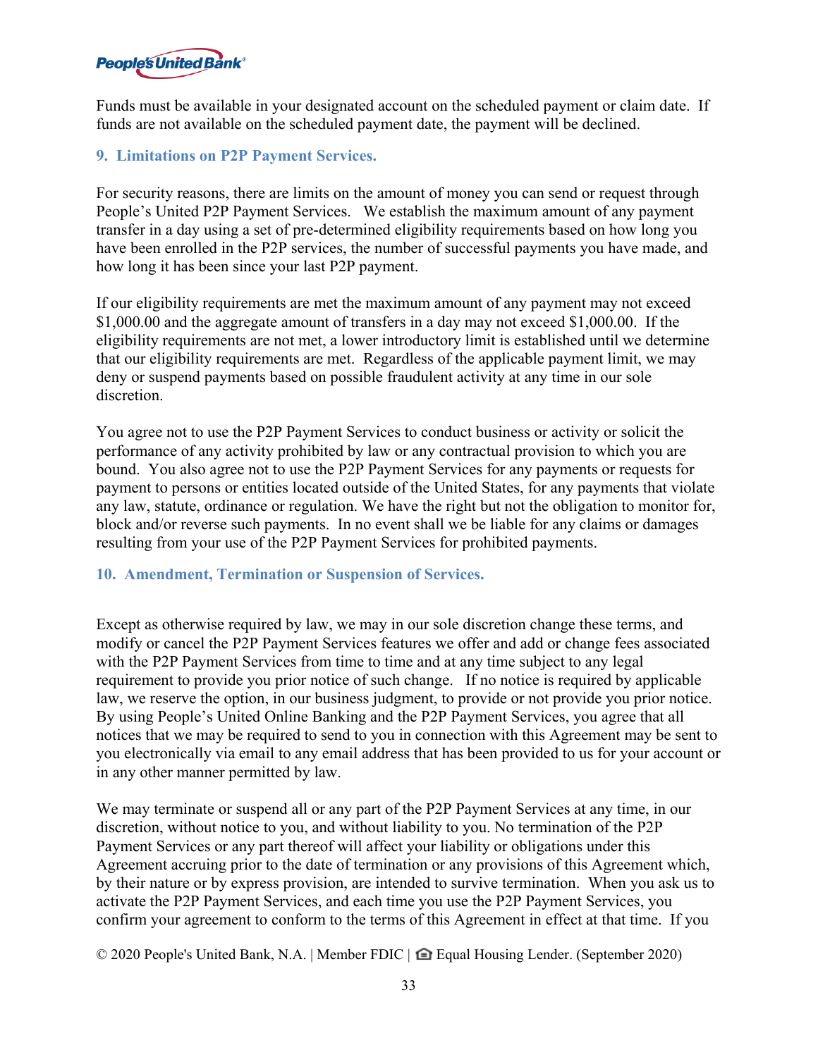Funds must be available in your designated account on the scheduled payment or claim date. If funds are not available on the scheduled payment date, the payment will be declined.

### 9. Limitations on P2P Payment Services.

For security reasons, there are limits on the amount of money you can send or request through People's United P2P Payment Services. We establish the maximum amount of any payment transfer in a day using a set of pre-determined eligibility requirements based on how long you have been enrolled in the P2P services, the number of successful payments you have made, and how long it has been since your last P2P payment.

If our eligibility requirements are met the maximum amount of any payment may not exceed $1,000.00 and the aggregate amount of transfers in a day may not exceed $1,000.00. If the eligibility requirements are not met, a lower introductory limit is established until we determine that our eligibility requirements are met. Regardless of the applicable payment limit, we may deny or suspend payments based on possible fraudulent activity at any time in our sole discretion.

You agree not to use the P2P Payment Services to conduct business or activity or solicit the performance of any activity prohibited by law or any contractual provision to which you are bound. You also agree not to use the P2P Payment Services for any payments or requests for payment to persons or entities located outside of the United States, for any payments that violate any law, statute, ordinance or regulation. We have the right but not the obligation to monitor for, block and/or reverse such payments. In no event shall we be liable for any claims or damages resulting from your use of the P2P Payment Services for prohibited payments.

### 10. Amendment, Termination or Suspension of Services.

Except as otherwise required by law, we may in our sole discretion change these terms, and modify or cancel the P2P Payment Services features we offer and add or change fees associated with the P2P Payment Services from time to time and at any time subject to any legal requirement to provide you prior notice of such change. If no notice is required by applicable law, we reserve the option, in our business judgment, to provide or not provide you prior notice. By using People's United Online Banking and the P2P Payment Services, you agree that all notices that we may be required to send to you in connection with this Agreement may be sent to you electronically via email to any email address that has been provided to us for your account or in any other manner permitted by law.

We may terminate or suspend all or any part of the P2P Payment Services at any time, in our discretion, without notice to you, and without liability to you. No termination of the P2P Payment Services or any part thereof will affect your liability or obligations under this Agreement accruing prior to the date of termination or any provisions of this Agreement which, by their nature or by express provision, are intended to survive termination. When you ask us to activate the P2P Payment Services, and each time you use the P2P Payment Services, you confirm your agreement to conform to the terms of this Agreement in effect at that time. If you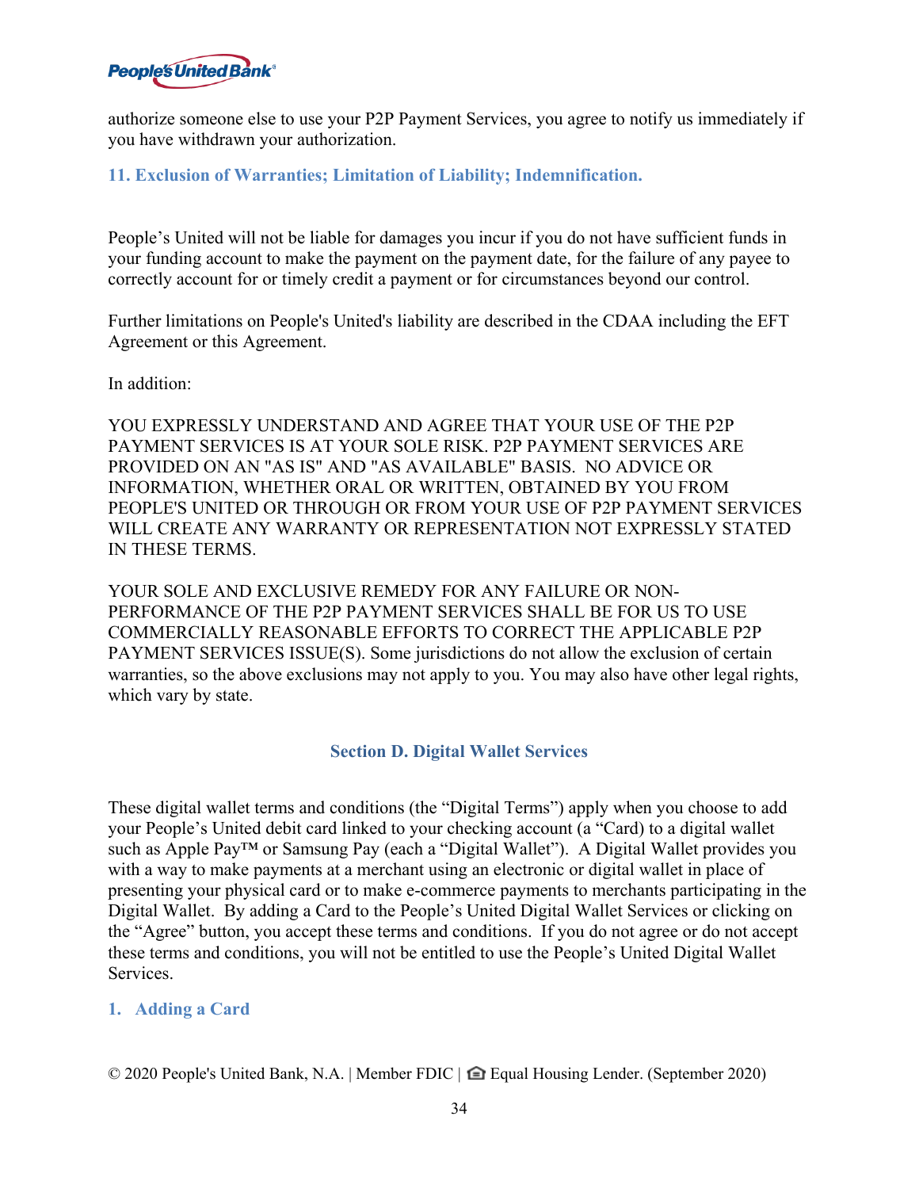authorize someone else to use your P2P Payment Services, you agree to notify us immediately if you have withdrawn your authorization.

### 11. Exclusion of Warranties; Limitation of Liability; Indemnification.

People's United will not be liable for damages you incur if you do not have sufficient funds in your funding account to make the payment on the payment date, for the failure of any payee to correctly account for or timely credit a payment or for circumstances beyond our control.

Further limitations on People's United's liability are described in the CDAA including the EFT Agreement or this Agreement.

In addition:

YOU EXPRESSLY UNDERSTAND AND AGREE THAT YOUR USE OF THE P2P PAYMENT SERVICES IS AT YOUR SOLE RISK. P2P PAYMENT SERVICES ARE PROVIDED ON AN "AS IS" AND "AS AVAILABLE" BASIS. NO ADVICE OR INFORMATION, WHETHER ORAL OR WRITTEN, OBTAINED BY YOU FROM PEOPLE'S UNITED OR THROUGH OR FROM YOUR USE OF P2P PAYMENT SERVICES WILL CREATE ANY WARRANTY OR REPRESENTATION NOT EXPRESSLY STATED IN THESE TERMS.

YOUR SOLE AND EXCLUSIVE REMEDY FOR ANY FAILURE OR NON-PERFORMANCE OF THE P2P PAYMENT SERVICES SHALL BE FOR US TO USE COMMERCIALLY REASONABLE EFFORTS TO CORRECT THE APPLICABLE P2P PAYMENT SERVICES ISSUE(S). Some jurisdictions do not allow the exclusion of certain warranties, so the above exclusions may not apply to you. You may also have other legal rights, which vary by state.

## Section D. Digital Wallet Services

These digital wallet terms and conditions (the "Digital Terms") apply when you choose to add your People's United debit card linked to your checking account (a "Card") to a digital wallet such as Apple Pay™ or Samsung Pay (each a "Digital Wallet"). A Digital Wallet provides you with a way to make payments at a merchant using an electronic or digital wallet in place of presenting your physical card or to make e-commerce payments to merchants participating in the Digital Wallet. By adding a Card to the People's United Digital Wallet Services or clicking on the "Agree" button, you accept these terms and conditions. If you do not agree or do not accept these terms and conditions, you will not be entitled to use the People's United Digital Wallet Services.

### 1. Adding a Card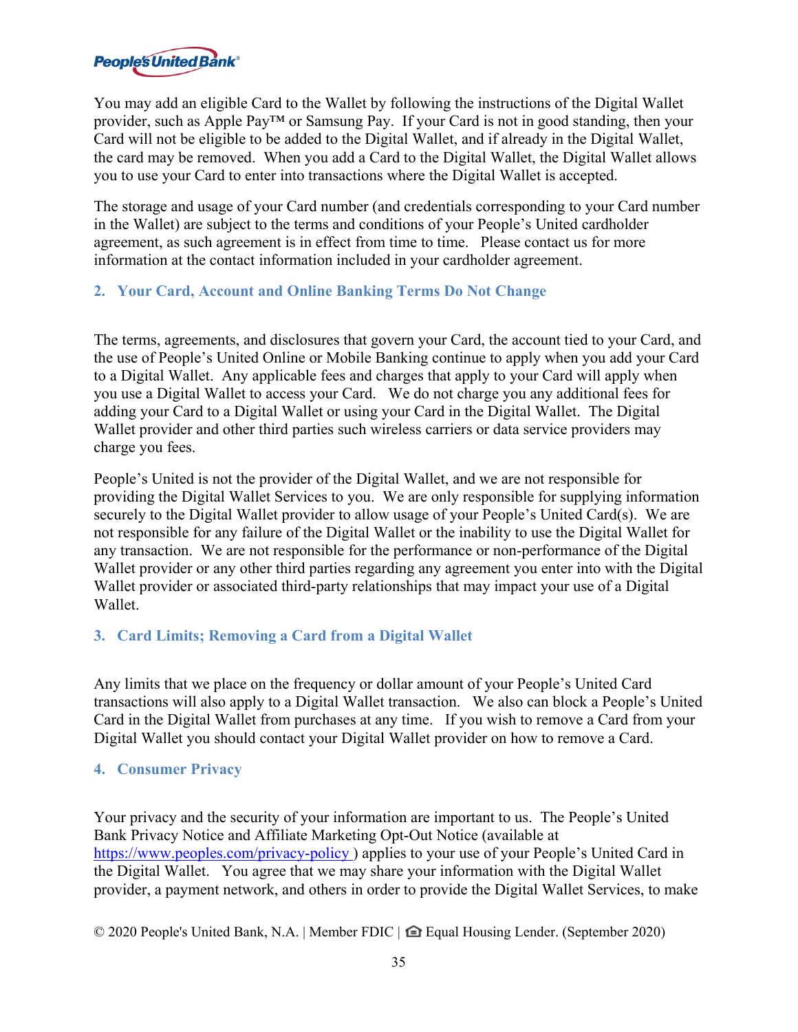You may add an eligible Card to the Wallet by following the instructions of the Digital Wallet provider, such as Apple Pay™ or Samsung Pay. If your Card is not in good standing, then your Card will not be eligible to be added to the Digital Wallet, and if already in the Digital Wallet, the card may be removed. When you add a Card to the Digital Wallet, the Digital Wallet allows you to use your Card to enter into transactions where the Digital Wallet is accepted.

The storage and usage of your Card number (and credentials corresponding to your Card number in the Wallet) are subject to the terms and conditions of your People's United cardholder agreement, as such agreement is in effect from time to time. Please contact us for more information at the contact information included in your cardholder agreement.

## 2. Your Card, Account and Online Banking Terms Do Not Change

The terms, agreements, and disclosures that govern your Card, the account tied to your Card, and the use of People's United Online or Mobile Banking continue to apply when you add your Card to a Digital Wallet. Any applicable fees and charges that apply to your Card will apply when you use a Digital Wallet to access your Card. We do not charge you any additional fees for adding your Card to a Digital Wallet or using your Card in the Digital Wallet. The Digital Wallet provider and other third parties such wireless carriers or data service providers may charge you fees.

People's United is not the provider of the Digital Wallet, and we are not responsible for providing the Digital Wallet Services to you. We are only responsible for supplying information securely to the Digital Wallet provider to allow usage of your People's United Card(s). We are not responsible for any failure of the Digital Wallet or the inability to use the Digital Wallet for any transaction. We are not responsible for the performance or non-performance of the Digital Wallet provider or any other third parties regarding any agreement you enter into with the Digital Wallet provider or associated third-party relationships that may impact your use of a Digital Wallet.

## 3. Card Limits; Removing a Card from a Digital Wallet

Any limits that we place on the frequency or dollar amount of your People's United Card transactions will also apply to a Digital Wallet transaction. We also can block a People's United Card in the Digital Wallet from purchases at any time. If you wish to remove a Card from your Digital Wallet you should contact your Digital Wallet provider on how to remove a Card.

## 4. Consumer Privacy

Your privacy and the security of your information are important to us. The People's United Bank Privacy Notice and Affiliate Marketing Opt-Out Notice (available at https://www.peoples.com/privacy-policy ) applies to your use of your People's United Card in the Digital Wallet. You agree that we may share your information with the Digital Wallet provider, a payment network, and others in order to provide the Digital Wallet Services, to make

© 2020 People's United Bank, N.A. | Member FDIC | Equal Housing Lender. (September 2020)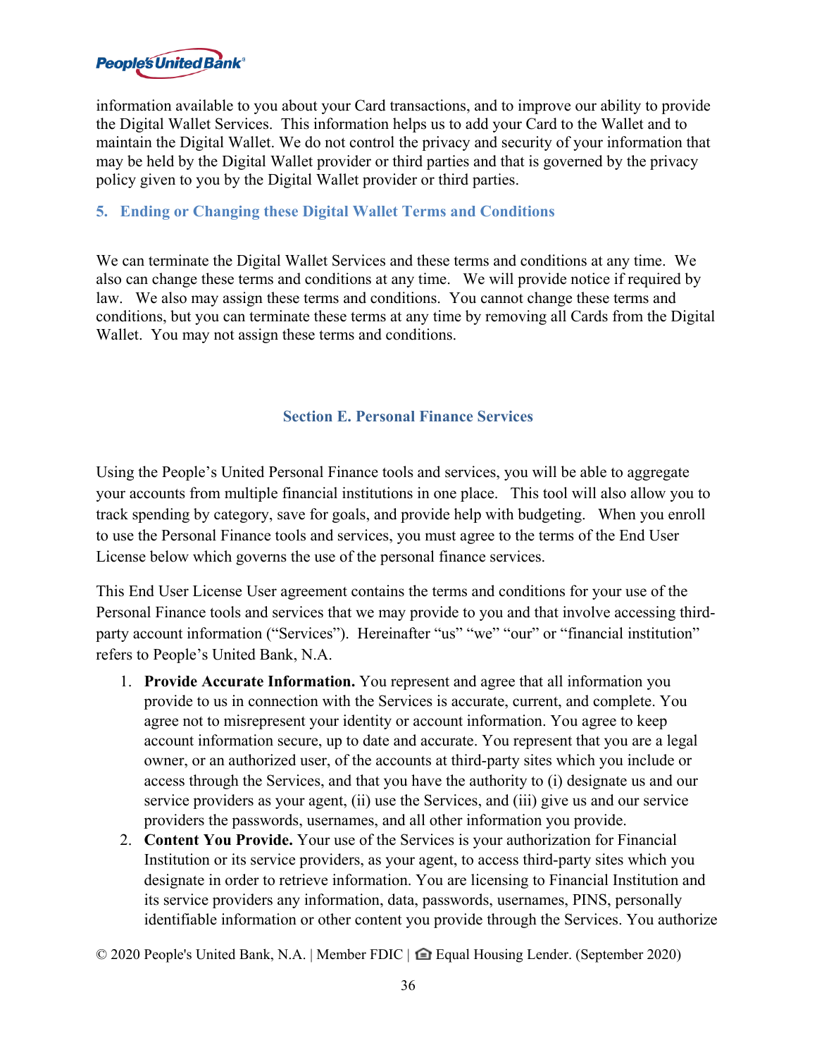information available to you about your Card transactions, and to improve our ability to provide the Digital Wallet Services. This information helps us to add your Card to the Wallet and to maintain the Digital Wallet. We do not control the privacy and security of your information that may be held by the Digital Wallet provider or third parties and that is governed by the privacy policy given to you by the Digital Wallet provider or third parties.

### 5. Ending or Changing these Digital Wallet Terms and Conditions

We can terminate the Digital Wallet Services and these terms and conditions at any time. We also can change these terms and conditions at any time. We will provide notice if required by law. We also may assign these terms and conditions. You cannot change these terms and conditions, but you can terminate these terms at any time by removing all Cards from the Digital Wallet. You may not assign these terms and conditions.

## Section E. Personal Finance Services

Using the People's United Personal Finance tools and services, you will be able to aggregate your accounts from multiple financial institutions in one place. This tool will also allow you to track spending by category, save for goals, and provide help with budgeting. When you enroll to use the Personal Finance tools and services, you must agree to the terms of the End User License below which governs the use of the personal finance services.

This End User License User agreement contains the terms and conditions for your use of the Personal Finance tools and services that we may provide to you and that involve accessing third-party account information ("Services"). Hereinafter "us" "we" "our" or "financial institution" refers to People's United Bank, N.A.

1. **Provide Accurate Information.** You represent and agree that all information you provide to us in connection with the Services is accurate, current, and complete. You agree not to misrepresent your identity or account information. You agree to keep account information secure, up to date and accurate. You represent that you are a legal owner, or an authorized user, of the accounts at third-party sites which you include or access through the Services, and that you have the authority to (i) designate us and our service providers as your agent, (ii) use the Services, and (iii) give us and our service providers the passwords, usernames, and all other information you provide.
2. **Content You Provide.** Your use of the Services is your authorization for Financial Institution or its service providers, as your agent, to access third-party sites which you designate in order to retrieve information. You are licensing to Financial Institution and its service providers any information, data, passwords, usernames, PINS, personally identifiable information or other content you provide through the Services. You authorize

© 2020 People's United Bank, N.A. | Member FDIC | Equal Housing Lender. (September 2020)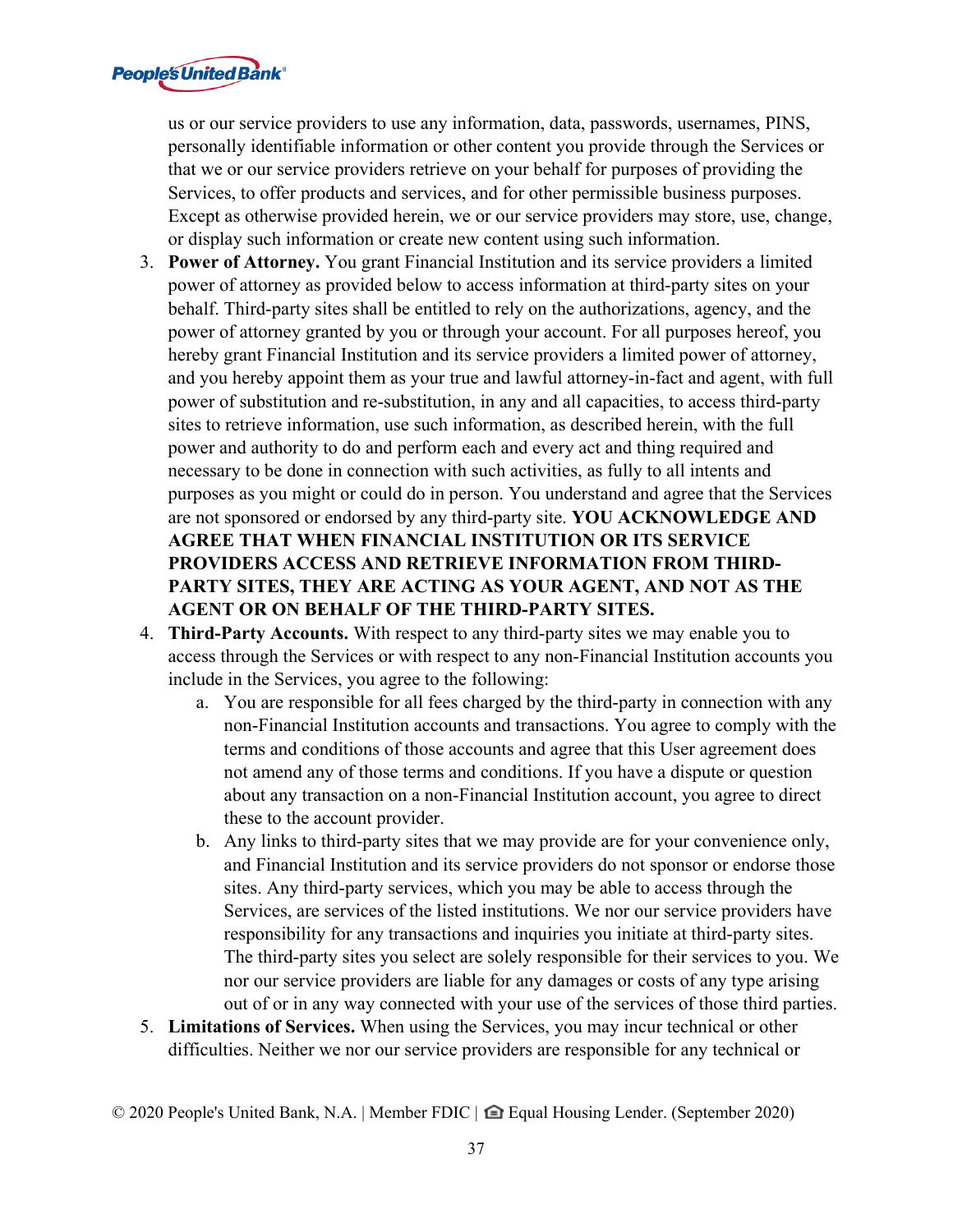us or our service providers to use any information, data, passwords, usernames, PINS, personally identifiable information or other content you provide through the Services or that we or our service providers retrieve on your behalf for purposes of providing the Services, to offer products and services, and for other permissible business purposes. Except as otherwise provided herein, we or our service providers may store, use, change, or display such information or create new content using such information.

3. **Power of Attorney.** You grant Financial Institution and its service providers a limited power of attorney as provided below to access information at third-party sites on your behalf. Third-party sites shall be entitled to rely on the authorizations, agency, and the power of attorney granted by you or through your account. For all purposes hereof, you hereby grant Financial Institution and its service providers a limited power of attorney, and you hereby appoint them as your true and lawful attorney-in-fact and agent, with full power of substitution and re-substitution, in any and all capacities, to access third-party sites to retrieve information, use such information, as described herein, with the full power and authority to do and perform each and every act and thing required and necessary to be done in connection with such activities, as fully to all intents and purposes as you might or could do in person. You understand and agree that the Services are not sponsored or endorsed by any third-party site. **YOU ACKNOWLEDGE AND AGREE THAT WHEN FINANCIAL INSTITUTION OR ITS SERVICE PROVIDERS ACCESS AND RETRIEVE INFORMATION FROM THIRD-PARTY SITES, THEY ARE ACTING AS YOUR AGENT, AND NOT AS THE AGENT OR ON BEHALF OF THE THIRD-PARTY SITES.**
4. **Third-Party Accounts.** With respect to any third-party sites we may enable you to access through the Services or with respect to any non-Financial Institution accounts you include in the Services, you agree to the following:
   a. You are responsible for all fees charged by the third-party in connection with any non-Financial Institution accounts and transactions. You agree to comply with the terms and conditions of those accounts and agree that this User agreement does not amend any of those terms and conditions. If you have a dispute or question about any transaction on a non-Financial Institution account, you agree to direct these to the account provider.
   b. Any links to third-party sites that we may provide are for your convenience only, and Financial Institution and its service providers do not sponsor or endorse those sites. Any third-party services, which you may be able to access through the Services, are services of the listed institutions. We nor our service providers have responsibility for any transactions and inquiries you initiate at third-party sites. The third-party sites you select are solely responsible for their services to you. We nor our service providers are liable for any damages or costs of any type arising out of or in any way connected with your use of the services of those third parties.
5. **Limitations of Services.** When using the Services, you may incur technical or other difficulties. Neither we nor our service providers are responsible for any technical or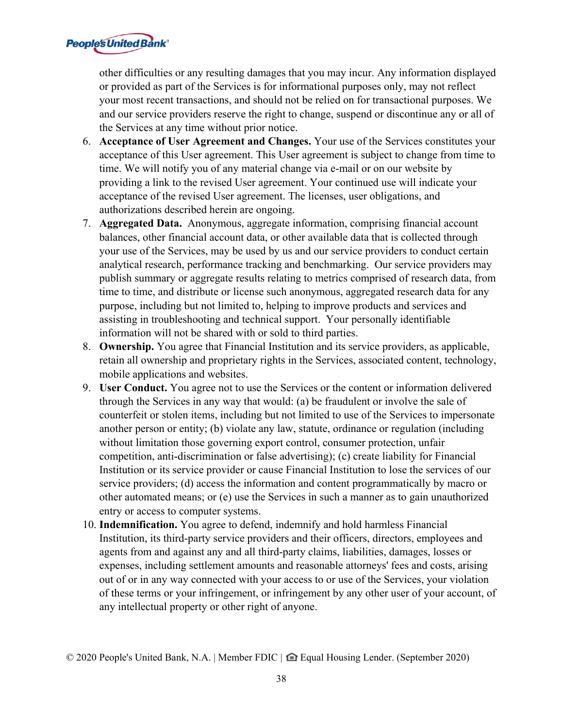other difficulties or any resulting damages that you may incur. Any information displayed or provided as part of the Services is for informational purposes only, may not reflect your most recent transactions, and should not be relied on for transactional purposes. We and our service providers reserve the right to change, suspend or discontinue any or all of the Services at any time without prior notice.

6. **Acceptance of User Agreement and Changes.** Your use of the Services constitutes your acceptance of this User agreement. This User agreement is subject to change from time to time. We will notify you of any material change via e-mail or on our website by providing a link to the revised User agreement. Your continued use will indicate your acceptance of the revised User agreement. The licenses, user obligations, and authorizations described herein are ongoing.
7. **Aggregated Data.** Anonymous, aggregate information, comprising financial account balances, other financial account data, or other available data that is collected through your use of the Services, may be used by us and our service providers to conduct certain analytical research, performance tracking and benchmarking. Our service providers may publish summary or aggregate results relating to metrics comprised of research data, from time to time, and distribute or license such anonymous, aggregated research data for any purpose, including but not limited to, helping to improve products and services and assisting in troubleshooting and technical support. Your personally identifiable information will not be shared with or sold to third parties.
8. **Ownership.** You agree that Financial Institution and its service providers, as applicable, retain all ownership and proprietary rights in the Services, associated content, technology, mobile applications and websites.
9. **User Conduct.** You agree not to use the Services or the content or information delivered through the Services in any way that would: (a) be fraudulent or involve the sale of counterfeit or stolen items, including but not limited to use of the Services to impersonate another person or entity; (b) violate any law, statute, ordinance or regulation (including without limitation those governing export control, consumer protection, unfair competition, anti-discrimination or false advertising); (c) create liability for Financial Institution or its service provider or cause Financial Institution to lose the services of our service providers; (d) access the information and content programmatically by macro or other automated means; or (e) use the Services in such a manner as to gain unauthorized entry or access to computer systems.
10. **Indemnification.** You agree to defend, indemnify and hold harmless Financial Institution, its third-party service providers and their officers, directors, employees and agents from and against any and all third-party claims, liabilities, damages, losses or expenses, including settlement amounts and reasonable attorneys' fees and costs, arising out of or in any way connected with your access to or use of the Services, your violation of these terms or your infringement, or infringement by any other user of your account, of any intellectual property or other right of anyone.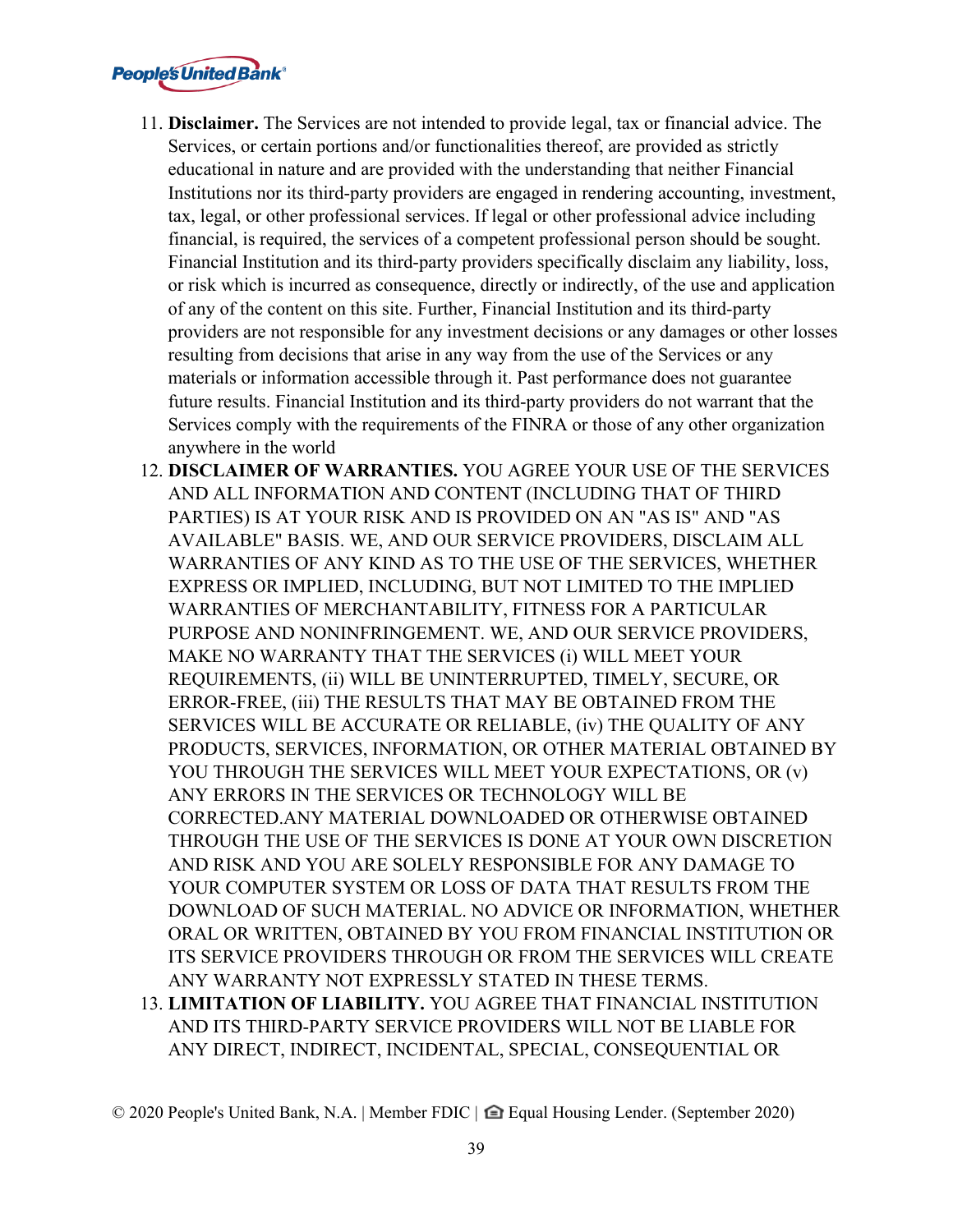11. **Disclaimer.** The Services are not intended to provide legal, tax or financial advice. The Services, or certain portions and/or functionalities thereof, are provided as strictly educational in nature and are provided with the understanding that neither Financial Institutions nor its third-party providers are engaged in rendering accounting, investment, tax, legal, or other professional services. If legal or other professional advice including financial, is required, the services of a competent professional person should be sought. Financial Institution and its third-party providers specifically disclaim any liability, loss, or risk which is incurred as consequence, directly or indirectly, of the use and application of any of the content on this site. Further, Financial Institution and its third-party providers are not responsible for any investment decisions or any damages or other losses resulting from decisions that arise in any way from the use of the Services or any materials or information accessible through it. Past performance does not guarantee future results. Financial Institution and its third-party providers do not warrant that the Services comply with the requirements of the FINRA or those of any other organization anywhere in the world
12. **DISCLAIMER OF WARRANTIES.** YOU AGREE YOUR USE OF THE SERVICES AND ALL INFORMATION AND CONTENT (INCLUDING THAT OF THIRD PARTIES) IS AT YOUR RISK AND IS PROVIDED ON AN "AS IS" AND "AS AVAILABLE" BASIS. WE, AND OUR SERVICE PROVIDERS, DISCLAIM ALL WARRANTIES OF ANY KIND AS TO THE USE OF THE SERVICES, WHETHER EXPRESS OR IMPLIED, INCLUDING, BUT NOT LIMITED TO THE IMPLIED WARRANTIES OF MERCHANTABILITY, FITNESS FOR A PARTICULAR PURPOSE AND NONINFRINGEMENT. WE, AND OUR SERVICE PROVIDERS, MAKE NO WARRANTY THAT THE SERVICES (i) WILL MEET YOUR REQUIREMENTS, (ii) WILL BE UNINTERRUPTED, TIMELY, SECURE, OR ERROR-FREE, (iii) THE RESULTS THAT MAY BE OBTAINED FROM THE SERVICES WILL BE ACCURATE OR RELIABLE, (iv) THE QUALITY OF ANY PRODUCTS, SERVICES, INFORMATION, OR OTHER MATERIAL OBTAINED BY YOU THROUGH THE SERVICES WILL MEET YOUR EXPECTATIONS, OR (v) ANY ERRORS IN THE SERVICES OR TECHNOLOGY WILL BE CORRECTED.ANY MATERIAL DOWNLOADED OR OTHERWISE OBTAINED THROUGH THE USE OF THE SERVICES IS DONE AT YOUR OWN DISCRETION AND RISK AND YOU ARE SOLELY RESPONSIBLE FOR ANY DAMAGE TO YOUR COMPUTER SYSTEM OR LOSS OF DATA THAT RESULTS FROM THE DOWNLOAD OF SUCH MATERIAL. NO ADVICE OR INFORMATION, WHETHER ORAL OR WRITTEN, OBTAINED BY YOU FROM FINANCIAL INSTITUTION OR ITS SERVICE PROVIDERS THROUGH OR FROM THE SERVICES WILL CREATE ANY WARRANTY NOT EXPRESSLY STATED IN THESE TERMS.
13. **LIMITATION OF LIABILITY.** YOU AGREE THAT FINANCIAL INSTITUTION AND ITS THIRD-PARTY SERVICE PROVIDERS WILL NOT BE LIABLE FOR ANY DIRECT, INDIRECT, INCIDENTAL, SPECIAL, CONSEQUENTIAL OR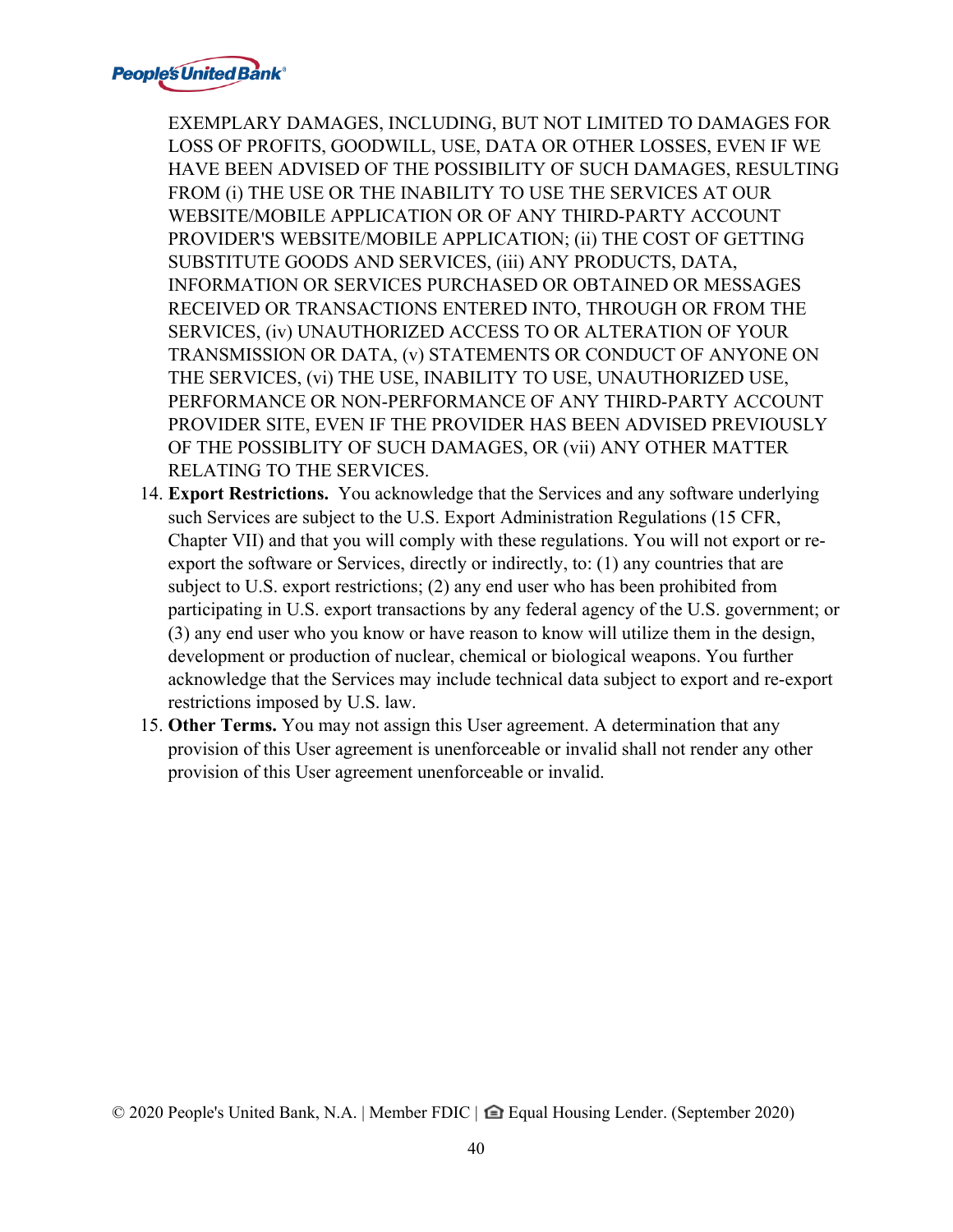EXEMPLARY DAMAGES, INCLUDING, BUT NOT LIMITED TO DAMAGES FOR LOSS OF PROFITS, GOODWILL, USE, DATA OR OTHER LOSSES, EVEN IF WE HAVE BEEN ADVISED OF THE POSSIBILITY OF SUCH DAMAGES, RESULTING FROM (i) THE USE OR THE INABILITY TO USE THE SERVICES AT OUR WEBSITE/MOBILE APPLICATION OR OF ANY THIRD-PARTY ACCOUNT PROVIDER'S WEBSITE/MOBILE APPLICATION; (ii) THE COST OF GETTING SUBSTITUTE GOODS AND SERVICES, (iii) ANY PRODUCTS, DATA, INFORMATION OR SERVICES PURCHASED OR OBTAINED OR MESSAGES RECEIVED OR TRANSACTIONS ENTERED INTO, THROUGH OR FROM THE SERVICES, (iv) UNAUTHORIZED ACCESS TO OR ALTERATION OF YOUR TRANSMISSION OR DATA, (v) STATEMENTS OR CONDUCT OF ANYONE ON THE SERVICES, (vi) THE USE, INABILITY TO USE, UNAUTHORIZED USE, PERFORMANCE OR NON-PERFORMANCE OF ANY THIRD-PARTY ACCOUNT PROVIDER SITE, EVEN IF THE PROVIDER HAS BEEN ADVISED PREVIOUSLY OF THE POSSIBLITY OF SUCH DAMAGES, OR (vii) ANY OTHER MATTER RELATING TO THE SERVICES.

14. **Export Restrictions.** You acknowledge that the Services and any software underlying such Services are subject to the U.S. Export Administration Regulations (15 CFR, Chapter VII) and that you will comply with these regulations. You will not export or re-export the software or Services, directly or indirectly, to: (1) any countries that are subject to U.S. export restrictions; (2) any end user who has been prohibited from participating in U.S. export transactions by any federal agency of the U.S. government; or (3) any end user who you know or have reason to know will utilize them in the design, development or production of nuclear, chemical or biological weapons. You further acknowledge that the Services may include technical data subject to export and re-export restrictions imposed by U.S. law.
15. **Other Terms.** You may not assign this User agreement. A determination that any provision of this User agreement is unenforceable or invalid shall not render any other provision of this User agreement unenforceable or invalid.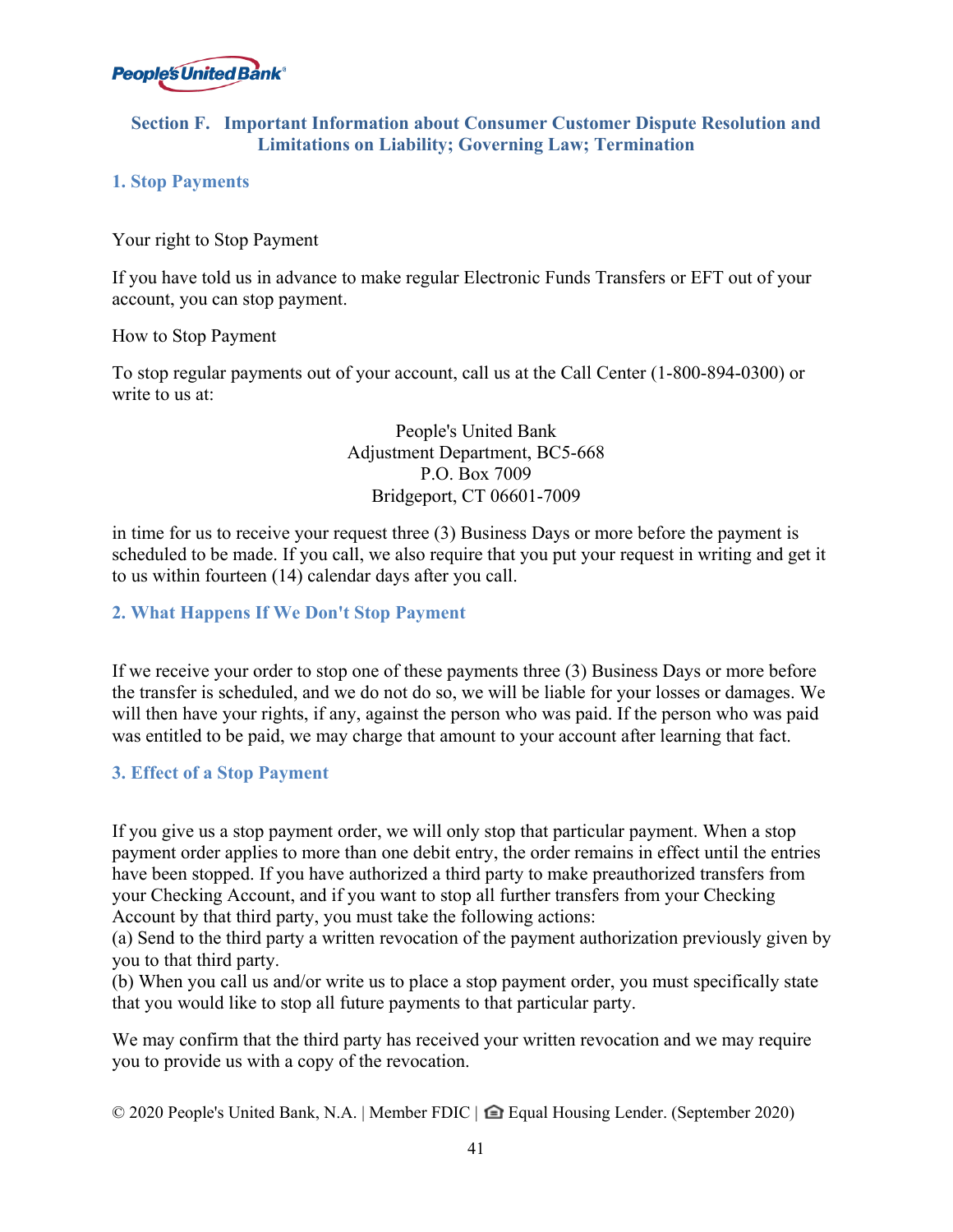## Section F. Important Information about Consumer Customer Dispute Resolution and Limitations on Liability; Governing Law; Termination

### 1. Stop Payments

Your right to Stop Payment

If you have told us in advance to make regular Electronic Funds Transfers or EFT out of your account, you can stop payment.

How to Stop Payment

To stop regular payments out of your account, call us at the Call Center (1-800-894-0300) or write to us at:

People's United Bank  
Adjustment Department, BC5-668  
P.O. Box 7009  
Bridgeport, CT 06601-7009

in time for us to receive your request three (3) Business Days or more before the payment is scheduled to be made. If you call, we also require that you put your request in writing and get it to us within fourteen (14) calendar days after you call.

### 2. What Happens If We Don't Stop Payment

If we receive your order to stop one of these payments three (3) Business Days or more before the transfer is scheduled, and we do not do so, we will be liable for your losses or damages. We will then have your rights, if any, against the person who was paid. If the person who was paid was entitled to be paid, we may charge that amount to your account after learning that fact.

### 3. Effect of a Stop Payment

If you give us a stop payment order, we will only stop that particular payment. When a stop payment order applies to more than one debit entry, the order remains in effect until the entries have been stopped. If you have authorized a third party to make preauthorized transfers from your Checking Account, and if you want to stop all further transfers from your Checking Account by that third party, you must take the following actions:  
(a) Send to the third party a written revocation of the payment authorization previously given by you to that third party.  
(b) When you call us and/or write us to place a stop payment order, you must specifically state that you would like to stop all future payments to that particular party.

We may confirm that the third party has received your written revocation and we may require you to provide us with a copy of the revocation.

© 2020 People's United Bank, N.A. | Member FDIC | Equal Housing Lender. (September 2020)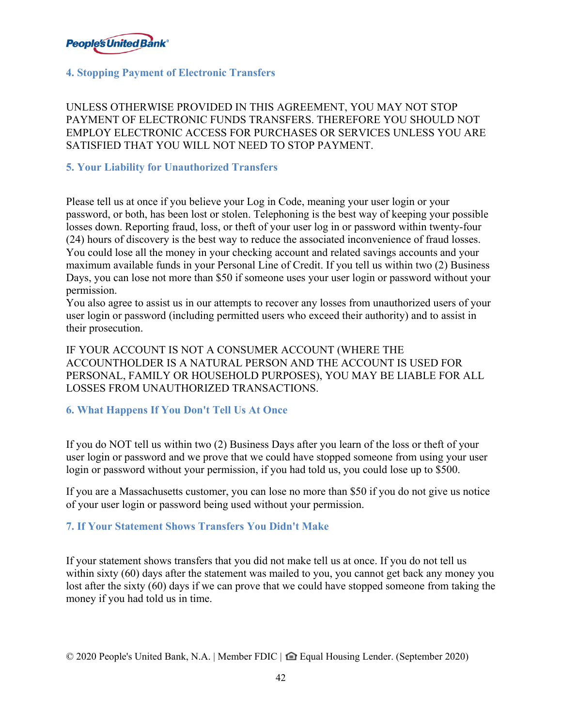### 4. Stopping Payment of Electronic Transfers

UNLESS OTHERWISE PROVIDED IN THIS AGREEMENT, YOU MAY NOT STOP PAYMENT OF ELECTRONIC FUNDS TRANSFERS. THEREFORE YOU SHOULD NOT EMPLOY ELECTRONIC ACCESS FOR PURCHASES OR SERVICES UNLESS YOU ARE SATISFIED THAT YOU WILL NOT NEED TO STOP PAYMENT.

### 5. Your Liability for Unauthorized Transfers

Please tell us at once if you believe your Log in Code, meaning your user login or your password, or both, has been lost or stolen. Telephoning is the best way of keeping your possible losses down. Reporting fraud, loss, or theft of your user log in or password within twenty-four (24) hours of discovery is the best way to reduce the associated inconvenience of fraud losses. You could lose all the money in your checking account and related savings accounts and your maximum available funds in your Personal Line of Credit. If you tell us within two (2) Business Days, you can lose not more than $50 if someone uses your user login or password without your permission.
You also agree to assist us in our attempts to recover any losses from unauthorized users of your user login or password (including permitted users who exceed their authority) and to assist in their prosecution.

IF YOUR ACCOUNT IS NOT A CONSUMER ACCOUNT (WHERE THE ACCOUNTHOLDER IS A NATURAL PERSON AND THE ACCOUNT IS USED FOR PERSONAL, FAMILY OR HOUSEHOLD PURPOSES), YOU MAY BE LIABLE FOR ALL LOSSES FROM UNAUTHORIZED TRANSACTIONS.

### 6. What Happens If You Don't Tell Us At Once

If you do NOT tell us within two (2) Business Days after you learn of the loss or theft of your user login or password and we prove that we could have stopped someone from using your user login or password without your permission, if you had told us, you could lose up to $500.

If you are a Massachusetts customer, you can lose no more than $50 if you do not give us notice of your user login or password being used without your permission.

### 7. If Your Statement Shows Transfers You Didn't Make

If your statement shows transfers that you did not make tell us at once. If you do not tell us within sixty (60) days after the statement was mailed to you, you cannot get back any money you lost after the sixty (60) days if we can prove that we could have stopped someone from taking the money if you had told us in time.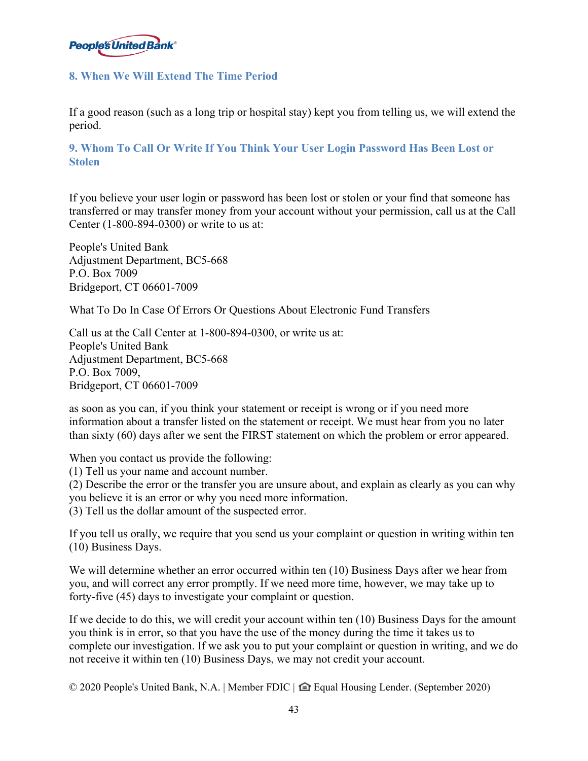### 8. When We Will Extend The Time Period

If a good reason (such as a long trip or hospital stay) kept you from telling us, we will extend the period.

### 9. Whom To Call Or Write If You Think Your User Login Password Has Been Lost or Stolen

If you believe your user login or password has been lost or stolen or your find that someone has transferred or may transfer money from your account without your permission, call us at the Call Center (1-800-894-0300) or write to us at:

People's United Bank  
Adjustment Department, BC5-668  
P.O. Box 7009  
Bridgeport, CT 06601-7009

What To Do In Case Of Errors Or Questions About Electronic Fund Transfers

Call us at the Call Center at 1-800-894-0300, or write us at:  
People's United Bank  
Adjustment Department, BC5-668  
P.O. Box 7009,  
Bridgeport, CT 06601-7009

as soon as you can, if you think your statement or receipt is wrong or if you need more information about a transfer listed on the statement or receipt. We must hear from you no later than sixty (60) days after we sent the FIRST statement on which the problem or error appeared.

When you contact us provide the following:  
(1) Tell us your name and account number.  
(2) Describe the error or the transfer you are unsure about, and explain as clearly as you can why you believe it is an error or why you need more information.  
(3) Tell us the dollar amount of the suspected error.

If you tell us orally, we require that you send us your complaint or question in writing within ten (10) Business Days.

We will determine whether an error occurred within ten (10) Business Days after we hear from you, and will correct any error promptly. If we need more time, however, we may take up to forty-five (45) days to investigate your complaint or question.

If we decide to do this, we will credit your account within ten (10) Business Days for the amount you think is in error, so that you have the use of the money during the time it takes us to complete our investigation. If we ask you to put your complaint or question in writing, and we do not receive it within ten (10) Business Days, we may not credit your account.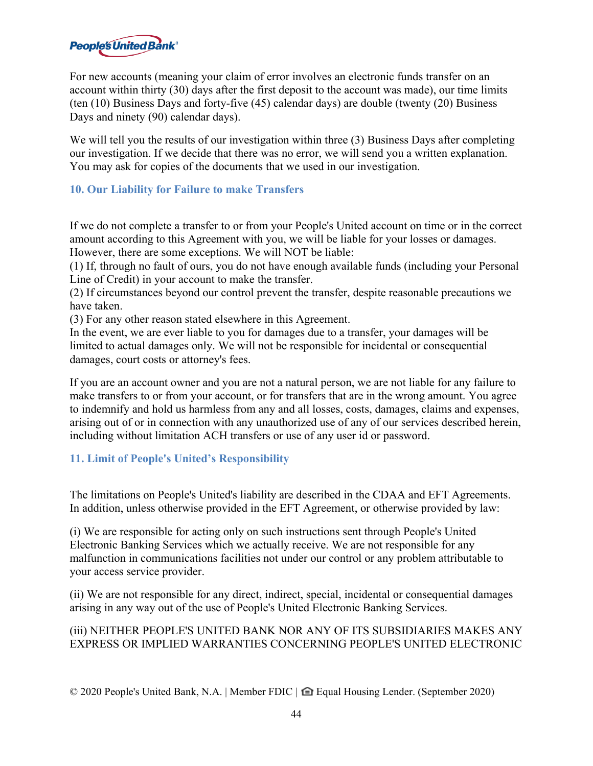For new accounts (meaning your claim of error involves an electronic funds transfer on an account within thirty (30) days after the first deposit to the account was made), our time limits (ten (10) Business Days and forty-five (45) calendar days) are double (twenty (20) Business Days and ninety (90) calendar days).

We will tell you the results of our investigation within three (3) Business Days after completing our investigation. If we decide that there was no error, we will send you a written explanation. You may ask for copies of the documents that we used in our investigation.

### 10. Our Liability for Failure to make Transfers

If we do not complete a transfer to or from your People's United account on time or in the correct amount according to this Agreement with you, we will be liable for your losses or damages. However, there are some exceptions. We will NOT be liable:
(1) If, through no fault of ours, you do not have enough available funds (including your Personal Line of Credit) in your account to make the transfer.
(2) If circumstances beyond our control prevent the transfer, despite reasonable precautions we have taken.
(3) For any other reason stated elsewhere in this Agreement.
In the event, we are ever liable to you for damages due to a transfer, your damages will be limited to actual damages only. We will not be responsible for incidental or consequential damages, court costs or attorney's fees.

If you are an account owner and you are not a natural person, we are not liable for any failure to make transfers to or from your account, or for transfers that are in the wrong amount. You agree to indemnify and hold us harmless from any and all losses, costs, damages, claims and expenses, arising out of or in connection with any unauthorized use of any of our services described herein, including without limitation ACH transfers or use of any user id or password.

### 11. Limit of People's United's Responsibility

The limitations on People's United's liability are described in the CDAA and EFT Agreements. In addition, unless otherwise provided in the EFT Agreement, or otherwise provided by law:

(i) We are responsible for acting only on such instructions sent through People's United Electronic Banking Services which we actually receive. We are not responsible for any malfunction in communications facilities not under our control or any problem attributable to your access service provider.

(ii) We are not responsible for any direct, indirect, special, incidental or consequential damages arising in any way out of the use of People's United Electronic Banking Services.

(iii) NEITHER PEOPLE'S UNITED BANK NOR ANY OF ITS SUBSIDIARIES MAKES ANY EXPRESS OR IMPLIED WARRANTIES CONCERNING PEOPLE'S UNITED ELECTRONIC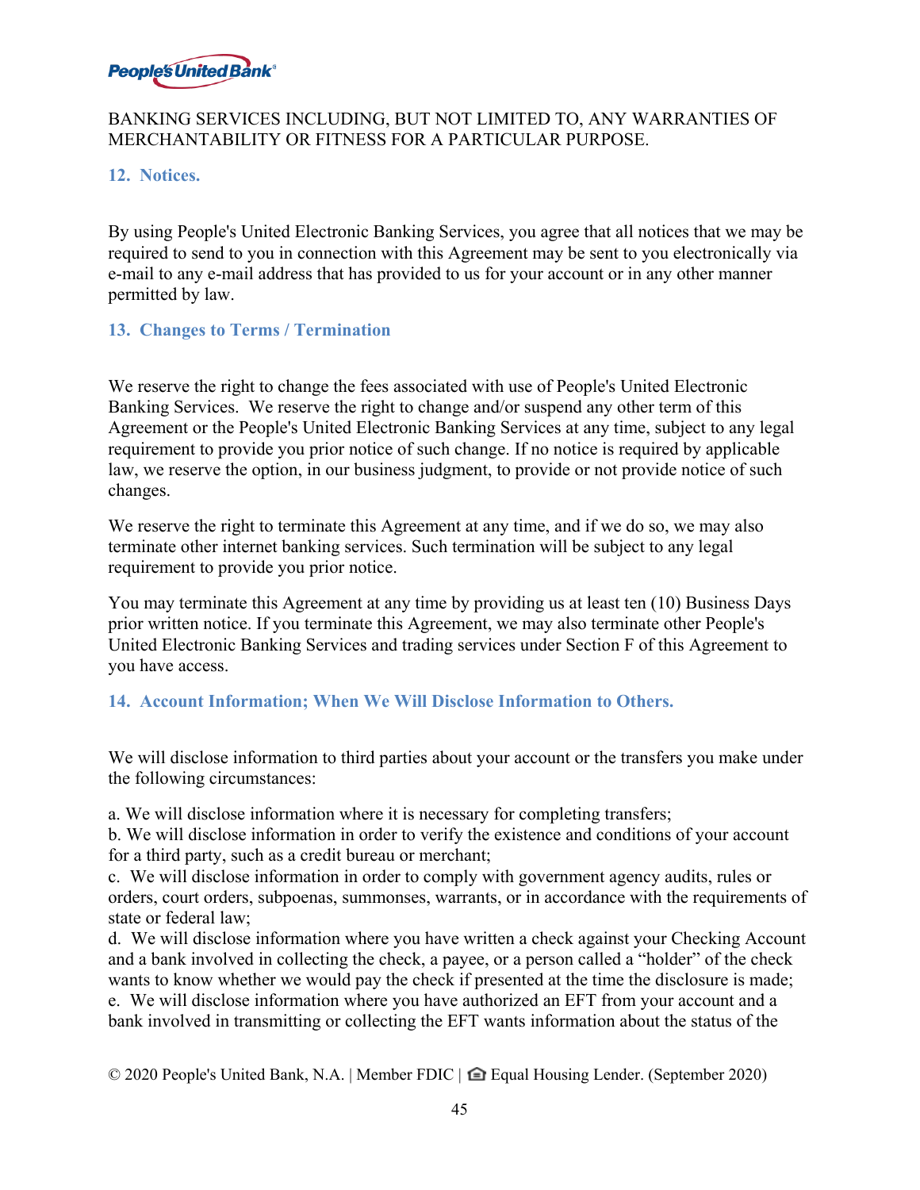BANKING SERVICES INCLUDING, BUT NOT LIMITED TO, ANY WARRANTIES OF MERCHANTABILITY OR FITNESS FOR A PARTICULAR PURPOSE.

### 12. Notices.

By using People's United Electronic Banking Services, you agree that all notices that we may be required to send to you in connection with this Agreement may be sent to you electronically via e-mail to any e-mail address that has provided to us for your account or in any other manner permitted by law.

### 13. Changes to Terms / Termination

We reserve the right to change the fees associated with use of People's United Electronic Banking Services. We reserve the right to change and/or suspend any other term of this Agreement or the People's United Electronic Banking Services at any time, subject to any legal requirement to provide you prior notice of such change. If no notice is required by applicable law, we reserve the option, in our business judgment, to provide or not provide notice of such changes.

We reserve the right to terminate this Agreement at any time, and if we do so, we may also terminate other internet banking services. Such termination will be subject to any legal requirement to provide you prior notice.

You may terminate this Agreement at any time by providing us at least ten (10) Business Days prior written notice. If you terminate this Agreement, we may also terminate other People's United Electronic Banking Services and trading services under Section F of this Agreement to you have access.

### 14. Account Information; When We Will Disclose Information to Others.

We will disclose information to third parties about your account or the transfers you make under the following circumstances:

a. We will disclose information where it is necessary for completing transfers;
b. We will disclose information in order to verify the existence and conditions of your account for a third party, such as a credit bureau or merchant;
c. We will disclose information in order to comply with government agency audits, rules or orders, court orders, subpoenas, summonses, warrants, or in accordance with the requirements of state or federal law;
d. We will disclose information where you have written a check against your Checking Account and a bank involved in collecting the check, a payee, or a person called a "holder" of the check wants to know whether we would pay the check if presented at the time the disclosure is made;
e. We will disclose information where you have authorized an EFT from your account and a bank involved in transmitting or collecting the EFT wants information about the status of the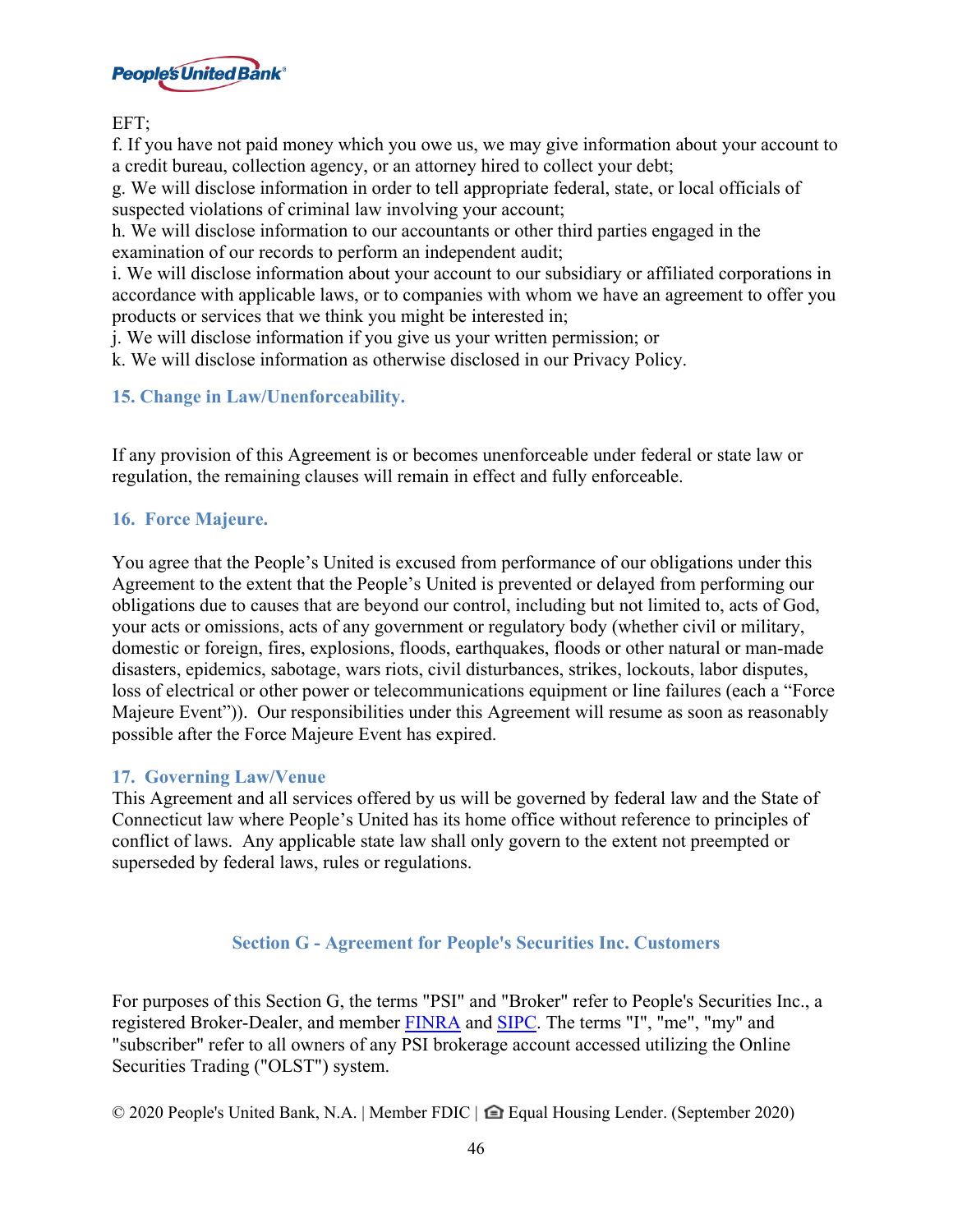EFT;

f. If you have not paid money which you owe us, we may give information about your account to a credit bureau, collection agency, or an attorney hired to collect your debt;

g. We will disclose information in order to tell appropriate federal, state, or local officials of suspected violations of criminal law involving your account;

h. We will disclose information to our accountants or other third parties engaged in the examination of our records to perform an independent audit;

i. We will disclose information about your account to our subsidiary or affiliated corporations in accordance with applicable laws, or to companies with whom we have an agreement to offer you products or services that we think you might be interested in;

j. We will disclose information if you give us your written permission; or

k. We will disclose information as otherwise disclosed in our Privacy Policy.

### 15. Change in Law/Unenforceability.

If any provision of this Agreement is or becomes unenforceable under federal or state law or regulation, the remaining clauses will remain in effect and fully enforceable.

### 16. Force Majeure.

You agree that the People's United is excused from performance of our obligations under this Agreement to the extent that the People's United is prevented or delayed from performing our obligations due to causes that are beyond our control, including but not limited to, acts of God, your acts or omissions, acts of any government or regulatory body (whether civil or military, domestic or foreign, fires, explosions, floods, earthquakes, floods or other natural or man-made disasters, epidemics, sabotage, wars riots, civil disturbances, strikes, lockouts, labor disputes, loss of electrical or other power or telecommunications equipment or line failures (each a "Force Majeure Event")). Our responsibilities under this Agreement will resume as soon as reasonably possible after the Force Majeure Event has expired.

### 17. Governing Law/Venue

This Agreement and all services offered by us will be governed by federal law and the State of Connecticut law where People's United has its home office without reference to principles of conflict of laws. Any applicable state law shall only govern to the extent not preempted or superseded by federal laws, rules or regulations.

## Section G - Agreement for People's Securities Inc. Customers

For purposes of this Section G, the terms "PSI" and "Broker" refer to People's Securities Inc., a registered Broker-Dealer, and member FINRA and SIPC. The terms "I", "me", "my" and "subscriber" refer to all owners of any PSI brokerage account accessed utilizing the Online Securities Trading ("OLST") system.

© 2020 People's United Bank, N.A. | Member FDIC | Equal Housing Lender. (September 2020)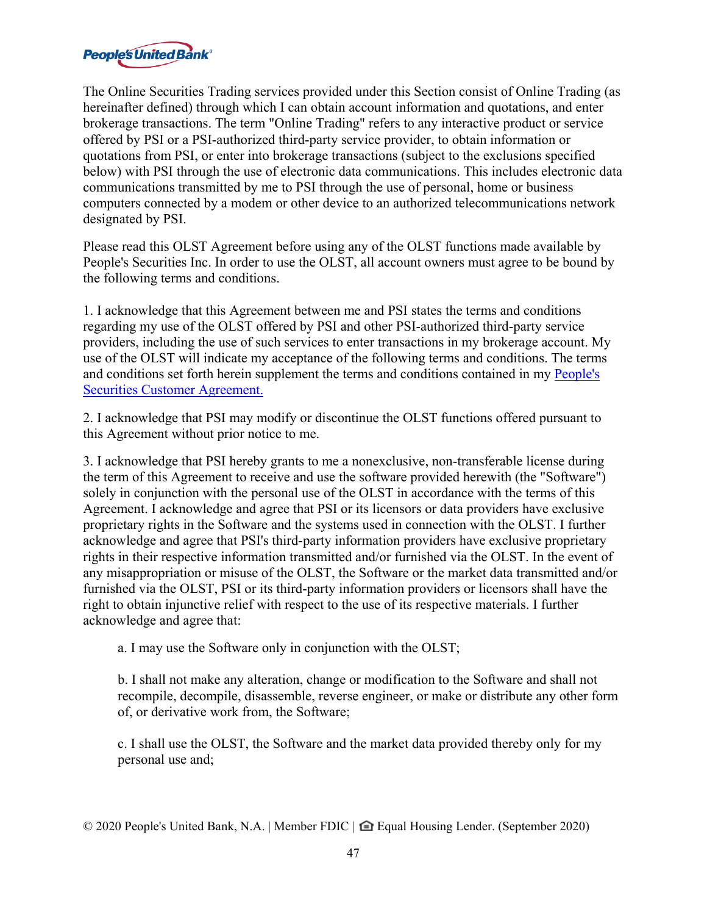The Online Securities Trading services provided under this Section consist of Online Trading (as hereinafter defined) through which I can obtain account information and quotations, and enter brokerage transactions. The term "Online Trading" refers to any interactive product or service offered by PSI or a PSI-authorized third-party service provider, to obtain information or quotations from PSI, or enter into brokerage transactions (subject to the exclusions specified below) with PSI through the use of electronic data communications. This includes electronic data communications transmitted by me to PSI through the use of personal, home or business computers connected by a modem or other device to an authorized telecommunications network designated by PSI.

Please read this OLST Agreement before using any of the OLST functions made available by People's Securities Inc. In order to use the OLST, all account owners must agree to be bound by the following terms and conditions.

1. I acknowledge that this Agreement between me and PSI states the terms and conditions regarding my use of the OLST offered by PSI and other PSI-authorized third-party service providers, including the use of such services to enter transactions in my brokerage account. My use of the OLST will indicate my acceptance of the following terms and conditions. The terms and conditions set forth herein supplement the terms and conditions contained in my [People's Securities Customer Agreement.]

2. I acknowledge that PSI may modify or discontinue the OLST functions offered pursuant to this Agreement without prior notice to me.

3. I acknowledge that PSI hereby grants to me a nonexclusive, non-transferable license during the term of this Agreement to receive and use the software provided herewith (the "Software") solely in conjunction with the personal use of the OLST in accordance with the terms of this Agreement. I acknowledge and agree that PSI or its licensors or data providers have exclusive proprietary rights in the Software and the systems used in connection with the OLST. I further acknowledge and agree that PSI's third-party information providers have exclusive proprietary rights in their respective information transmitted and/or furnished via the OLST. In the event of any misappropriation or misuse of the OLST, the Software or the market data transmitted and/or furnished via the OLST, PSI or its third-party information providers or licensors shall have the right to obtain injunctive relief with respect to the use of its respective materials. I further acknowledge and agree that:

> a. I may use the Software only in conjunction with the OLST;
>
> b. I shall not make any alteration, change or modification to the Software and shall not recompile, decompile, disassemble, reverse engineer, or make or distribute any other form of, or derivative work from, the Software;
>
> c. I shall use the OLST, the Software and the market data provided thereby only for my personal use and;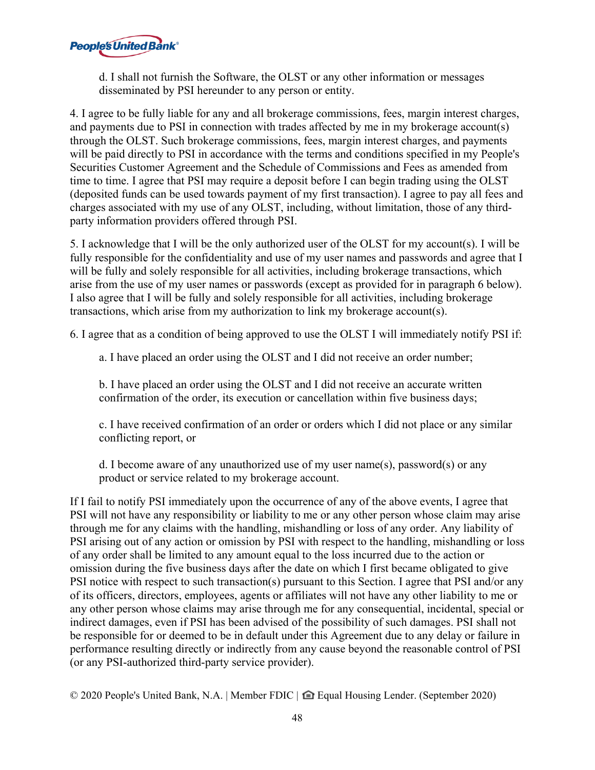d. I shall not furnish the Software, the OLST or any other information or messages disseminated by PSI hereunder to any person or entity.

4. I agree to be fully liable for any and all brokerage commissions, fees, margin interest charges, and payments due to PSI in connection with trades affected by me in my brokerage account(s) through the OLST. Such brokerage commissions, fees, margin interest charges, and payments will be paid directly to PSI in accordance with the terms and conditions specified in my People's Securities Customer Agreement and the Schedule of Commissions and Fees as amended from time to time. I agree that PSI may require a deposit before I can begin trading using the OLST (deposited funds can be used towards payment of my first transaction). I agree to pay all fees and charges associated with my use of any OLST, including, without limitation, those of any third-party information providers offered through PSI.

5. I acknowledge that I will be the only authorized user of the OLST for my account(s). I will be fully responsible for the confidentiality and use of my user names and passwords and agree that I will be fully and solely responsible for all activities, including brokerage transactions, which arise from the use of my user names or passwords (except as provided for in paragraph 6 below). I also agree that I will be fully and solely responsible for all activities, including brokerage transactions, which arise from my authorization to link my brokerage account(s).

6. I agree that as a condition of being approved to use the OLST I will immediately notify PSI if:

a. I have placed an order using the OLST and I did not receive an order number;

b. I have placed an order using the OLST and I did not receive an accurate written confirmation of the order, its execution or cancellation within five business days;

c. I have received confirmation of an order or orders which I did not place or any similar conflicting report, or

d. I become aware of any unauthorized use of my user name(s), password(s) or any product or service related to my brokerage account.

If I fail to notify PSI immediately upon the occurrence of any of the above events, I agree that PSI will not have any responsibility or liability to me or any other person whose claim may arise through me for any claims with the handling, mishandling or loss of any order. Any liability of PSI arising out of any action or omission by PSI with respect to the handling, mishandling or loss of any order shall be limited to any amount equal to the loss incurred due to the action or omission during the five business days after the date on which I first became obligated to give PSI notice with respect to such transaction(s) pursuant to this Section. I agree that PSI and/or any of its officers, directors, employees, agents or affiliates will not have any other liability to me or any other person whose claims may arise through me for any consequential, incidental, special or indirect damages, even if PSI has been advised of the possibility of such damages. PSI shall not be responsible for or deemed to be in default under this Agreement due to any delay or failure in performance resulting directly or indirectly from any cause beyond the reasonable control of PSI (or any PSI-authorized third-party service provider).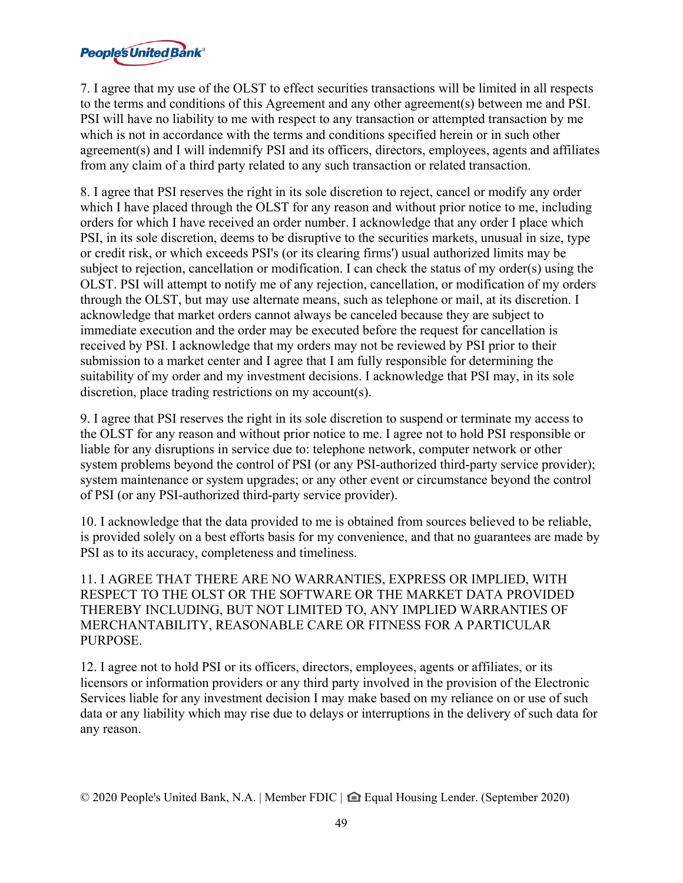7. I agree that my use of the OLST to effect securities transactions will be limited in all respects to the terms and conditions of this Agreement and any other agreement(s) between me and PSI. PSI will have no liability to me with respect to any transaction or attempted transaction by me which is not in accordance with the terms and conditions specified herein or in such other agreement(s) and I will indemnify PSI and its officers, directors, employees, agents and affiliates from any claim of a third party related to any such transaction or related transaction.

8. I agree that PSI reserves the right in its sole discretion to reject, cancel or modify any order which I have placed through the OLST for any reason and without prior notice to me, including orders for which I have received an order number. I acknowledge that any order I place which PSI, in its sole discretion, deems to be disruptive to the securities markets, unusual in size, type or credit risk, or which exceeds PSI's (or its clearing firms') usual authorized limits may be subject to rejection, cancellation or modification. I can check the status of my order(s) using the OLST. PSI will attempt to notify me of any rejection, cancellation, or modification of my orders through the OLST, but may use alternate means, such as telephone or mail, at its discretion. I acknowledge that market orders cannot always be canceled because they are subject to immediate execution and the order may be executed before the request for cancellation is received by PSI. I acknowledge that my orders may not be reviewed by PSI prior to their submission to a market center and I agree that I am fully responsible for determining the suitability of my order and my investment decisions. I acknowledge that PSI may, in its sole discretion, place trading restrictions on my account(s).

9. I agree that PSI reserves the right in its sole discretion to suspend or terminate my access to the OLST for any reason and without prior notice to me. I agree not to hold PSI responsible or liable for any disruptions in service due to: telephone network, computer network or other system problems beyond the control of PSI (or any PSI-authorized third-party service provider); system maintenance or system upgrades; or any other event or circumstance beyond the control of PSI (or any PSI-authorized third-party service provider).

10. I acknowledge that the data provided to me is obtained from sources believed to be reliable, is provided solely on a best efforts basis for my convenience, and that no guarantees are made by PSI as to its accuracy, completeness and timeliness.

11. I AGREE THAT THERE ARE NO WARRANTIES, EXPRESS OR IMPLIED, WITH RESPECT TO THE OLST OR THE SOFTWARE OR THE MARKET DATA PROVIDED THEREBY INCLUDING, BUT NOT LIMITED TO, ANY IMPLIED WARRANTIES OF MERCHANTABILITY, REASONABLE CARE OR FITNESS FOR A PARTICULAR PURPOSE.

12. I agree not to hold PSI or its officers, directors, employees, agents or affiliates, or its licensors or information providers or any third party involved in the provision of the Electronic Services liable for any investment decision I may make based on my reliance on or use of such data or any liability which may rise due to delays or interruptions in the delivery of such data for any reason.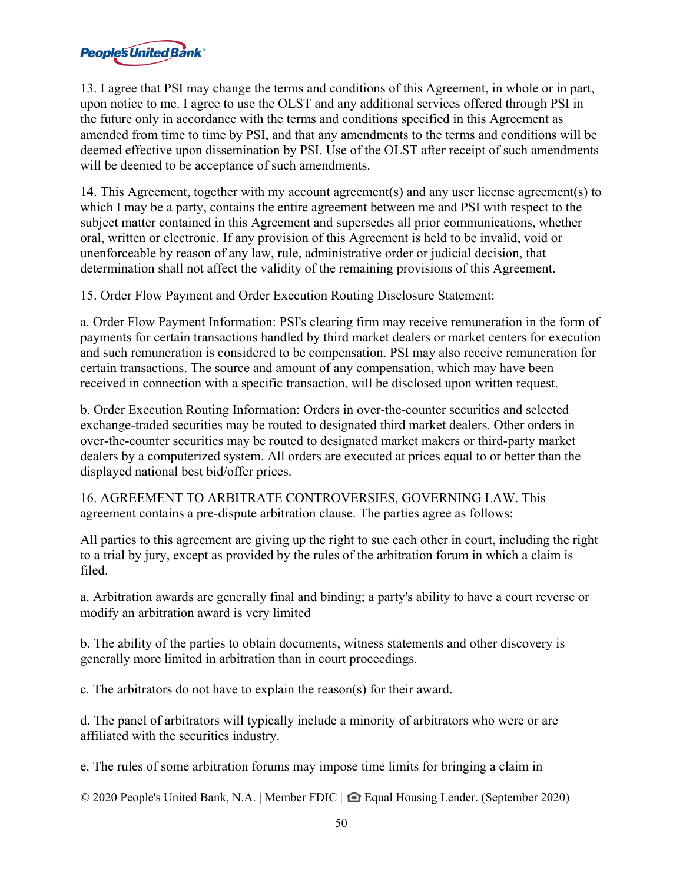13. I agree that PSI may change the terms and conditions of this Agreement, in whole or in part, upon notice to me. I agree to use the OLST and any additional services offered through PSI in the future only in accordance with the terms and conditions specified in this Agreement as amended from time to time by PSI, and that any amendments to the terms and conditions will be deemed effective upon dissemination by PSI. Use of the OLST after receipt of such amendments will be deemed to be acceptance of such amendments.

14. This Agreement, together with my account agreement(s) and any user license agreement(s) to which I may be a party, contains the entire agreement between me and PSI with respect to the subject matter contained in this Agreement and supersedes all prior communications, whether oral, written or electronic. If any provision of this Agreement is held to be invalid, void or unenforceable by reason of any law, rule, administrative order or judicial decision, that determination shall not affect the validity of the remaining provisions of this Agreement.

15. Order Flow Payment and Order Execution Routing Disclosure Statement:

a. Order Flow Payment Information: PSI's clearing firm may receive remuneration in the form of payments for certain transactions handled by third market dealers or market centers for execution and such remuneration is considered to be compensation. PSI may also receive remuneration for certain transactions. The source and amount of any compensation, which may have been received in connection with a specific transaction, will be disclosed upon written request.

b. Order Execution Routing Information: Orders in over-the-counter securities and selected exchange-traded securities may be routed to designated third market dealers. Other orders in over-the-counter securities may be routed to designated market makers or third-party market dealers by a computerized system. All orders are executed at prices equal to or better than the displayed national best bid/offer prices.

16. AGREEMENT TO ARBITRATE CONTROVERSIES, GOVERNING LAW. This agreement contains a pre-dispute arbitration clause. The parties agree as follows:

All parties to this agreement are giving up the right to sue each other in court, including the right to a trial by jury, except as provided by the rules of the arbitration forum in which a claim is filed.

a. Arbitration awards are generally final and binding; a party's ability to have a court reverse or modify an arbitration award is very limited

b. The ability of the parties to obtain documents, witness statements and other discovery is generally more limited in arbitration than in court proceedings.

c. The arbitrators do not have to explain the reason(s) for their award.

d. The panel of arbitrators will typically include a minority of arbitrators who were or are affiliated with the securities industry.

e. The rules of some arbitration forums may impose time limits for bringing a claim in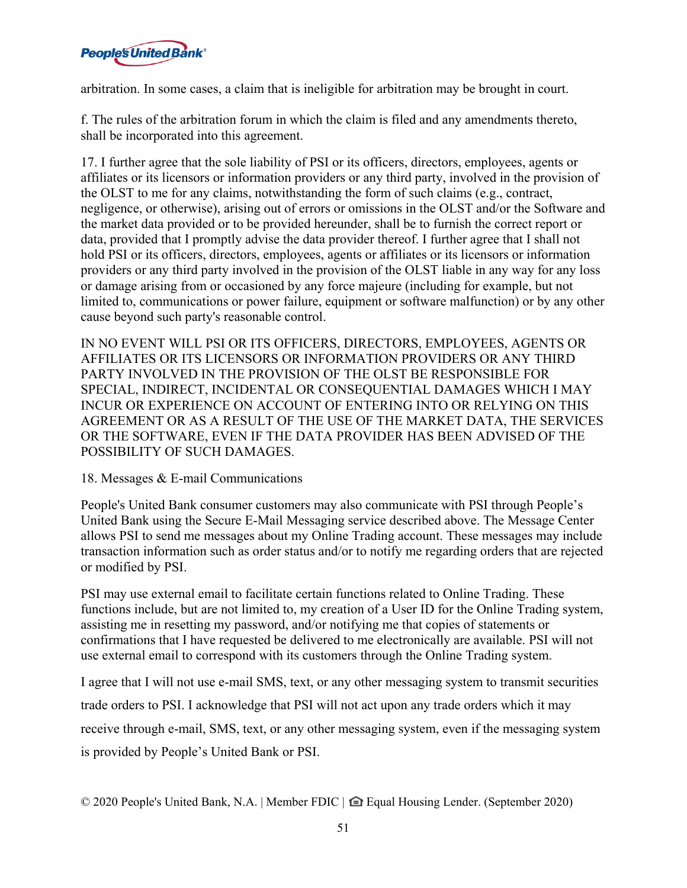arbitration. In some cases, a claim that is ineligible for arbitration may be brought in court.

f. The rules of the arbitration forum in which the claim is filed and any amendments thereto, shall be incorporated into this agreement.

17. I further agree that the sole liability of PSI or its officers, directors, employees, agents or affiliates or its licensors or information providers or any third party, involved in the provision of the OLST to me for any claims, notwithstanding the form of such claims (e.g., contract, negligence, or otherwise), arising out of errors or omissions in the OLST and/or the Software and the market data provided or to be provided hereunder, shall be to furnish the correct report or data, provided that I promptly advise the data provider thereof. I further agree that I shall not hold PSI or its officers, directors, employees, agents or affiliates or its licensors or information providers or any third party involved in the provision of the OLST liable in any way for any loss or damage arising from or occasioned by any force majeure (including for example, but not limited to, communications or power failure, equipment or software malfunction) or by any other cause beyond such party's reasonable control.

IN NO EVENT WILL PSI OR ITS OFFICERS, DIRECTORS, EMPLOYEES, AGENTS OR AFFILIATES OR ITS LICENSORS OR INFORMATION PROVIDERS OR ANY THIRD PARTY INVOLVED IN THE PROVISION OF THE OLST BE RESPONSIBLE FOR SPECIAL, INDIRECT, INCIDENTAL OR CONSEQUENTIAL DAMAGES WHICH I MAY INCUR OR EXPERIENCE ON ACCOUNT OF ENTERING INTO OR RELYING ON THIS AGREEMENT OR AS A RESULT OF THE USE OF THE MARKET DATA, THE SERVICES OR THE SOFTWARE, EVEN IF THE DATA PROVIDER HAS BEEN ADVISED OF THE POSSIBILITY OF SUCH DAMAGES.

18. Messages & E-mail Communications

People's United Bank consumer customers may also communicate with PSI through People's United Bank using the Secure E-Mail Messaging service described above. The Message Center allows PSI to send me messages about my Online Trading account. These messages may include transaction information such as order status and/or to notify me regarding orders that are rejected or modified by PSI.

PSI may use external email to facilitate certain functions related to Online Trading. These functions include, but are not limited to, my creation of a User ID for the Online Trading system, assisting me in resetting my password, and/or notifying me that copies of statements or confirmations that I have requested be delivered to me electronically are available. PSI will not use external email to correspond with its customers through the Online Trading system.

I agree that I will not use e-mail SMS, text, or any other messaging system to transmit securities trade orders to PSI. I acknowledge that PSI will not act upon any trade orders which it may receive through e-mail, SMS, text, or any other messaging system, even if the messaging system is provided by People's United Bank or PSI.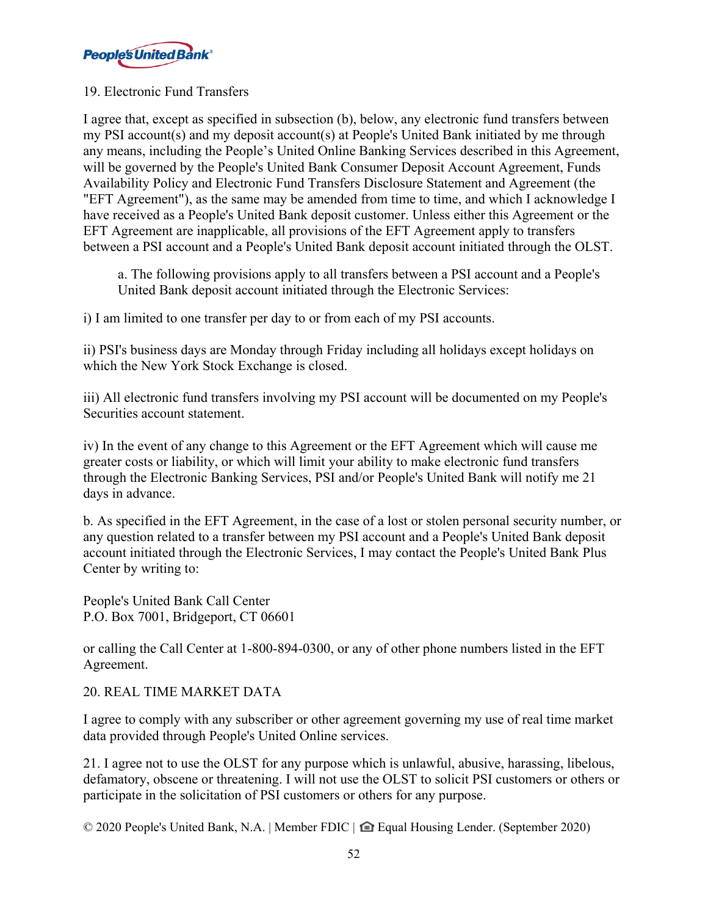## 19. Electronic Fund Transfers

I agree that, except as specified in subsection (b), below, any electronic fund transfers between my PSI account(s) and my deposit account(s) at People's United Bank initiated by me through any means, including the People's United Online Banking Services described in this Agreement, will be governed by the People's United Bank Consumer Deposit Account Agreement, Funds Availability Policy and Electronic Fund Transfers Disclosure Statement and Agreement (the "EFT Agreement"), as the same may be amended from time to time, and which I acknowledge I have received as a People's United Bank deposit customer. Unless either this Agreement or the EFT Agreement are inapplicable, all provisions of the EFT Agreement apply to transfers between a PSI account and a People's United Bank deposit account initiated through the OLST.

a. The following provisions apply to all transfers between a PSI account and a People's United Bank deposit account initiated through the Electronic Services:

i) I am limited to one transfer per day to or from each of my PSI accounts.

ii) PSI's business days are Monday through Friday including all holidays except holidays on which the New York Stock Exchange is closed.

iii) All electronic fund transfers involving my PSI account will be documented on my People's Securities account statement.

iv) In the event of any change to this Agreement or the EFT Agreement which will cause me greater costs or liability, or which will limit your ability to make electronic fund transfers through the Electronic Banking Services, PSI and/or People's United Bank will notify me 21 days in advance.

b. As specified in the EFT Agreement, in the case of a lost or stolen personal security number, or any question related to a transfer between my PSI account and a People's United Bank deposit account initiated through the Electronic Services, I may contact the People's United Bank Plus Center by writing to:

People's United Bank Call Center
P.O. Box 7001, Bridgeport, CT 06601

or calling the Call Center at 1-800-894-0300, or any of other phone numbers listed in the EFT Agreement.

## 20. REAL TIME MARKET DATA

I agree to comply with any subscriber or other agreement governing my use of real time market data provided through People's United Online services.

21. I agree not to use the OLST for any purpose which is unlawful, abusive, harassing, libelous, defamatory, obscene or threatening. I will not use the OLST to solicit PSI customers or others or participate in the solicitation of PSI customers or others for any purpose.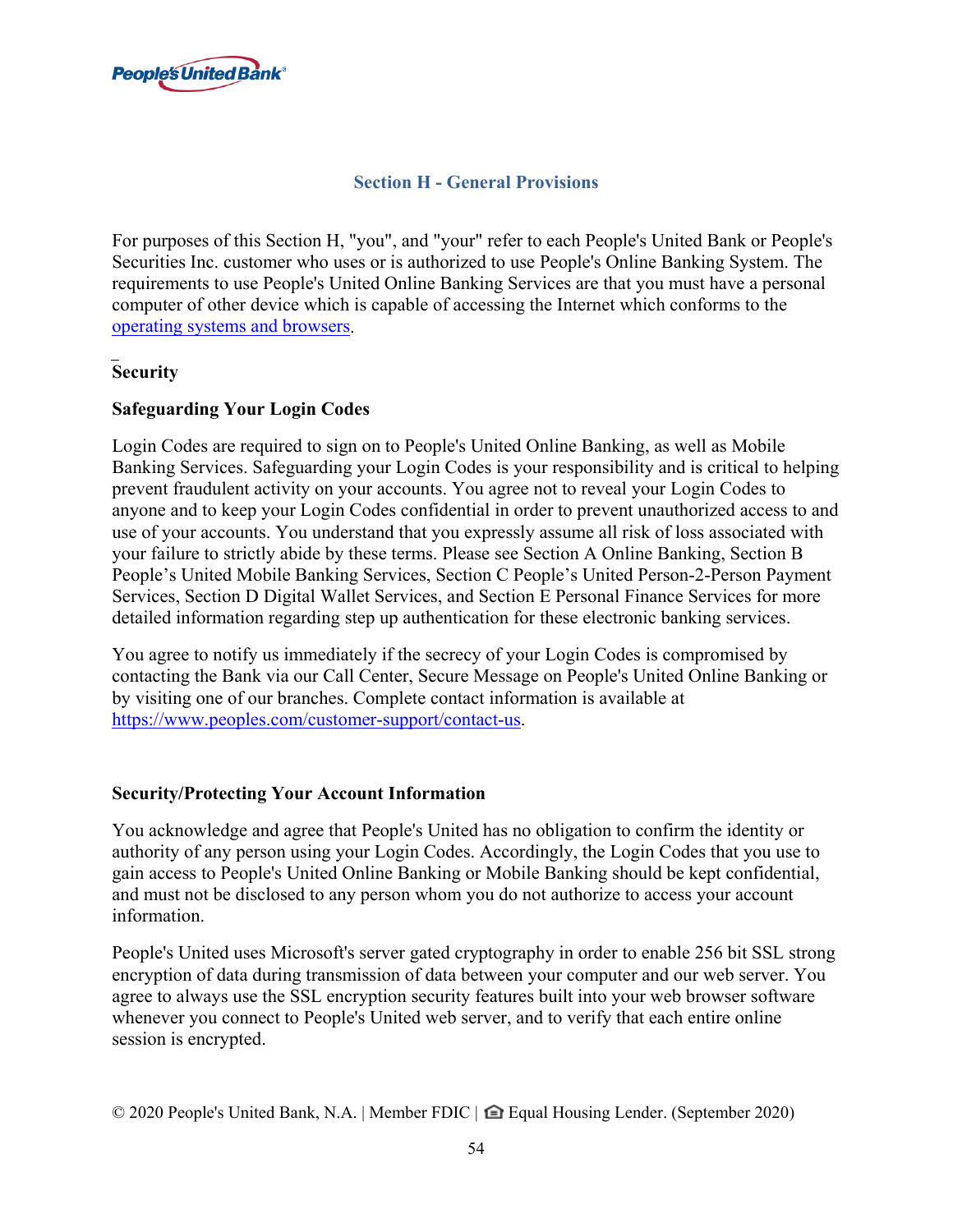## Section H - General Provisions

For purposes of this Section H, "you", and "your" refer to each People's United Bank or People's Securities Inc. customer who uses or is authorized to use People's Online Banking System. The requirements to use People's United Online Banking Services are that you must have a personal computer of other device which is capable of accessing the Internet which conforms to the [operating systems and browsers](operating systems and browsers).

### Security

#### Safeguarding Your Login Codes

Login Codes are required to sign on to People's United Online Banking, as well as Mobile Banking Services. Safeguarding your Login Codes is your responsibility and is critical to helping prevent fraudulent activity on your accounts. You agree not to reveal your Login Codes to anyone and to keep your Login Codes confidential in order to prevent unauthorized access to and use of your accounts. You understand that you expressly assume all risk of loss associated with your failure to strictly abide by these terms. Please see Section A Online Banking, Section B People's United Mobile Banking Services, Section C People's United Person-2-Person Payment Services, Section D Digital Wallet Services, and Section E Personal Finance Services for more detailed information regarding step up authentication for these electronic banking services.

You agree to notify us immediately if the secrecy of your Login Codes is compromised by contacting the Bank via our Call Center, Secure Message on People's United Online Banking or by visiting one of our branches. Complete contact information is available at https://www.peoples.com/customer-support/contact-us.

#### Security/Protecting Your Account Information

You acknowledge and agree that People's United has no obligation to confirm the identity or authority of any person using your Login Codes. Accordingly, the Login Codes that you use to gain access to People's United Online Banking or Mobile Banking should be kept confidential, and must not be disclosed to any person whom you do not authorize to access your account information.

People's United uses Microsoft's server gated cryptography in order to enable 256 bit SSL strong encryption of data during transmission of data between your computer and our web server. You agree to always use the SSL encryption security features built into your web browser software whenever you connect to People's United web server, and to verify that each entire online session is encrypted.

© 2020 People's United Bank, N.A. | Member FDIC | Equal Housing Lender. (September 2020)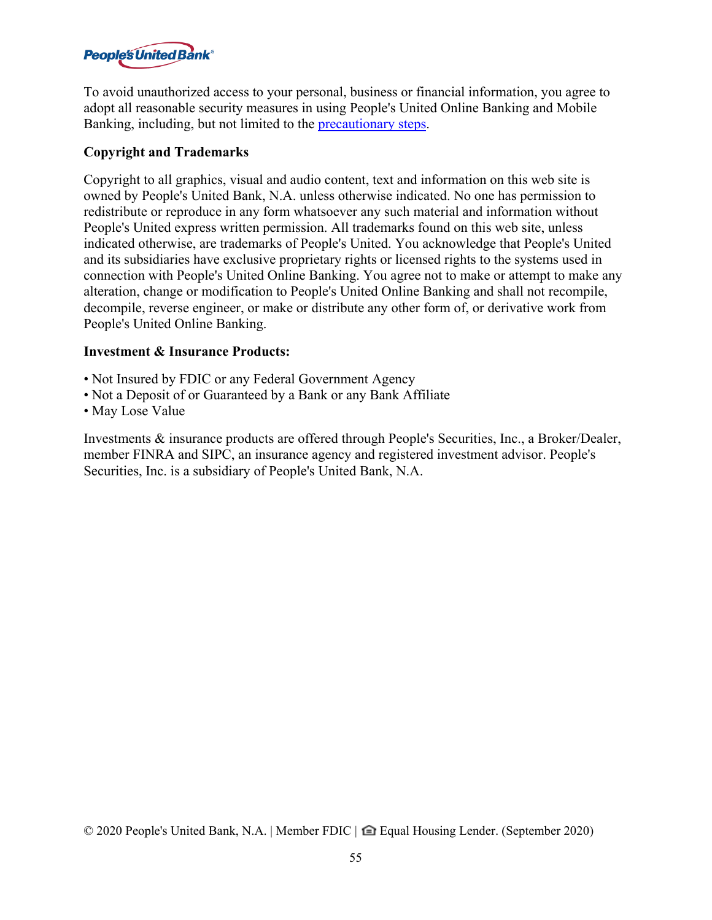To avoid unauthorized access to your personal, business or financial information, you agree to adopt all reasonable security measures in using People's United Online Banking and Mobile Banking, including, but not limited to the precautionary steps.

**Copyright and Trademarks**

Copyright to all graphics, visual and audio content, text and information on this web site is owned by People's United Bank, N.A. unless otherwise indicated. No one has permission to redistribute or reproduce in any form whatsoever any such material and information without People's United express written permission. All trademarks found on this web site, unless indicated otherwise, are trademarks of People's United. You acknowledge that People's United and its subsidiaries have exclusive proprietary rights or licensed rights to the systems used in connection with People's United Online Banking. You agree not to make or attempt to make any alteration, change or modification to People's United Online Banking and shall not recompile, decompile, reverse engineer, or make or distribute any other form of, or derivative work from People's United Online Banking.

**Investment & Insurance Products:**

- Not Insured by FDIC or any Federal Government Agency
- Not a Deposit of or Guaranteed by a Bank or any Bank Affiliate
- May Lose Value

Investments & insurance products are offered through People's Securities, Inc., a Broker/Dealer, member FINRA and SIPC, an insurance agency and registered investment advisor. People's Securities, Inc. is a subsidiary of People's United Bank, N.A.

© 2020 People's United Bank, N.A. | Member FDIC | Equal Housing Lender. (September 2020)